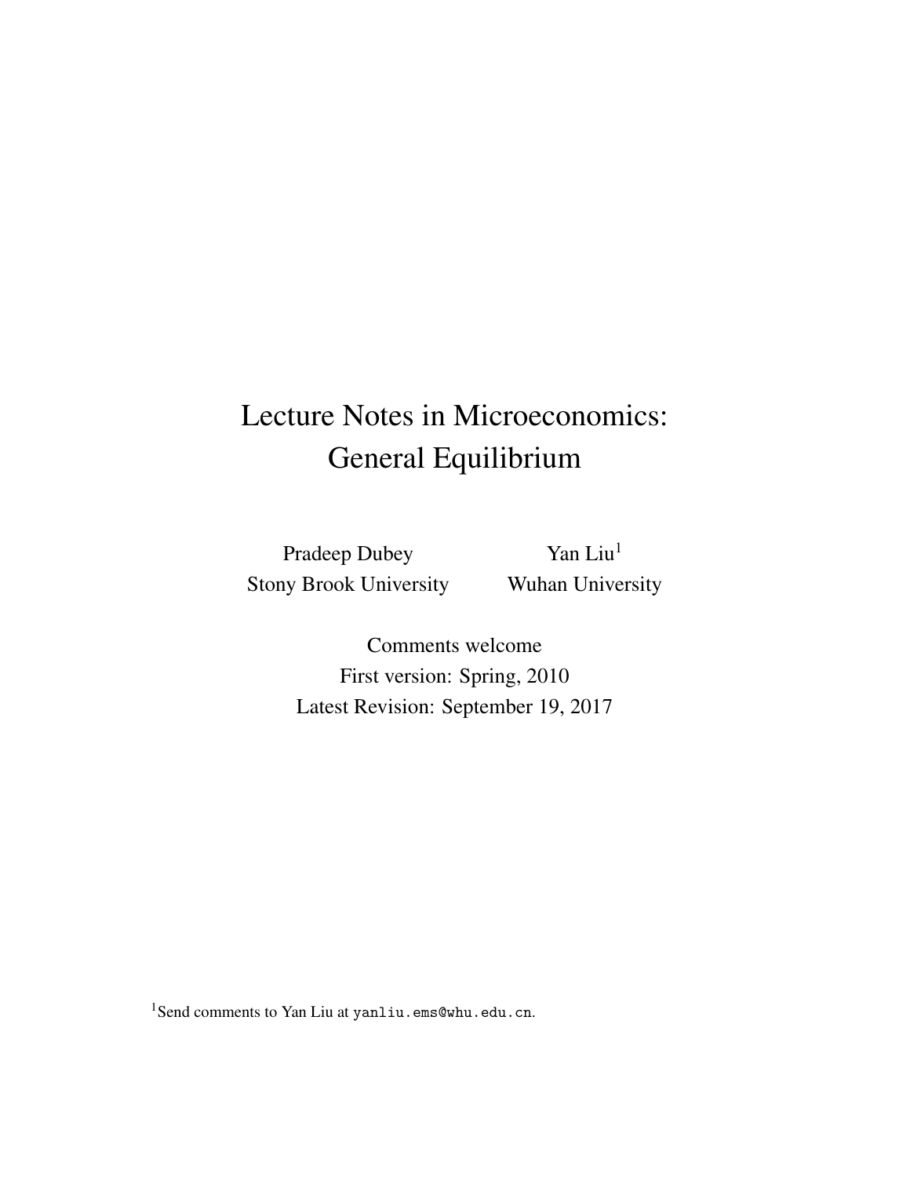# Lecture Notes in Microeconomics: General Equilibrium

Pradeep Dubey
Stony Brook University

Yan Liu[1]
Wuhan University

Comments welcome
First version: Spring, 2010
Latest Revision: September 19, 2017

[1]Send comments to Yan Liu at `yanliu.ems@whu.edu.cn`.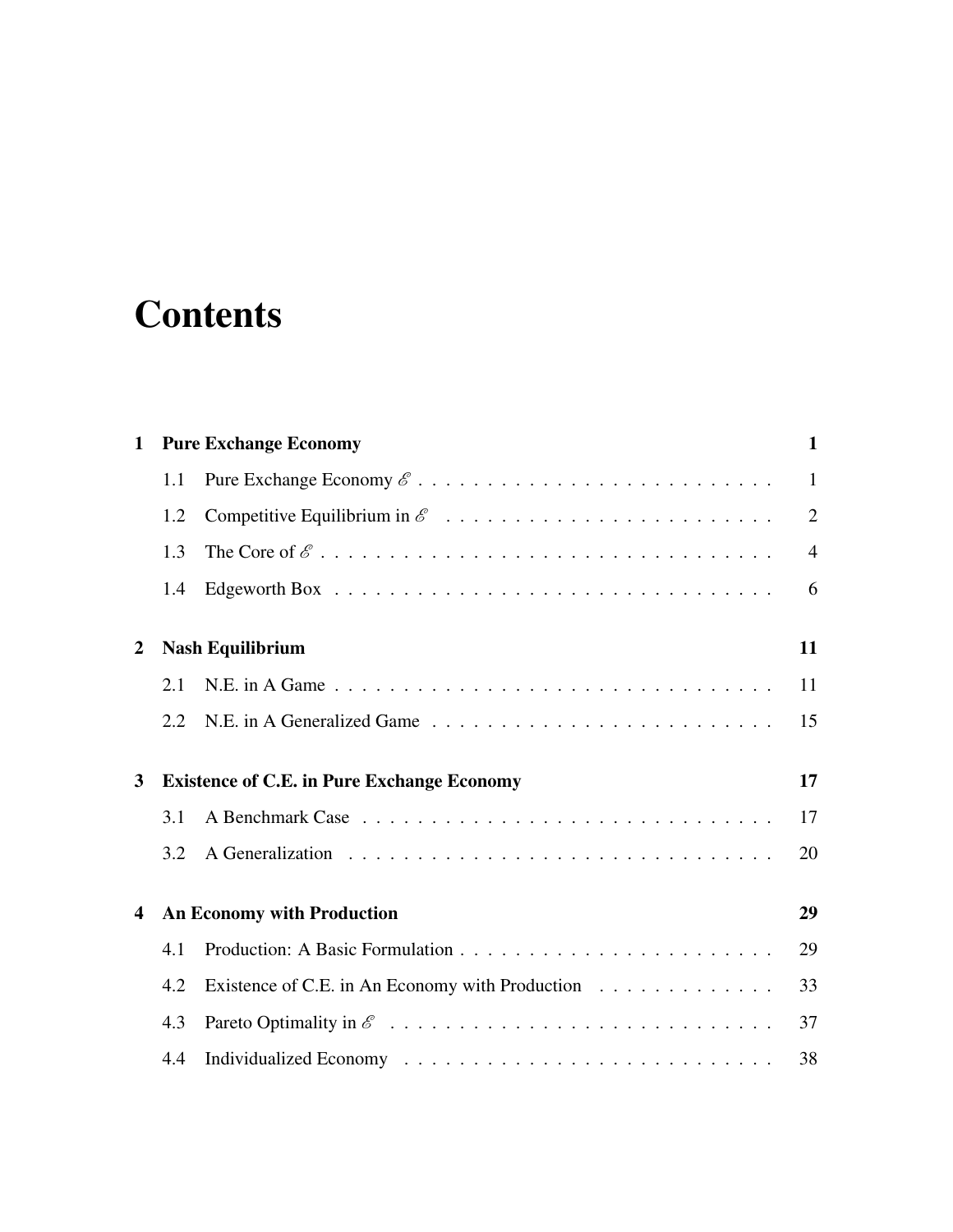# Contents

**1 Pure Exchange Economy** **1**

1.1 Pure Exchange Economy $\mathscr{E}$ . . . . . . . . . . . . . . . . . . . . . . . . . . 1

1.2 Competitive Equilibrium in $\mathscr{E}$ . . . . . . . . . . . . . . . . . . . . . . . . 2

1.3 The Core of $\mathscr{E}$ . . . . . . . . . . . . . . . . . . . . . . . . . . . . . . . . . . 4

1.4 Edgeworth Box . . . . . . . . . . . . . . . . . . . . . . . . . . . . . . . . . 6

**2 Nash Equilibrium** **11**

2.1 N.E. in A Game . . . . . . . . . . . . . . . . . . . . . . . . . . . . . . . . . 11

2.2 N.E. in A Generalized Game . . . . . . . . . . . . . . . . . . . . . . . . . 15

**3 Existence of C.E. in Pure Exchange Economy** **17**

3.1 A Benchmark Case . . . . . . . . . . . . . . . . . . . . . . . . . . . . . . . 17

3.2 A Generalization . . . . . . . . . . . . . . . . . . . . . . . . . . . . . . . . 20

**4 An Economy with Production** **29**

4.1 Production: A Basic Formulation . . . . . . . . . . . . . . . . . . . . . . . 29

4.2 Existence of C.E. in An Economy with Production . . . . . . . . . . . . . 33

4.3 Pareto Optimality in $\mathscr{E}$ . . . . . . . . . . . . . . . . . . . . . . . . . . . . 37

4.4 Individualized Economy . . . . . . . . . . . . . . . . . . . . . . . . . . . . 38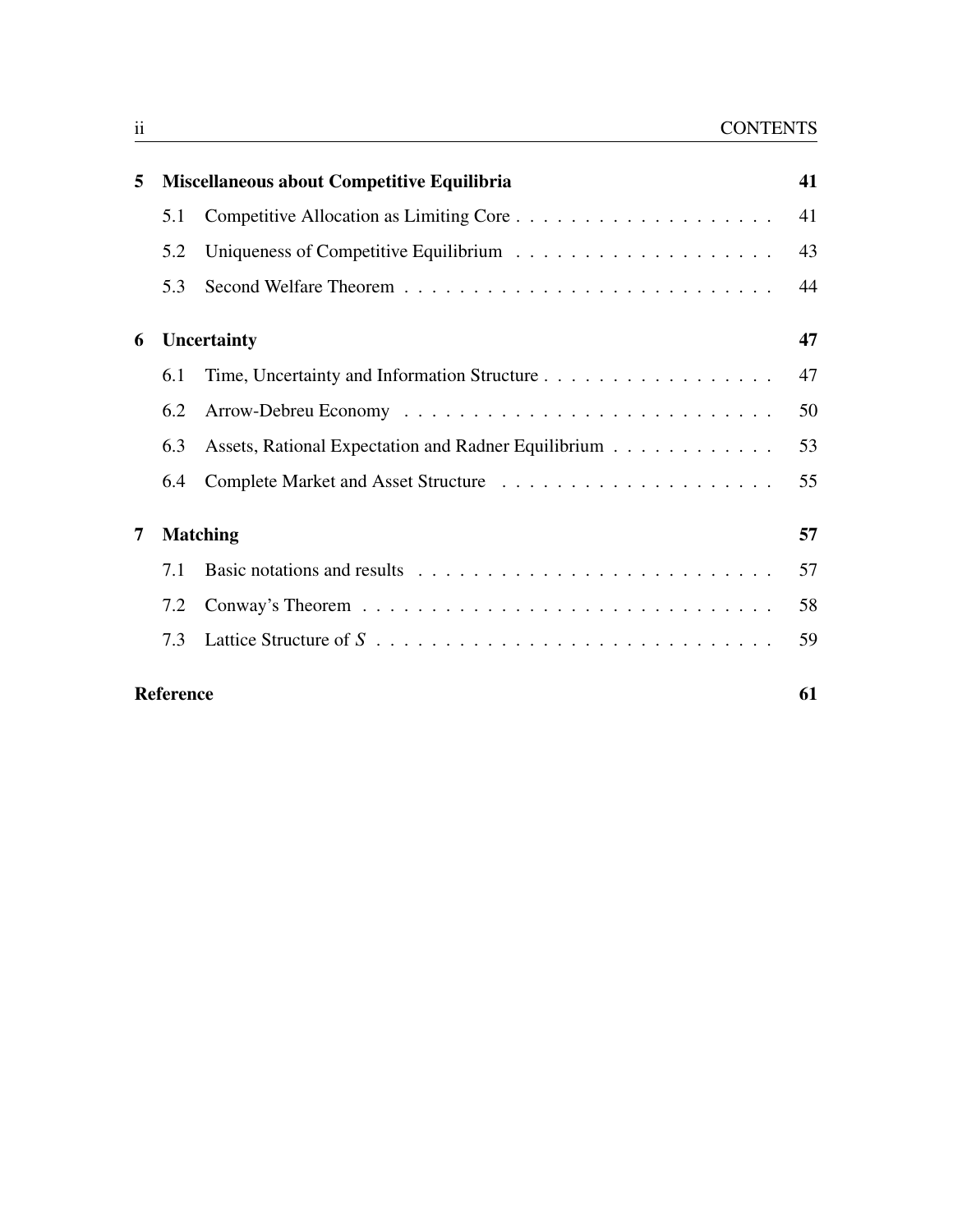| | | |
|---|---|---|
| **5** | **Miscellaneous about Competitive Equilibria** | **41** |
| 5.1 | Competitive Allocation as Limiting Core | 41 |
| 5.2 | Uniqueness of Competitive Equilibrium | 43 |
| 5.3 | Second Welfare Theorem | 44 |
| **6** | **Uncertainty** | **47** |
| 6.1 | Time, Uncertainty and Information Structure | 47 |
| 6.2 | Arrow-Debreu Economy | 50 |
| 6.3 | Assets, Rational Expectation and Radner Equilibrium | 53 |
| 6.4 | Complete Market and Asset Structure | 55 |
| **7** | **Matching** | **57** |
| 7.1 | Basic notations and results | 57 |
| 7.2 | Conway's Theorem | 58 |
| 7.3 | Lattice Structure of $S$ | 59 |
| | **Reference** | **61** |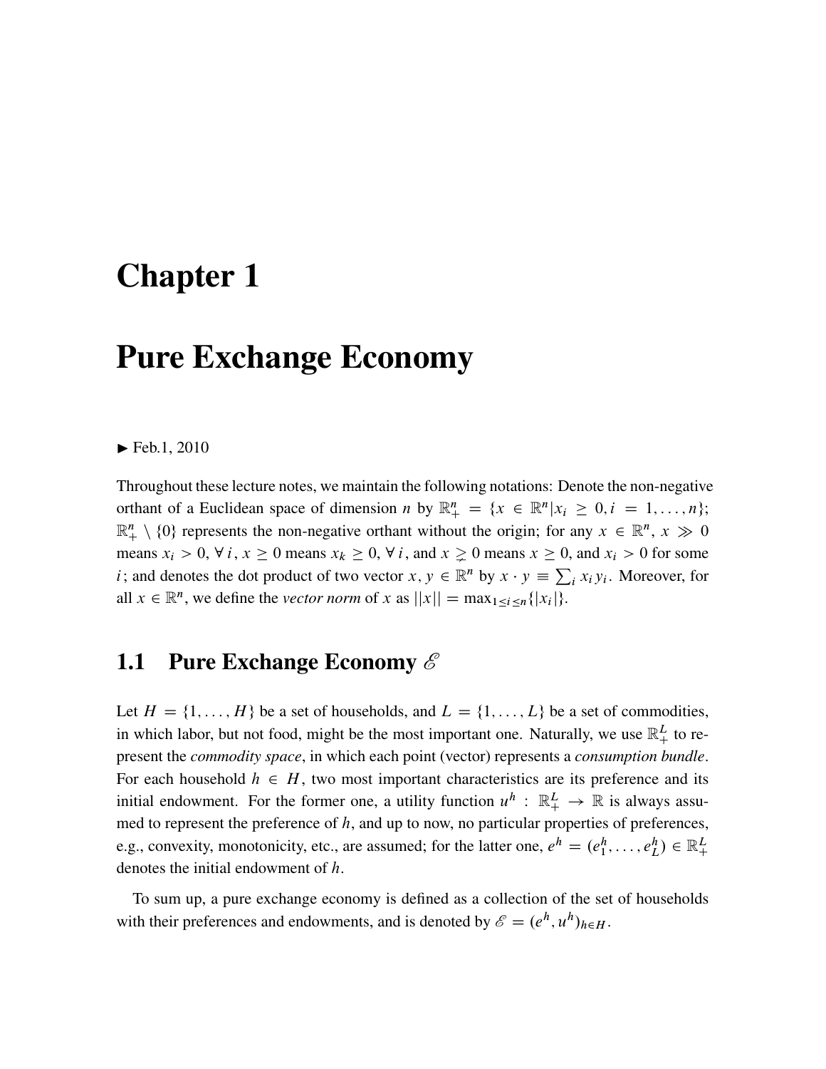# Chapter 1

# Pure Exchange Economy

► Feb.1, 2010

Throughout these lecture notes, we maintain the following notations: Denote the non-negative orthant of a Euclidean space of dimension $n$ by $\mathbb{R}^n_+ = \{x \in \mathbb{R}^n | x_i \geq 0, i = 1, \ldots, n\}$; $\mathbb{R}^n_+ \setminus \{0\}$ represents the non-negative orthant without the origin; for any $x \in \mathbb{R}^n$, $x \gg 0$ means $x_i > 0$, $\forall\, i$, $x \geq 0$ means $x_k \geq 0$, $\forall\, i$, and $x \gneq 0$ means $x \geq 0$, and $x_i > 0$ for some $i$; and denotes the dot product of two vector $x, y \in \mathbb{R}^n$ by $x \cdot y \equiv \sum_i x_i y_i$. Moreover, for all $x \in \mathbb{R}^n$, we define the *vector norm* of $x$ as $||x|| = \max_{1 \leq i \leq n}\{|x_i|\}$.

## 1.1 Pure Exchange Economy $\mathscr{E}$

Let $H = \{1, \ldots, H\}$ be a set of households, and $L = \{1, \ldots, L\}$ be a set of commodities, in which labor, but not food, might be the most important one. Naturally, we use $\mathbb{R}^L_+$ to represent the *commodity space*, in which each point (vector) represents a *consumption bundle*. For each household $h \in H$, two most important characteristics are its preference and its initial endowment. For the former one, a utility function $u^h : \mathbb{R}^L_+ \to \mathbb{R}$ is always assumed to represent the preference of $h$, and up to now, no particular properties of preferences, e.g., convexity, monotonicity, etc., are assumed; for the latter one, $e^h = (e^h_1, \ldots, e^h_L) \in \mathbb{R}^L_+$ denotes the initial endowment of $h$.

To sum up, a pure exchange economy is defined as a collection of the set of households with their preferences and endowments, and is denoted by $\mathscr{E} = (e^h, u^h)_{h \in H}$.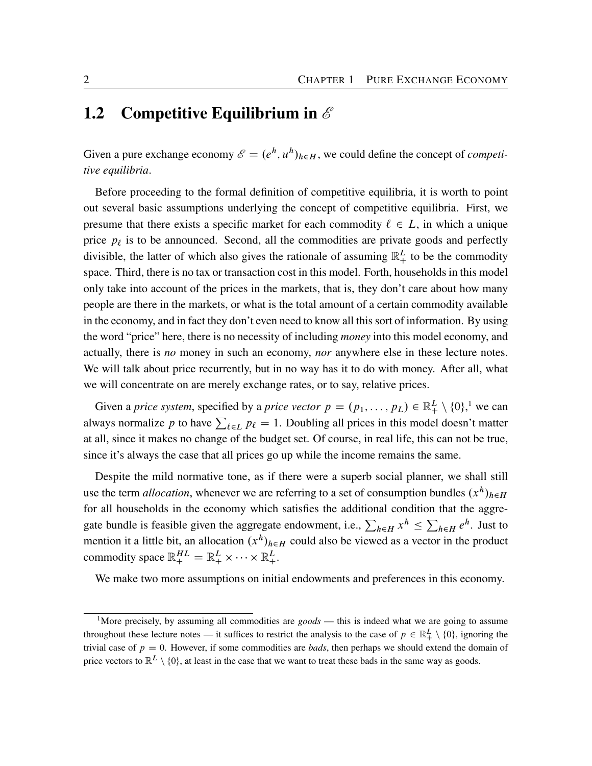## 1.2 Competitive Equilibrium in $\mathscr{E}$

Given a pure exchange economy $\mathscr{E} = (e^h, u^h)_{h \in H}$, we could define the concept of *competitive equilibria*.

Before proceeding to the formal definition of competitive equilibria, it is worth to point out several basic assumptions underlying the concept of competitive equilibria. First, we presume that there exists a specific market for each commodity $\ell \in L$, in which a unique price $p_\ell$ is to be announced. Second, all the commodities are private goods and perfectly divisible, the latter of which also gives the rationale of assuming $\mathbb{R}^L_+$ to be the commodity space. Third, there is no tax or transaction cost in this model. Forth, households in this model only take into account of the prices in the markets, that is, they don't care about how many people are there in the markets, or what is the total amount of a certain commodity available in the economy, and in fact they don't even need to know all this sort of information. By using the word "price" here, there is no necessity of including *money* into this model economy, and actually, there is *no* money in such an economy, *nor* anywhere else in these lecture notes. We will talk about price recurrently, but in no way has it to do with money. After all, what we will concentrate on are merely exchange rates, or to say, relative prices.

Given a *price system*, specified by a *price vector* $p = (p_1, \dots, p_L) \in \mathbb{R}^L_+ \setminus \{0\}$,[1] we can always normalize $p$ to have $\sum_{\ell \in L} p_\ell = 1$. Doubling all prices in this model doesn't matter at all, since it makes no change of the budget set. Of course, in real life, this can not be true, since it's always the case that all prices go up while the income remains the same.

Despite the mild normative tone, as if there were a superb social planner, we shall still use the term *allocation*, whenever we are referring to a set of consumption bundles $(x^h)_{h \in H}$ for all households in the economy which satisfies the additional condition that the aggregate bundle is feasible given the aggregate endowment, i.e., $\sum_{h \in H} x^h \leq \sum_{h \in H} e^h$. Just to mention it a little bit, an allocation $(x^h)_{h \in H}$ could also be viewed as a vector in the product commodity space $\mathbb{R}^{HL}_+ = \mathbb{R}^L_+ \times \cdots \times \mathbb{R}^L_+$.

We make two more assumptions on initial endowments and preferences in this economy.

---

[1] More precisely, by assuming all commodities are *goods* — this is indeed what we are going to assume throughout these lecture notes — it suffices to restrict the analysis to the case of $p \in \mathbb{R}^L_+ \setminus \{0\}$, ignoring the trivial case of $p = 0$. However, if some commodities are *bads*, then perhaps we should extend the domain of price vectors to $\mathbb{R}^L \setminus \{0\}$, at least in the case that we want to treat these bads in the same way as goods.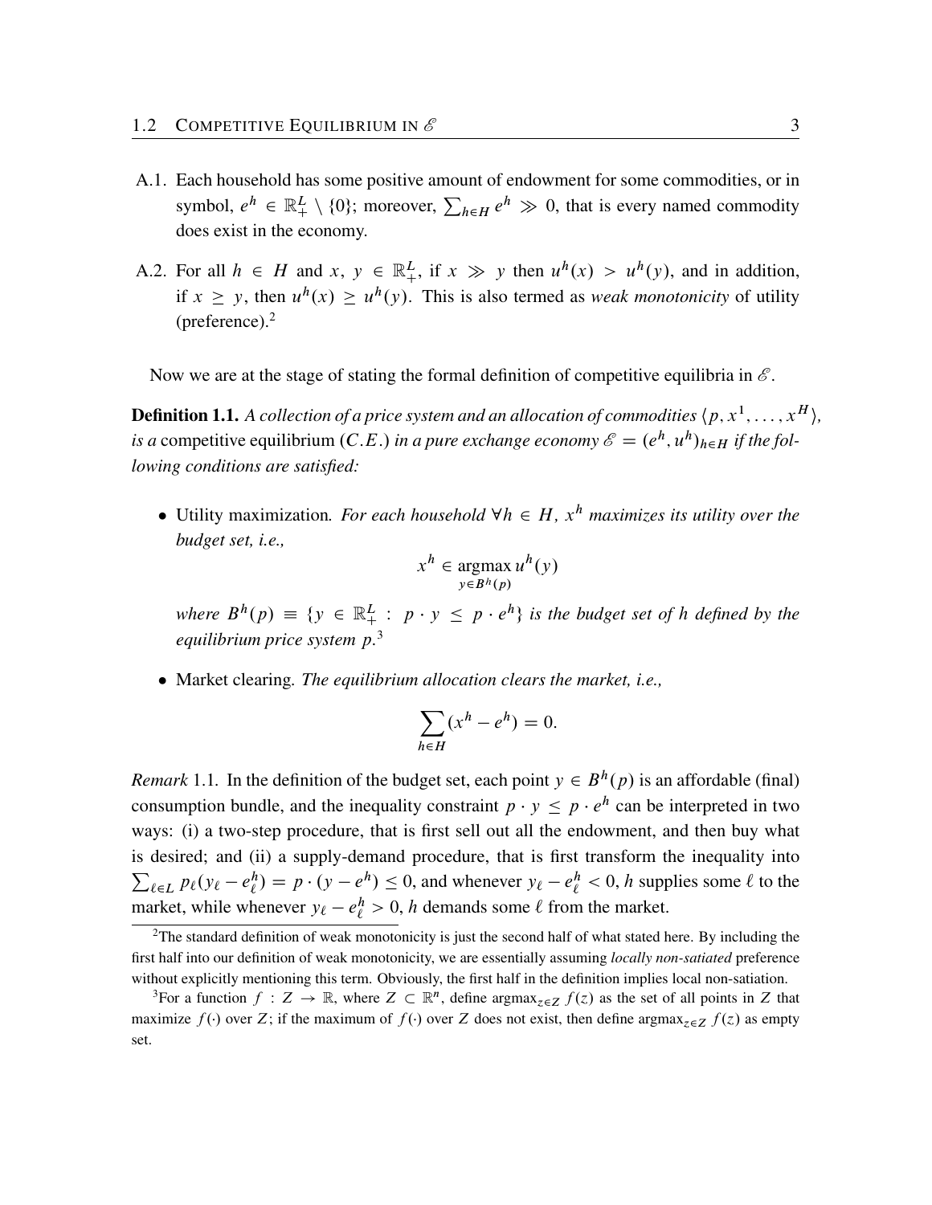A.1. Each household has some positive amount of endowment for some commodities, or in symbol, $e^h \in \mathbb{R}^L_+ \setminus \{0\}$; moreover, $\sum_{h \in H} e^h \gg 0$, that is every named commodity does exist in the economy.

A.2. For all $h \in H$ and $x, y \in \mathbb{R}^L_+$, if $x \gg y$ then $u^h(x) > u^h(y)$, and in addition, if $x \geq y$, then $u^h(x) \geq u^h(y)$. This is also termed as *weak monotonicity* of utility (preference).[2]

Now we are at the stage of stating the formal definition of competitive equilibria in $\mathscr{E}$.

**Definition 1.1.** *A collection of a price system and an allocation of commodities $\langle p, x^1, \ldots, x^H \rangle$, is a* competitive equilibrium $(C.E.)$ *in a pure exchange economy $\mathscr{E} = (e^h, u^h)_{h \in H}$ if the following conditions are satisfied:*

- Utility maximization. *For each household $\forall h \in H$, $x^h$ maximizes its utility over the budget set, i.e.,*

$$x^h \in \operatorname*{argmax}_{y \in B^h(p)} u^h(y)$$

*where $B^h(p) \equiv \{y \in \mathbb{R}^L_+ : p \cdot y \leq p \cdot e^h\}$ is the budget set of $h$ defined by the equilibrium price system $p$.*[3]

- Market clearing. *The equilibrium allocation clears the market, i.e.,*

$$\sum_{h \in H} (x^h - e^h) = 0.$$

*Remark* 1.1. In the definition of the budget set, each point $y \in B^h(p)$ is an affordable (final) consumption bundle, and the inequality constraint $p \cdot y \leq p \cdot e^h$ can be interpreted in two ways: (i) a two-step procedure, that is first sell out all the endowment, and then buy what is desired; and (ii) a supply-demand procedure, that is first transform the inequality into $\sum_{\ell \in L} p_\ell (y_\ell - e^h_\ell) = p \cdot (y - e^h) \leq 0$, and whenever $y_\ell - e^h_\ell < 0$, $h$ supplies some $\ell$ to the market, while whenever $y_\ell - e^h_\ell > 0$, $h$ demands some $\ell$ from the market.

---

[2] The standard definition of weak monotonicity is just the second half of what stated here. By including the first half into our definition of weak monotonicity, we are essentially assuming *locally non-satiated* preference without explicitly mentioning this term. Obviously, the first half in the definition implies local non-satiation.

[3] For a function $f : Z \to \mathbb{R}$, where $Z \subset \mathbb{R}^n$, define $\operatorname{argmax}_{z \in Z} f(z)$ as the set of all points in $Z$ that maximize $f(\cdot)$ over $Z$; if the maximum of $f(\cdot)$ over $Z$ does not exist, then define $\operatorname{argmax}_{z \in Z} f(z)$ as empty set.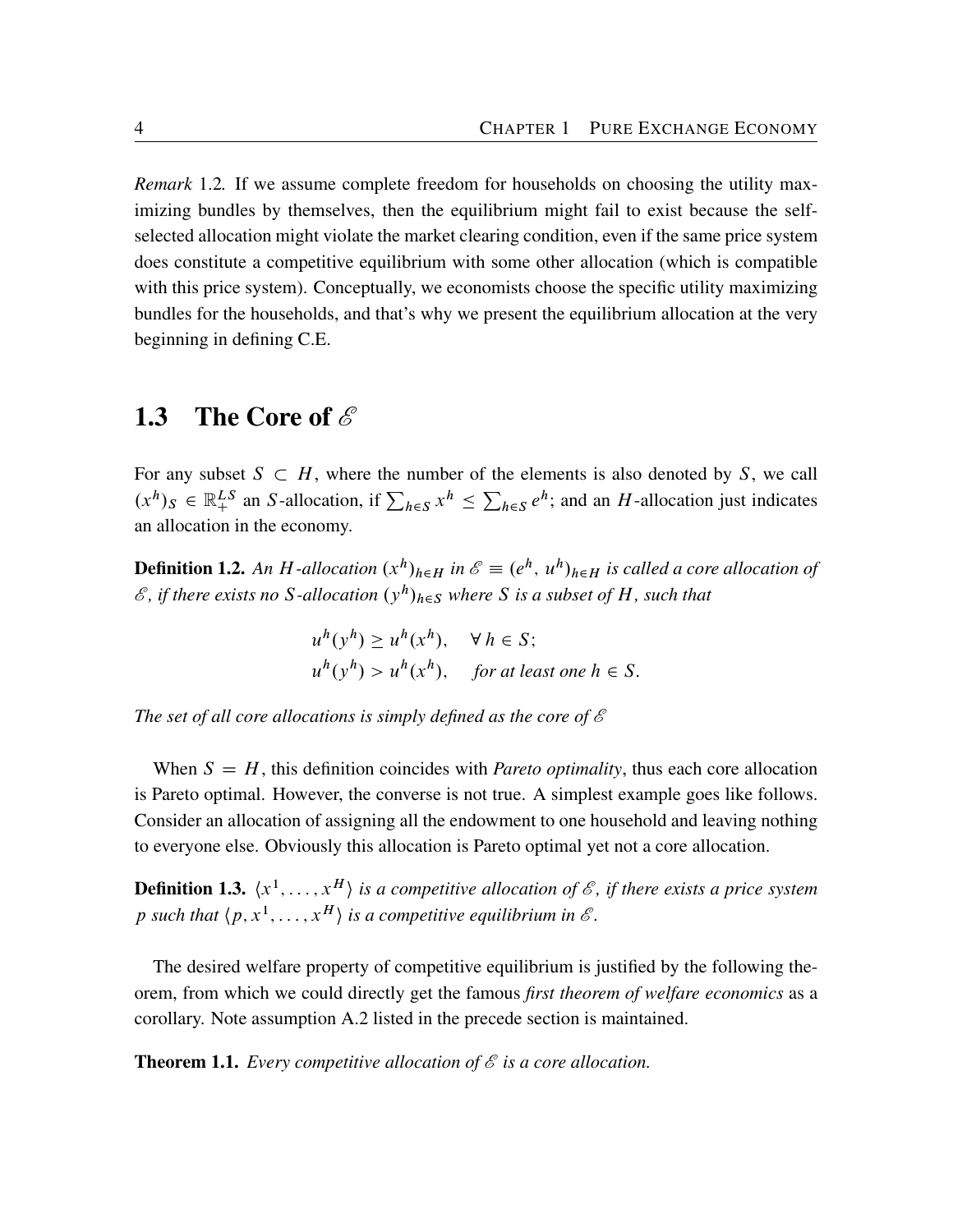*Remark* 1.2. If we assume complete freedom for households on choosing the utility maximizing bundles by themselves, then the equilibrium might fail to exist because the self-selected allocation might violate the market clearing condition, even if the same price system does constitute a competitive equilibrium with some other allocation (which is compatible with this price system). Conceptually, we economists choose the specific utility maximizing bundles for the households, and that's why we present the equilibrium allocation at the very beginning in defining C.E.

## 1.3 The Core of $\mathscr{E}$

For any subset $S \subset H$, where the number of the elements is also denoted by $S$, we call $(x^h)_S \in \mathbb{R}_+^{LS}$ an $S$-allocation, if $\sum_{h \in S} x^h \leq \sum_{h \in S} e^h$; and an $H$-allocation just indicates an allocation in the economy.

**Definition 1.2.** *An $H$-allocation $(x^h)_{h \in H}$ in $\mathscr{E} \equiv (e^h, u^h)_{h \in H}$ is called a core allocation of $\mathscr{E}$, if there exists no $S$-allocation $(y^h)_{h \in S}$ where $S$ is a subset of $H$, such that*

$$
\begin{aligned}
u^h(y^h) &\geq u^h(x^h), \quad \forall\, h \in S; \\
u^h(y^h) &> u^h(x^h), \quad \textit{for at least one } h \in S.
\end{aligned}
$$

*The set of all core allocations is simply defined as the core of $\mathscr{E}$*

When $S = H$, this definition coincides with *Pareto optimality*, thus each core allocation is Pareto optimal. However, the converse is not true. A simplest example goes like follows. Consider an allocation of assigning all the endowment to one household and leaving nothing to everyone else. Obviously this allocation is Pareto optimal yet not a core allocation.

**Definition 1.3.** *$\langle x^1, \ldots, x^H \rangle$ is a competitive allocation of $\mathscr{E}$, if there exists a price system $p$ such that $\langle p, x^1, \ldots, x^H \rangle$ is a competitive equilibrium in $\mathscr{E}$.*

The desired welfare property of competitive equilibrium is justified by the following theorem, from which we could directly get the famous *first theorem of welfare economics* as a corollary. Note assumption A.2 listed in the precede section is maintained.

**Theorem 1.1.** *Every competitive allocation of $\mathscr{E}$ is a core allocation.*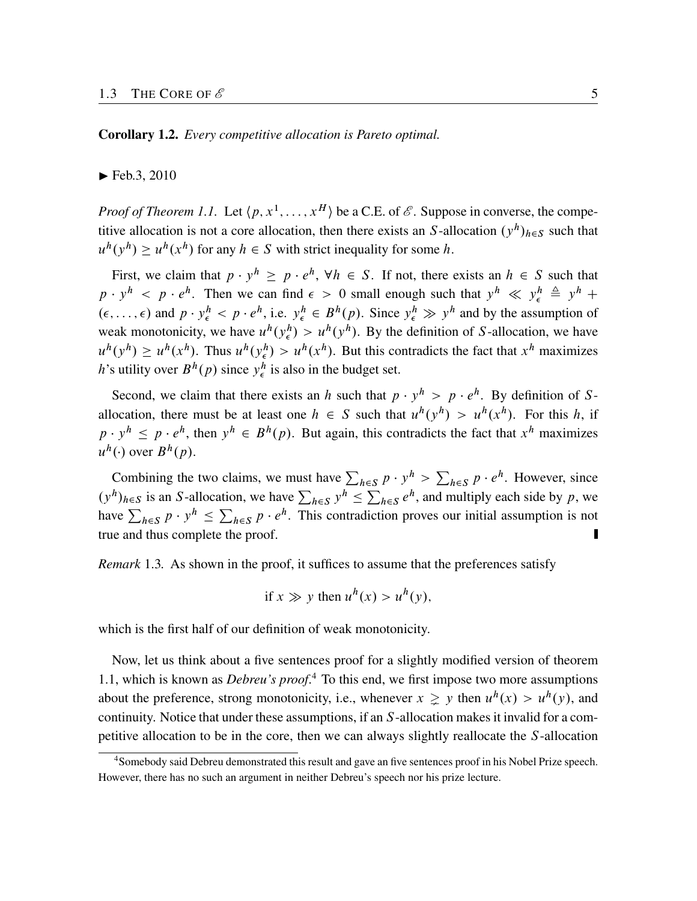**Corollary 1.2.** *Every competitive allocation is Pareto optimal.*

► Feb.3, 2010

*Proof of Theorem 1.1.* Let $\langle p, x^1, \ldots, x^H \rangle$ be a C.E. of $\mathscr{E}$. Suppose in converse, the competitive allocation is not a core allocation, then there exists an $S$-allocation $(y^h)_{h \in S}$ such that $u^h(y^h) \geq u^h(x^h)$ for any $h \in S$ with strict inequality for some $h$.

First, we claim that $p \cdot y^h \geq p \cdot e^h$, $\forall h \in S$. If not, there exists an $h \in S$ such that $p \cdot y^h < p \cdot e^h$. Then we can find $\epsilon > 0$ small enough such that $y^h \ll y^h_\epsilon \triangleq y^h + (\epsilon, \ldots, \epsilon)$ and $p \cdot y^h_\epsilon < p \cdot e^h$, i.e. $y^h_\epsilon \in B^h(p)$. Since $y^h_\epsilon \gg y^h$ and by the assumption of weak monotonicity, we have $u^h(y^h_\epsilon) > u^h(y^h)$. By the definition of $S$-allocation, we have $u^h(y^h) \geq u^h(x^h)$. Thus $u^h(y^h_\epsilon) > u^h(x^h)$. But this contradicts the fact that $x^h$ maximizes $h$'s utility over $B^h(p)$ since $y^h_\epsilon$ is also in the budget set.

Second, we claim that there exists an $h$ such that $p \cdot y^h > p \cdot e^h$. By definition of $S$-allocation, there must be at least one $h \in S$ such that $u^h(y^h) > u^h(x^h)$. For this $h$, if $p \cdot y^h \leq p \cdot e^h$, then $y^h \in B^h(p)$. But again, this contradicts the fact that $x^h$ maximizes $u^h(\cdot)$ over $B^h(p)$.

Combining the two claims, we must have $\sum_{h \in S} p \cdot y^h > \sum_{h \in S} p \cdot e^h$. However, since $(y^h)_{h \in S}$ is an $S$-allocation, we have $\sum_{h \in S} y^h \leq \sum_{h \in S} e^h$, and multiply each side by $p$, we have $\sum_{h \in S} p \cdot y^h \leq \sum_{h \in S} p \cdot e^h$. This contradiction proves our initial assumption is not true and thus complete the proof. ∎

*Remark* 1.3. As shown in the proof, it suffices to assume that the preferences satisfy

$$\text{if } x \gg y \text{ then } u^h(x) > u^h(y),$$

which is the first half of our definition of weak monotonicity.

Now, let us think about a five sentences proof for a slightly modified version of theorem 1.1, which is known as *Debreu's proof*.[4] To this end, we first impose two more assumptions about the preference, strong monotonicity, i.e., whenever $x \gneq y$ then $u^h(x) > u^h(y)$, and continuity. Notice that under these assumptions, if an $S$-allocation makes it invalid for a competitive allocation to be in the core, then we can always slightly reallocate the $S$-allocation

[4] Somebody said Debreu demonstrated this result and gave an five sentences proof in his Nobel Prize speech. However, there has no such an argument in neither Debreu's speech nor his prize lecture.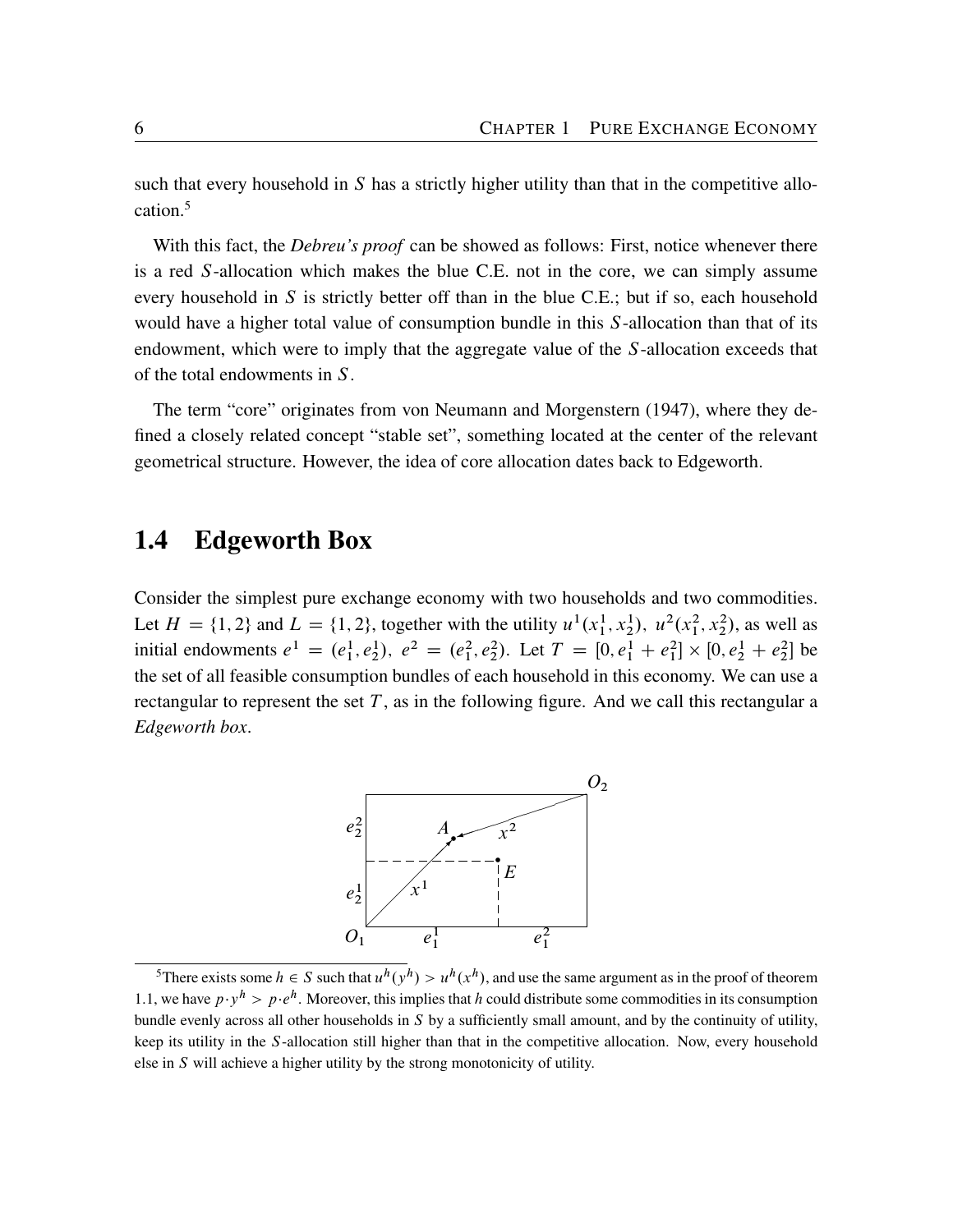such that every household in $S$ has a strictly higher utility than that in the competitive allocation.[5]

With this fact, the *Debreu's proof* can be showed as follows: First, notice whenever there is a red $S$-allocation which makes the blue C.E. not in the core, we can simply assume every household in $S$ is strictly better off than in the blue C.E.; but if so, each household would have a higher total value of consumption bundle in this $S$-allocation than that of its endowment, which were to imply that the aggregate value of the $S$-allocation exceeds that of the total endowments in $S$.

The term "core" originates from von Neumann and Morgenstern (1947), where they defined a closely related concept "stable set", something located at the center of the relevant geometrical structure. However, the idea of core allocation dates back to Edgeworth.

## 1.4 Edgeworth Box

Consider the simplest pure exchange economy with two households and two commodities. Let $H = \{1, 2\}$ and $L = \{1, 2\}$, together with the utility $u^1(x_1^1, x_2^1)$, $u^2(x_1^2, x_2^2)$, as well as initial endowments $e^1 = (e_1^1, e_2^1)$, $e^2 = (e_1^2, e_2^2)$. Let $T = [0, e_1^1 + e_1^2] \times [0, e_2^1 + e_2^2]$ be the set of all feasible consumption bundles of each household in this economy. We can use a rectangular to represent the set $T$, as in the following figure. And we call this rectangular a *Edgeworth box*.

---

[5] There exists some $h \in S$ such that $u^h(y^h) > u^h(x^h)$, and use the same argument as in the proof of theorem 1.1, we have $p \cdot y^h > p \cdot e^h$. Moreover, this implies that $h$ could distribute some commodities in its consumption bundle evenly across all other households in $S$ by a sufficiently small amount, and by the continuity of utility, keep its utility in the $S$-allocation still higher than that in the competitive allocation. Now, every household else in $S$ will achieve a higher utility by the strong monotonicity of utility.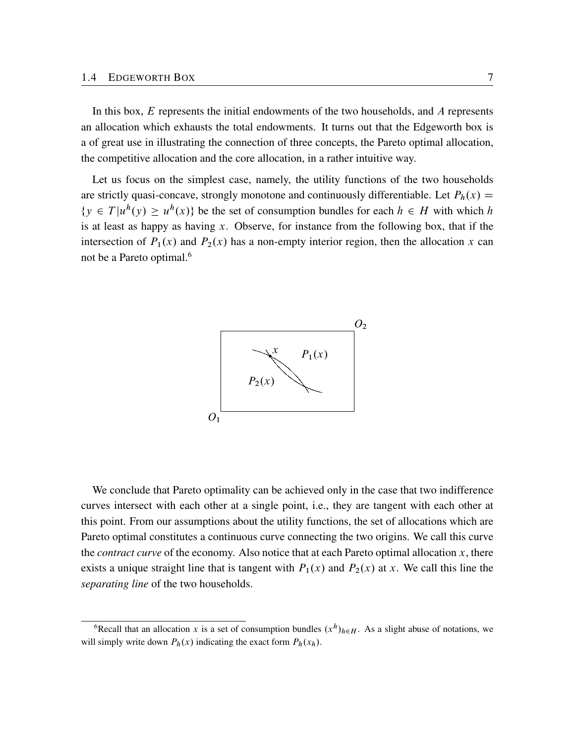In this box, $E$ represents the initial endowments of the two households, and $A$ represents an allocation which exhausts the total endowments. It turns out that the Edgeworth box is a of great use in illustrating the connection of three concepts, the Pareto optimal allocation, the competitive allocation and the core allocation, in a rather intuitive way.

Let us focus on the simplest case, namely, the utility functions of the two households are strictly quasi-concave, strongly monotone and continuously differentiable. Let $P_h(x) = \{y \in T | u^h(y) \geq u^h(x)\}$ be the set of consumption bundles for each $h \in H$ with which $h$ is at least as happy as having $x$. Observe, for instance from the following box, that if the intersection of $P_1(x)$ and $P_2(x)$ has a non-empty interior region, then the allocation $x$ can not be a Pareto optimal.[6]

We conclude that Pareto optimality can be achieved only in the case that two indifference curves intersect with each other at a single point, i.e., they are tangent with each other at this point. From our assumptions about the utility functions, the set of allocations which are Pareto optimal constitutes a continuous curve connecting the two origins. We call this curve the *contract curve* of the economy. Also notice that at each Pareto optimal allocation $x$, there exists a unique straight line that is tangent with $P_1(x)$ and $P_2(x)$ at $x$. We call this line the *separating line* of the two households.

[6] Recall that an allocation $x$ is a set of consumption bundles $(x^h)_{h \in H}$. As a slight abuse of notations, we will simply write down $P_h(x)$ indicating the exact form $P_h(x_h)$.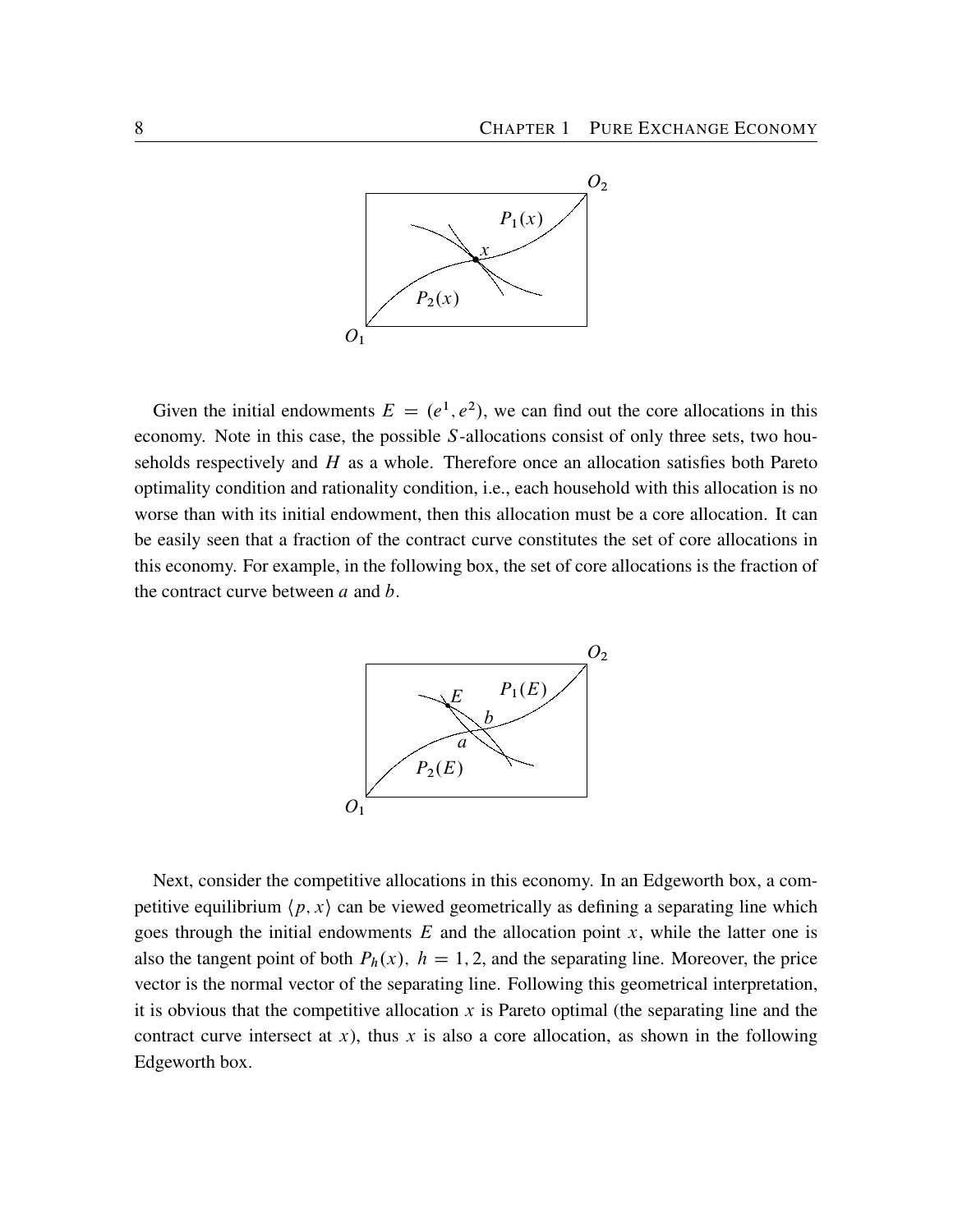Given the initial endowments $E = (e^1, e^2)$, we can find out the core allocations in this economy. Note in this case, the possible $S$-allocations consist of only three sets, two households respectively and $H$ as a whole. Therefore once an allocation satisfies both Pareto optimality condition and rationality condition, i.e., each household with this allocation is no worse than with its initial endowment, then this allocation must be a core allocation. It can be easily seen that a fraction of the contract curve constitutes the set of core allocations in this economy. For example, in the following box, the set of core allocations is the fraction of the contract curve between $a$ and $b$.

Next, consider the competitive allocations in this economy. In an Edgeworth box, a competitive equilibrium $\langle p, x \rangle$ can be viewed geometrically as defining a separating line which goes through the initial endowments $E$ and the allocation point $x$, while the latter one is also the tangent point of both $P_h(x)$, $h = 1, 2$, and the separating line. Moreover, the price vector is the normal vector of the separating line. Following this geometrical interpretation, it is obvious that the competitive allocation $x$ is Pareto optimal (the separating line and the contract curve intersect at $x$), thus $x$ is also a core allocation, as shown in the following Edgeworth box.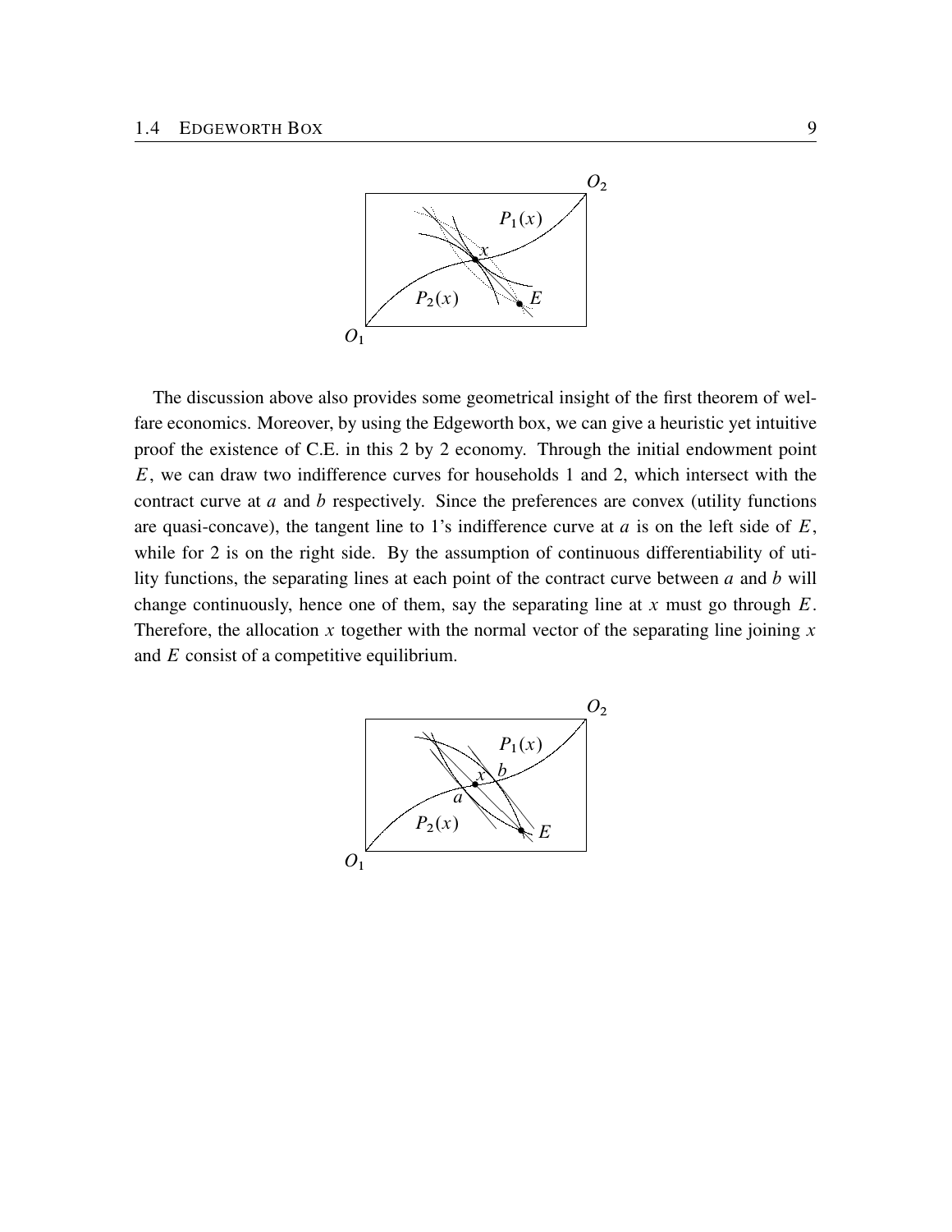The discussion above also provides some geometrical insight of the first theorem of welfare economics. Moreover, by using the Edgeworth box, we can give a heuristic yet intuitive proof the existence of C.E. in this 2 by 2 economy. Through the initial endowment point $E$, we can draw two indifference curves for households 1 and 2, which intersect with the contract curve at $a$ and $b$ respectively. Since the preferences are convex (utility functions are quasi-concave), the tangent line to 1's indifference curve at $a$ is on the left side of $E$, while for 2 is on the right side. By the assumption of continuous differentiability of utility functions, the separating lines at each point of the contract curve between $a$ and $b$ will change continuously, hence one of them, say the separating line at $x$ must go through $E$. Therefore, the allocation $x$ together with the normal vector of the separating line joining $x$ and $E$ consist of a competitive equilibrium.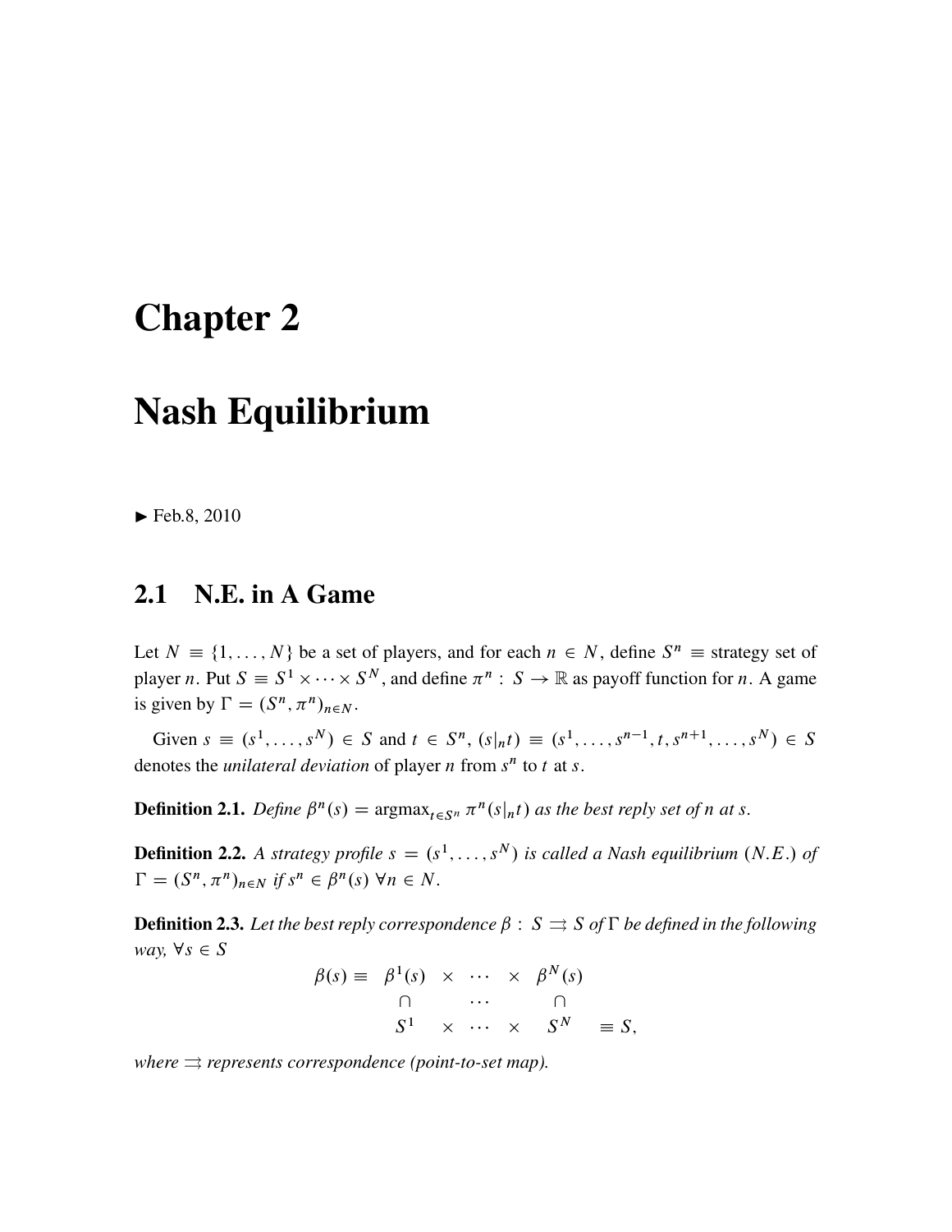# Chapter 2

# Nash Equilibrium

► Feb.8, 2010

## 2.1 N.E. in A Game

Let $N \equiv \{1, \ldots, N\}$ be a set of players, and for each $n \in N$, define $S^n \equiv$ strategy set of player $n$. Put $S \equiv S^1 \times \cdots \times S^N$, and define $\pi^n : S \to \mathbb{R}$ as payoff function for $n$. A game is given by $\Gamma = (S^n, \pi^n)_{n \in N}$.

Given $s \equiv (s^1, \ldots, s^N) \in S$ and $t \in S^n$, $(s|_n t) \equiv (s^1, \ldots, s^{n-1}, t, s^{n+1}, \ldots, s^N) \in S$ denotes the *unilateral deviation* of player $n$ from $s^n$ to $t$ at $s$.

**Definition 2.1.** *Define $\beta^n(s) = \operatorname{argmax}_{t \in S^n} \pi^n(s|_n t)$ as the best reply set of $n$ at $s$.*

**Definition 2.2.** *A strategy profile $s = (s^1, \ldots, s^N)$ is called a Nash equilibrium $(N.E.)$ of $\Gamma = (S^n, \pi^n)_{n \in N}$ if $s^n \in \beta^n(s)$ $\forall n \in N$.*

**Definition 2.3.** *Let the best reply correspondence $\beta : S \rightrightarrows S$ of $\Gamma$ be defined in the following way, $\forall s \in S$*

$$
\begin{array}{cccccccc}
\beta(s) \equiv & \beta^1(s) & \times & \cdots & \times & \beta^N(s) & & \\
 & \cap & & \cdots & & \cap & & \\
 & S^1 & \times & \cdots & \times & S^N & \equiv S, &
\end{array}
$$

*where $\rightrightarrows$ represents correspondence (point-to-set map).*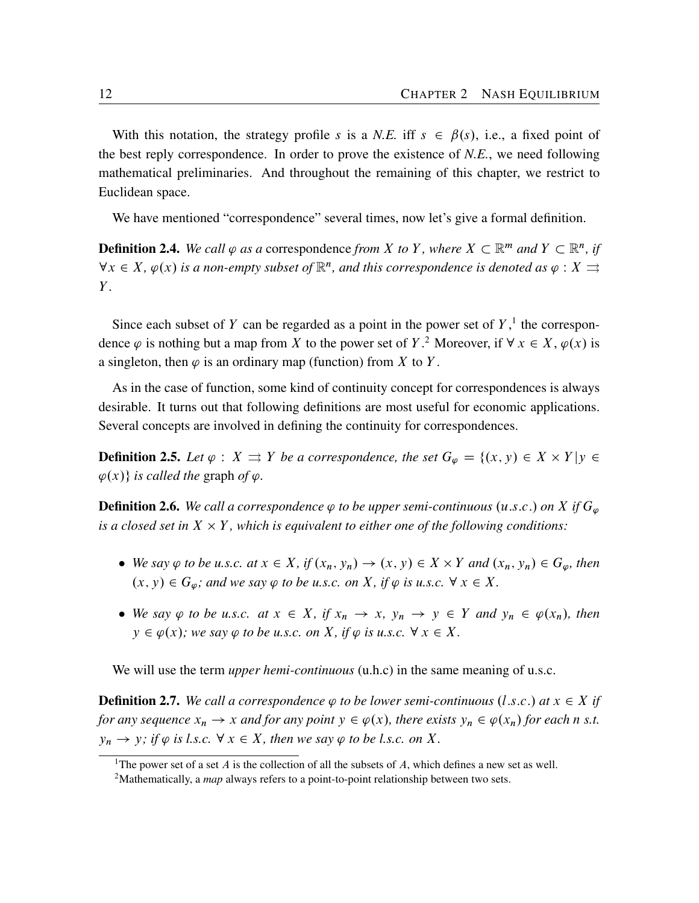With this notation, the strategy profile $s$ is a *N.E.* iff $s \in \beta(s)$, i.e., a fixed point of the best reply correspondence. In order to prove the existence of *N.E.*, we need following mathematical preliminaries. And throughout the remaining of this chapter, we restrict to Euclidean space.

We have mentioned "correspondence" several times, now let's give a formal definition.

**Definition 2.4.** *We call $\varphi$ as a* correspondence *from $X$ to $Y$, where $X \subset \mathbb{R}^m$ and $Y \subset \mathbb{R}^n$, if $\forall x \in X$, $\varphi(x)$ is a non-empty subset of $\mathbb{R}^n$, and this correspondence is denoted as $\varphi : X \rightrightarrows Y$.*

Since each subset of $Y$ can be regarded as a point in the power set of $Y$,[1] the correspondence $\varphi$ is nothing but a map from $X$ to the power set of $Y$.[2] Moreover, if $\forall\, x \in X$, $\varphi(x)$ is a singleton, then $\varphi$ is an ordinary map (function) from $X$ to $Y$.

As in the case of function, some kind of continuity concept for correspondences is always desirable. It turns out that following definitions are most useful for economic applications. Several concepts are involved in defining the continuity for correspondences.

**Definition 2.5.** *Let $\varphi : X \rightrightarrows Y$ be a correspondence, the set $G_\varphi = \{(x, y) \in X \times Y \,|\, y \in \varphi(x)\}$ is called the* graph *of $\varphi$.*

**Definition 2.6.** *We call a correspondence $\varphi$ to be upper semi-continuous ($u.s.c.$) on $X$ if $G_\varphi$ is a closed set in $X \times Y$, which is equivalent to either one of the following conditions:*

- *We say $\varphi$ to be u.s.c. at $x \in X$, if $(x_n, y_n) \to (x, y) \in X \times Y$ and $(x_n, y_n) \in G_\varphi$, then $(x, y) \in G_\varphi$; and we say $\varphi$ to be u.s.c. on $X$, if $\varphi$ is u.s.c. $\forall\, x \in X$.*
- *We say $\varphi$ to be u.s.c. at $x \in X$, if $x_n \to x$, $y_n \to y \in Y$ and $y_n \in \varphi(x_n)$, then $y \in \varphi(x)$; we say $\varphi$ to be u.s.c. on $X$, if $\varphi$ is u.s.c. $\forall\, x \in X$.*

We will use the term *upper hemi-continuous* (u.h.c) in the same meaning of u.s.c.

**Definition 2.7.** *We call a correspondence $\varphi$ to be lower semi-continuous ($l.s.c.$) at $x \in X$ if for any sequence $x_n \to x$ and for any point $y \in \varphi(x)$, there exists $y_n \in \varphi(x_n)$ for each $n$ s.t. $y_n \to y$; if $\varphi$ is l.s.c. $\forall\, x \in X$, then we say $\varphi$ to be l.s.c. on $X$.*

---

[1] The power set of a set $A$ is the collection of all the subsets of $A$, which defines a new set as well.

[2] Mathematically, a *map* always refers to a point-to-point relationship between two sets.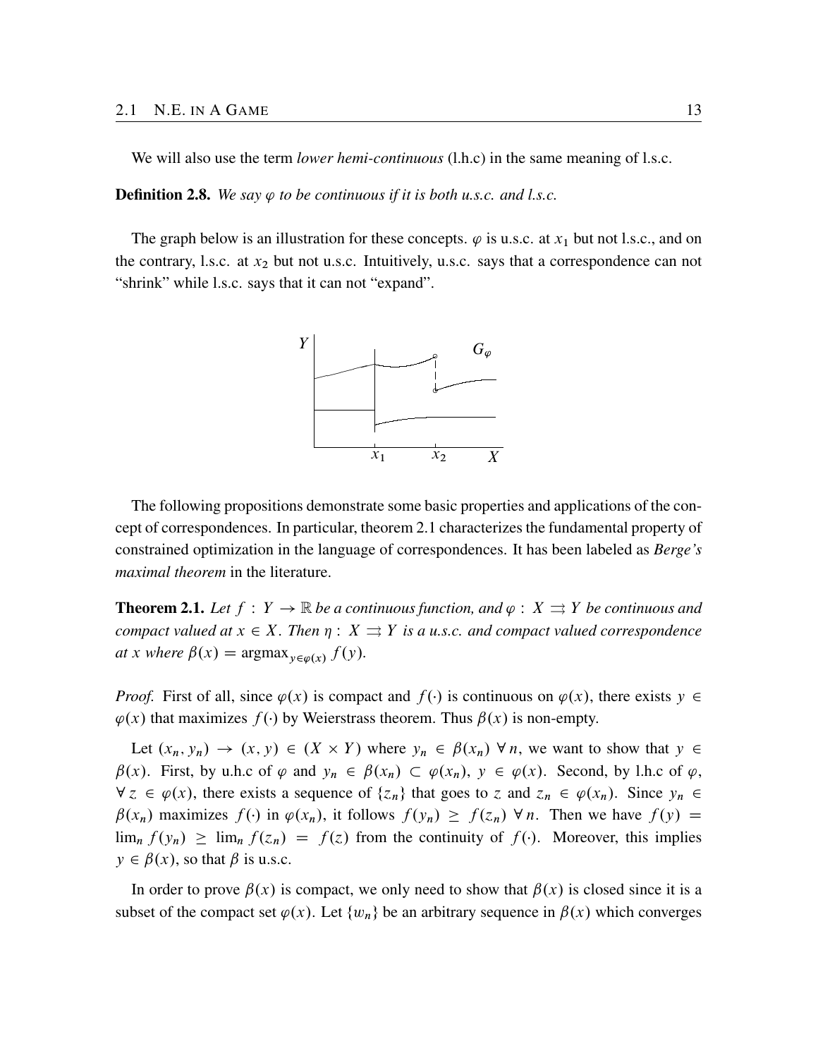We will also use the term *lower hemi-continuous* (l.h.c) in the same meaning of l.s.c.

**Definition 2.8.** *We say $\varphi$ to be continuous if it is both u.s.c. and l.s.c.*

The graph below is an illustration for these concepts. $\varphi$ is u.s.c. at $x_1$ but not l.s.c., and on the contrary, l.s.c. at $x_2$ but not u.s.c. Intuitively, u.s.c. says that a correspondence can not "shrink" while l.s.c. says that it can not "expand".

The following propositions demonstrate some basic properties and applications of the concept of correspondences. In particular, theorem 2.1 characterizes the fundamental property of constrained optimization in the language of correspondences. It has been labeled as *Berge's maximal theorem* in the literature.

**Theorem 2.1.** *Let $f : Y \to \mathbb{R}$ be a continuous function, and $\varphi : X \rightrightarrows Y$ be continuous and compact valued at $x \in X$. Then $\eta : X \rightrightarrows Y$ is a u.s.c. and compact valued correspondence at $x$ where $\beta(x) = \operatorname{argmax}_{y \in \varphi(x)} f(y)$.*

*Proof.* First of all, since $\varphi(x)$ is compact and $f(\cdot)$ is continuous on $\varphi(x)$, there exists $y \in \varphi(x)$ that maximizes $f(\cdot)$ by Weierstrass theorem. Thus $\beta(x)$ is non-empty.

Let $(x_n, y_n) \to (x, y) \in (X \times Y)$ where $y_n \in \beta(x_n)\ \forall\, n$, we want to show that $y \in \beta(x)$. First, by u.h.c of $\varphi$ and $y_n \in \beta(x_n) \subset \varphi(x_n)$, $y \in \varphi(x)$. Second, by l.h.c of $\varphi$, $\forall\, z \in \varphi(x)$, there exists a sequence of $\{z_n\}$ that goes to $z$ and $z_n \in \varphi(x_n)$. Since $y_n \in \beta(x_n)$ maximizes $f(\cdot)$ in $\varphi(x_n)$, it follows $f(y_n) \geq f(z_n)\ \forall\, n$. Then we have $f(y) = \lim_n f(y_n) \geq \lim_n f(z_n) = f(z)$ from the continuity of $f(\cdot)$. Moreover, this implies $y \in \beta(x)$, so that $\beta$ is u.s.c.

In order to prove $\beta(x)$ is compact, we only need to show that $\beta(x)$ is closed since it is a subset of the compact set $\varphi(x)$. Let $\{w_n\}$ be an arbitrary sequence in $\beta(x)$ which converges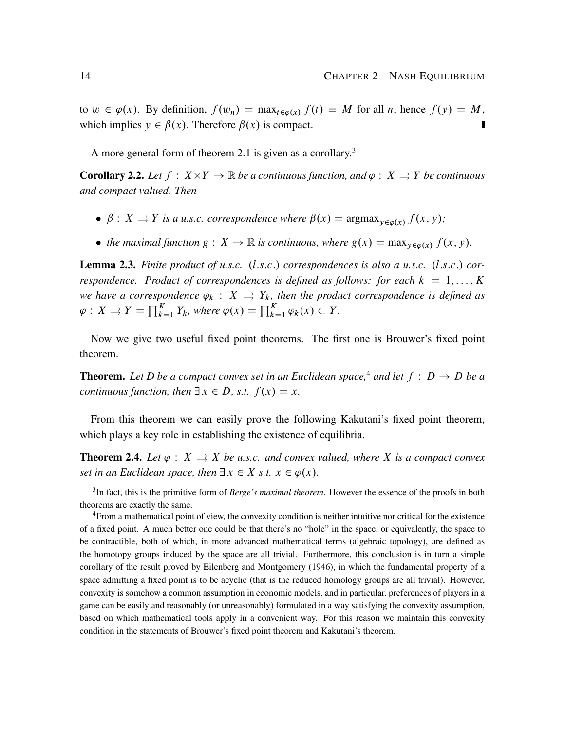to $w \in \varphi(x)$. By definition, $f(w_n) = \max_{t \in \varphi(x)} f(t) \equiv M$ for all $n$, hence $f(y) = M$, which implies $y \in \beta(x)$. Therefore $\beta(x)$ is compact. ∎

A more general form of theorem 2.1 is given as a corollary.[3]

**Corollary 2.2.** *Let $f : X \times Y \to \mathbb{R}$ be a continuous function, and $\varphi : X \rightrightarrows Y$ be continuous and compact valued. Then*

- *$\beta : X \rightrightarrows Y$ is a u.s.c. correspondence where $\beta(x) = \operatorname{argmax}_{y \in \varphi(x)} f(x, y)$;*
- *the maximal function $g : X \to \mathbb{R}$ is continuous, where $g(x) = \max_{y \in \varphi(x)} f(x, y)$.*

**Lemma 2.3.** *Finite product of u.s.c. ($l.s.c.$) correspondences is also a u.s.c. ($l.s.c.$) correspondence. Product of correspondences is defined as follows: for each $k = 1, \ldots, K$ we have a correspondence $\varphi_k : X \rightrightarrows Y_k$, then the product correspondence is defined as $\varphi : X \rightrightarrows Y = \prod_{k=1}^{K} Y_k$, where $\varphi(x) = \prod_{k=1}^{K} \varphi_k(x) \subset Y$.*

Now we give two useful fixed point theorems. The first one is Brouwer's fixed point theorem.

**Theorem.** *Let $D$ be a compact convex set in an Euclidean space,[4] and let $f : D \to D$ be a continuous function, then $\exists\, x \in D$, s.t. $f(x) = x$.*

From this theorem we can easily prove the following Kakutani's fixed point theorem, which plays a key role in establishing the existence of equilibria.

**Theorem 2.4.** *Let $\varphi : X \rightrightarrows X$ be u.s.c. and convex valued, where $X$ is a compact convex set in an Euclidean space, then $\exists\, x \in X$ s.t. $x \in \varphi(x)$.*

---

[3] In fact, this is the primitive form of *Berge's maximal theorem*. However the essence of the proofs in both theorems are exactly the same.

[4] From a mathematical point of view, the convexity condition is neither intuitive nor critical for the existence of a fixed point. A much better one could be that there's no "hole" in the space, or equivalently, the space to be contractible, both of which, in more advanced mathematical terms (algebraic topology), are defined as the homotopy groups induced by the space are all trivial. Furthermore, this conclusion is in turn a simple corollary of the result proved by Eilenberg and Montgomery (1946), in which the fundamental property of a space admitting a fixed point is to be acyclic (that is the reduced homology groups are all trivial). However, convexity is somehow a common assumption in economic models, and in particular, preferences of players in a game can be easily and reasonably (or unreasonably) formulated in a way satisfying the convexity assumption, based on which mathematical tools apply in a convenient way. For this reason we maintain this convexity condition in the statements of Brouwer's fixed point theorem and Kakutani's theorem.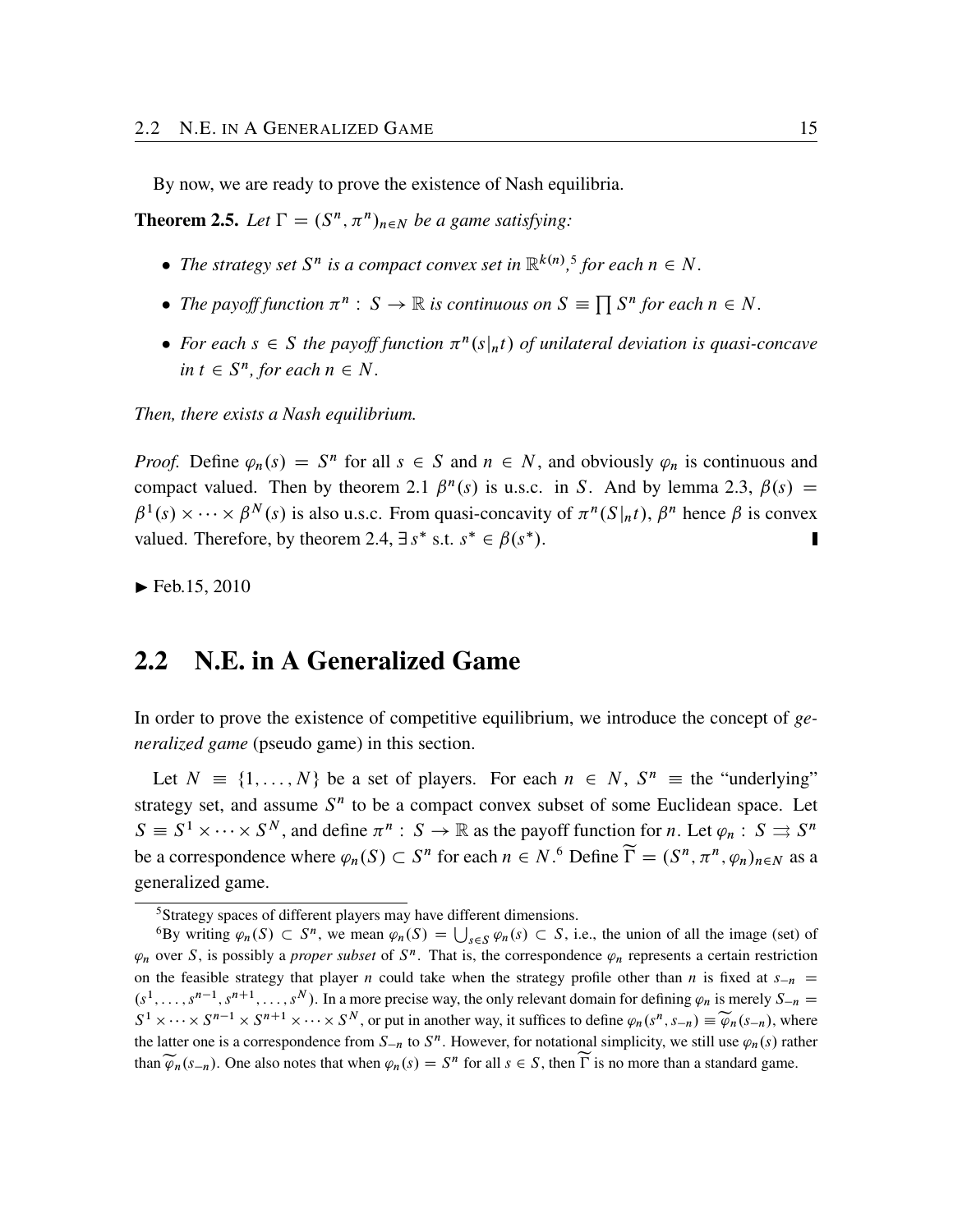By now, we are ready to prove the existence of Nash equilibria.

**Theorem 2.5.** *Let $\Gamma = (S^n, \pi^n)_{n \in N}$ be a game satisfying:*

- *The strategy set $S^n$ is a compact convex set in $\mathbb{R}^{k(n)}$,*[5] *for each $n \in N$.*
- *The payoff function $\pi^n : S \to \mathbb{R}$ is continuous on $S \equiv \prod S^n$ for each $n \in N$.*
- *For each $s \in S$ the payoff function $\pi^n(s|_n t)$ of unilateral deviation is quasi-concave in $t \in S^n$, for each $n \in N$.*

*Then, there exists a Nash equilibrium.*

*Proof.* Define $\varphi_n(s) = S^n$ for all $s \in S$ and $n \in N$, and obviously $\varphi_n$ is continuous and compact valued. Then by theorem 2.1 $\beta^n(s)$ is u.s.c. in $S$. And by lemma 2.3, $\beta(s) = \beta^1(s) \times \cdots \times \beta^N(s)$ is also u.s.c. From quasi-concavity of $\pi^n(S|_n t)$, $\beta^n$ hence $\beta$ is convex valued. Therefore, by theorem 2.4, $\exists\, s^*$ s.t. $s^* \in \beta(s^*)$. ∎

► Feb.15, 2010

## 2.2 N.E. in A Generalized Game

In order to prove the existence of competitive equilibrium, we introduce the concept of *generalized game* (pseudo game) in this section.

Let $N \equiv \{1, \ldots, N\}$ be a set of players. For each $n \in N$, $S^n \equiv$ the "underlying" strategy set, and assume $S^n$ to be a compact convex subset of some Euclidean space. Let $S \equiv S^1 \times \cdots \times S^N$, and define $\pi^n : S \to \mathbb{R}$ as the payoff function for $n$. Let $\varphi_n : S \rightrightarrows S^n$ be a correspondence where $\varphi_n(S) \subset S^n$ for each $n \in N$.[6] Define $\widetilde{\Gamma} = (S^n, \pi^n, \varphi_n)_{n \in N}$ as a generalized game.

[5] Strategy spaces of different players may have different dimensions.

[6] By writing $\varphi_n(S) \subset S^n$, we mean $\varphi_n(S) = \bigcup_{s \in S} \varphi_n(s) \subset S$, i.e., the union of all the image (set) of $\varphi_n$ over $S$, is possibly a *proper subset* of $S^n$. That is, the correspondence $\varphi_n$ represents a certain restriction on the feasible strategy that player $n$ could take when the strategy profile other than $n$ is fixed at $s_{-n} = (s^1, \ldots, s^{n-1}, s^{n+1}, \ldots, s^N)$. In a more precise way, the only relevant domain for defining $\varphi_n$ is merely $S_{-n} = S^1 \times \cdots \times S^{n-1} \times S^{n+1} \times \cdots \times S^N$, or put in another way, it suffices to define $\varphi_n(s^n, s_{-n}) \equiv \widetilde{\varphi}_n(s_{-n})$, where the latter one is a correspondence from $S_{-n}$ to $S^n$. However, for notational simplicity, we still use $\varphi_n(s)$ rather than $\widetilde{\varphi}_n(s_{-n})$. One also notes that when $\varphi_n(s) = S^n$ for all $s \in S$, then $\widetilde{\Gamma}$ is no more than a standard game.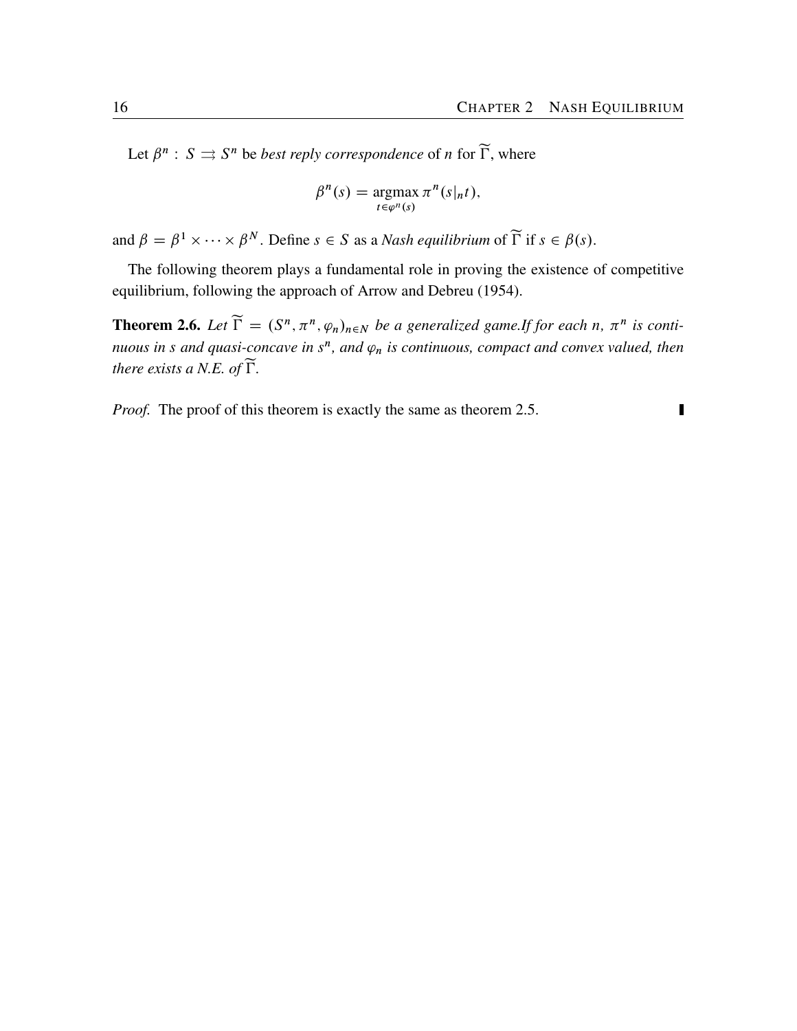Let $\beta^n : S \rightrightarrows S^n$ be *best reply correspondence* of $n$ for $\widetilde{\Gamma}$, where

$$\beta^n(s) = \operatorname*{argmax}_{t \in \varphi^n(s)} \pi^n(s|_n t),$$

and $\beta = \beta^1 \times \cdots \times \beta^N$. Define $s \in S$ as a *Nash equilibrium* of $\widetilde{\Gamma}$ if $s \in \beta(s)$.

The following theorem plays a fundamental role in proving the existence of competitive equilibrium, following the approach of Arrow and Debreu (1954).

**Theorem 2.6.** *Let $\widetilde{\Gamma} = (S^n, \pi^n, \varphi_n)_{n \in N}$ be a generalized game.If for each $n$, $\pi^n$ is continuous in $s$ and quasi-concave in $s^n$, and $\varphi_n$ is continuous, compact and convex valued, then there exists a N.E. of $\widetilde{\Gamma}$.*

*Proof.* The proof of this theorem is exactly the same as theorem 2.5. ∎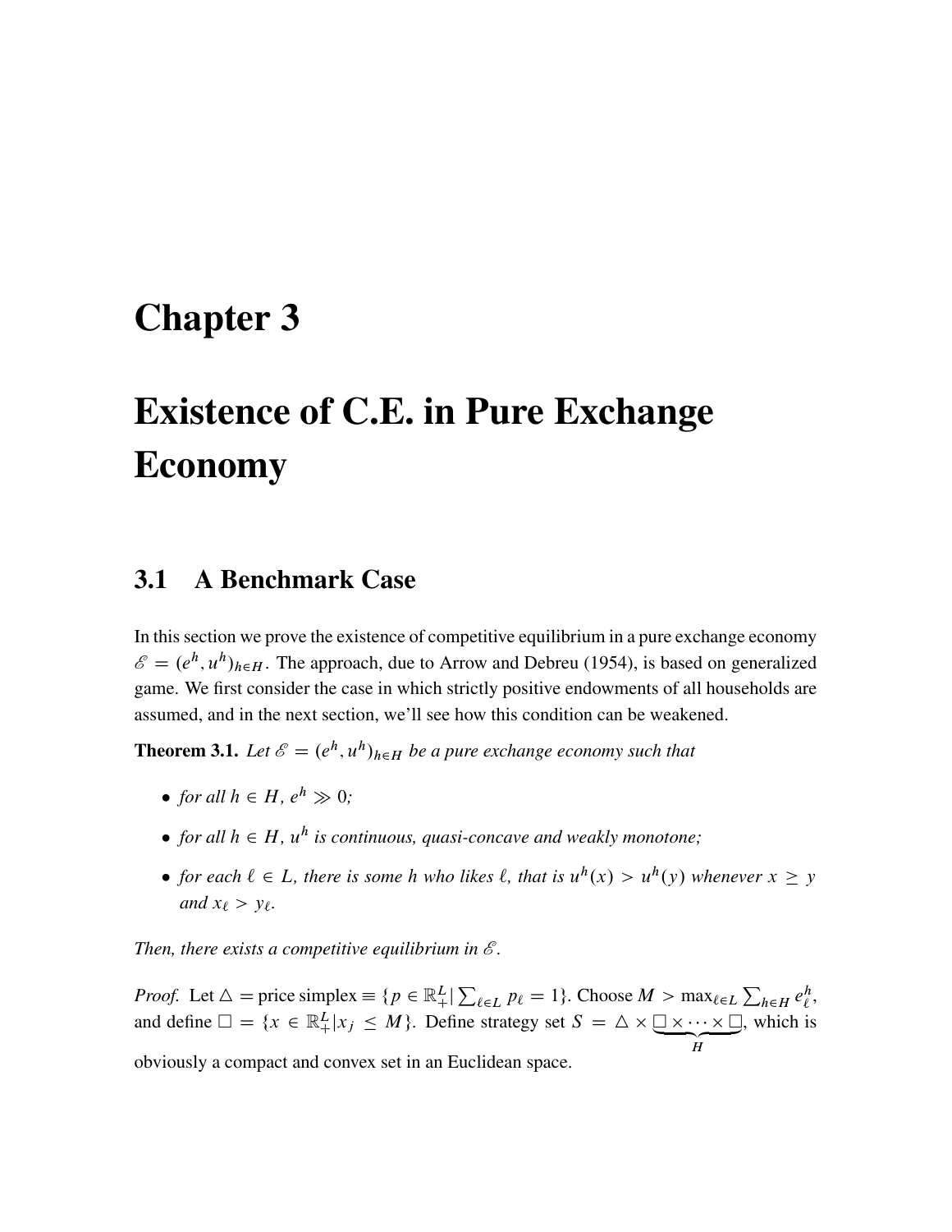# Chapter 3

# Existence of C.E. in Pure Exchange Economy

## 3.1 A Benchmark Case

In this section we prove the existence of competitive equilibrium in a pure exchange economy $\mathscr{E} = (e^h, u^h)_{h \in H}$. The approach, due to Arrow and Debreu (1954), is based on generalized game. We first consider the case in which strictly positive endowments of all households are assumed, and in the next section, we'll see how this condition can be weakened.

**Theorem 3.1.** *Let $\mathscr{E} = (e^h, u^h)_{h \in H}$ be a pure exchange economy such that*

- *for all $h \in H$, $e^h \gg 0$;*
- *for all $h \in H$, $u^h$ is continuous, quasi-concave and weakly monotone;*
- *for each $\ell \in L$, there is some $h$ who likes $\ell$, that is $u^h(x) > u^h(y)$ whenever $x \geq y$ and $x_\ell > y_\ell$.*

*Then, there exists a competitive equilibrium in $\mathscr{E}$.*

*Proof.* Let $\triangle =$ price simplex $\equiv \{p \in \mathbb{R}^L_+ | \sum_{\ell \in L} p_\ell = 1\}$. Choose $M > \max_{\ell \in L} \sum_{h \in H} e^h_\ell$, and define $\square = \{x \in \mathbb{R}^L_+ | x_j \leq M\}$. Define strategy set $S = \triangle \times \underbrace{\square \times \cdots \times \square}_{H}$, which is obviously a compact and convex set in an Euclidean space.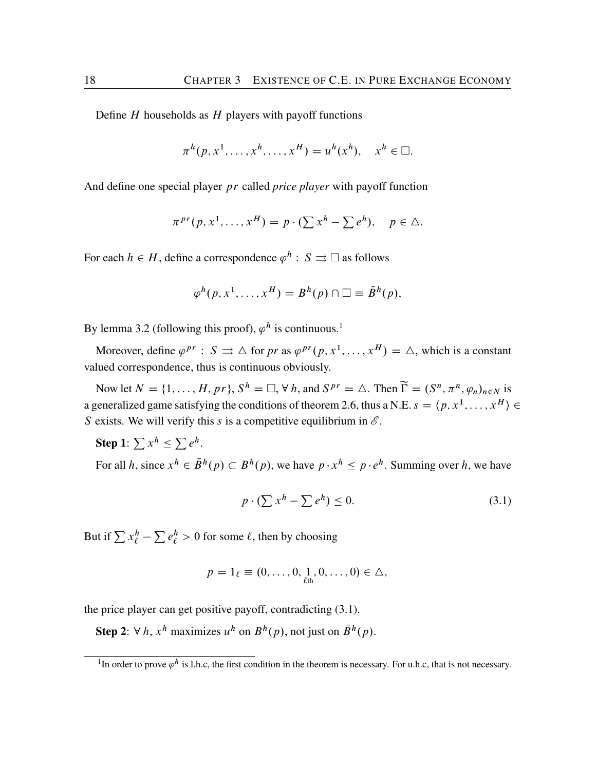Define $H$ households as $H$ players with payoff functions

$$\pi^h(p, x^1, \ldots, x^h, \ldots, x^H) = u^h(x^h), \quad x^h \in \Box.$$

And define one special player $pr$ called *price player* with payoff function

$$\pi^{pr}(p, x^1, \ldots, x^H) = p \cdot (\sum x^h - \sum e^h), \quad p \in \triangle.$$

For each $h \in H$, define a correspondence $\varphi^h : S \rightrightarrows \Box$ as follows

$$\varphi^h(p, x^1, \ldots, x^H) = B^h(p) \cap \Box \equiv \bar{B}^h(p),$$

By lemma 3.2 (following this proof), $\varphi^h$ is continuous.[1]

Moreover, define $\varphi^{pr} : S \rightrightarrows \triangle$ for $pr$ as $\varphi^{pr}(p, x^1, \ldots, x^H) = \triangle$, which is a constant valued correspondence, thus is continuous obviously.

Now let $N = \{1, \ldots, H, pr\}$, $S^h = \Box$, $\forall\, h$, and $S^{pr} = \triangle$. Then $\widetilde{\Gamma} = (S^n, \pi^n, \varphi_n)_{n \in N}$ is a generalized game satisfying the conditions of theorem 2.6, thus a N.E. $s = \langle p, x^1, \ldots, x^H \rangle \in S$ exists. We will verify this $s$ is a competitive equilibrium in $\mathscr{E}$.

**Step 1**: $\sum x^h \leq \sum e^h$.

For all $h$, since $x^h \in \bar{B}^h(p) \subset B^h(p)$, we have $p \cdot x^h \leq p \cdot e^h$. Summing over $h$, we have

$$p \cdot (\sum x^h - \sum e^h) \leq 0. \tag{3.1}$$

But if $\sum x^h_\ell - \sum e^h_\ell > 0$ for some $\ell$, then by choosing

$$p = 1_\ell \equiv (0, \ldots, 0, \underset{\ell\text{th}}{1}, 0, \ldots, 0) \in \triangle,$$

the price player can get positive payoff, contradicting (3.1).

**Step 2**: $\forall\, h$, $x^h$ maximizes $u^h$ on $B^h(p)$, not just on $\bar{B}^h(p)$.

[1] In order to prove $\varphi^h$ is l.h.c, the first condition in the theorem is necessary. For u.h.c, that is not necessary.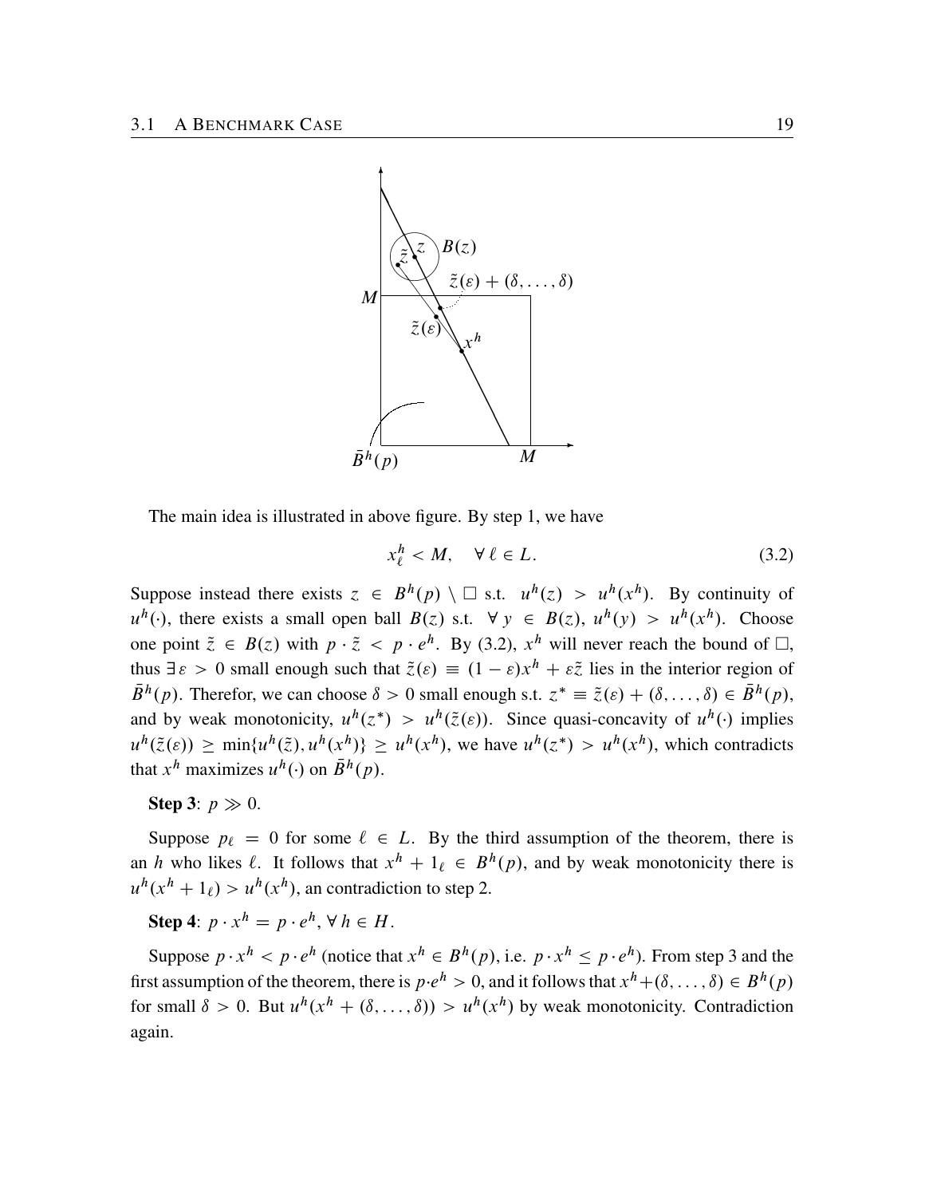The main idea is illustrated in above figure. By step 1, we have

$$x_\ell^h < M, \quad \forall\, \ell \in L. \tag{3.2}$$

Suppose instead there exists $z \in B^h(p) \setminus \square$ s.t. $u^h(z) > u^h(x^h)$. By continuity of $u^h(\cdot)$, there exists a small open ball $B(z)$ s.t. $\forall\, y \in B(z)$, $u^h(y) > u^h(x^h)$. Choose one point $\tilde{z} \in B(z)$ with $p \cdot \tilde{z} < p \cdot e^h$. By (3.2), $x^h$ will never reach the bound of $\square$, thus $\exists\, \varepsilon > 0$ small enough such that $\tilde{z}(\varepsilon) \equiv (1-\varepsilon)x^h + \varepsilon\tilde{z}$ lies in the interior region of $\bar{B}^h(p)$. Therefor, we can choose $\delta > 0$ small enough s.t. $z^* \equiv \tilde{z}(\varepsilon) + (\delta, \ldots, \delta) \in \bar{B}^h(p)$, and by weak monotonicity, $u^h(z^*) > u^h(\tilde{z}(\varepsilon))$. Since quasi-concavity of $u^h(\cdot)$ implies $u^h(\tilde{z}(\varepsilon)) \geq \min\{u^h(\tilde{z}), u^h(x^h)\} \geq u^h(x^h)$, we have $u^h(z^*) > u^h(x^h)$, which contradicts that $x^h$ maximizes $u^h(\cdot)$ on $\bar{B}^h(p)$.

**Step 3**: $p \gg 0$.

Suppose $p_\ell = 0$ for some $\ell \in L$. By the third assumption of the theorem, there is an $h$ who likes $\ell$. It follows that $x^h + 1_\ell \in B^h(p)$, and by weak monotonicity there is $u^h(x^h + 1_\ell) > u^h(x^h)$, an contradiction to step 2.

**Step 4**: $p \cdot x^h = p \cdot e^h$, $\forall\, h \in H$.

Suppose $p \cdot x^h < p \cdot e^h$ (notice that $x^h \in B^h(p)$, i.e. $p \cdot x^h \leq p \cdot e^h$). From step 3 and the first assumption of the theorem, there is $p \cdot e^h > 0$, and it follows that $x^h + (\delta, \ldots, \delta) \in B^h(p)$ for small $\delta > 0$. But $u^h(x^h + (\delta, \ldots, \delta)) > u^h(x^h)$ by weak monotonicity. Contradiction again.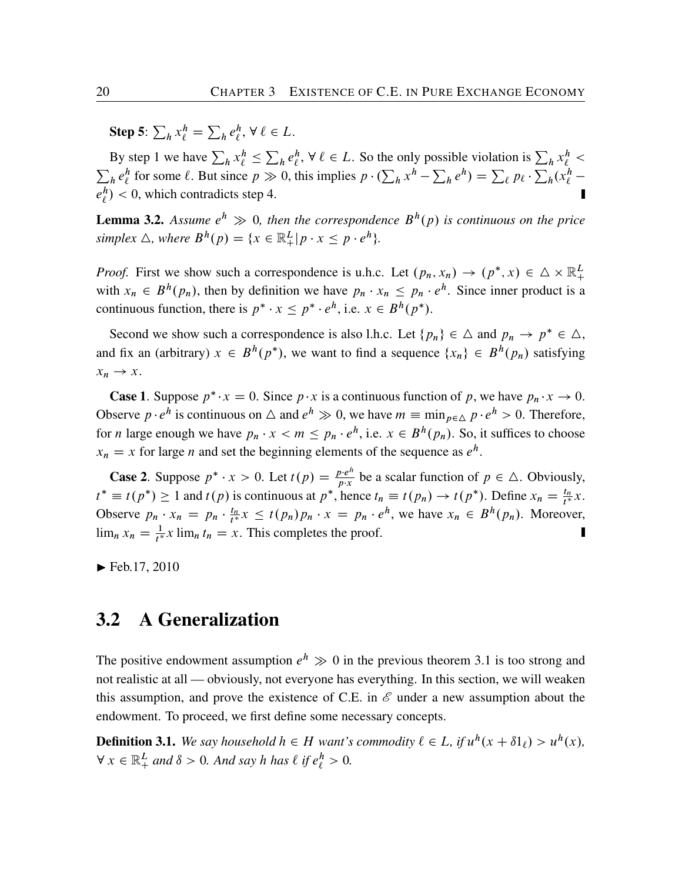**Step 5**: $\sum_h x_\ell^h = \sum_h e_\ell^h$, $\forall\, \ell \in L$.

By step 1 we have $\sum_h x_\ell^h \leq \sum_h e_\ell^h$, $\forall\, \ell \in L$. So the only possible violation is $\sum_h x_\ell^h < \sum_h e_\ell^h$ for some $\ell$. But since $p \gg 0$, this implies $p \cdot (\sum_h x^h - \sum_h e^h) = \sum_\ell p_\ell \cdot \sum_h (x_\ell^h - e_\ell^h) < 0$, which contradicts step 4. ∎

**Lemma 3.2.** *Assume $e^h \gg 0$, then the correspondence $B^h(p)$ is continuous on the price simplex $\triangle$, where $B^h(p) = \{x \in \mathbb{R}_+^L | p \cdot x \leq p \cdot e^h\}$.*

*Proof.* First we show such a correspondence is u.h.c. Let $(p_n, x_n) \to (p^*, x) \in \triangle \times \mathbb{R}_+^L$ with $x_n \in B^h(p_n)$, then by definition we have $p_n \cdot x_n \leq p_n \cdot e^h$. Since inner product is a continuous function, there is $p^* \cdot x \leq p^* \cdot e^h$, i.e. $x \in B^h(p^*)$.

Second we show such a correspondence is also l.h.c. Let $\{p_n\} \in \triangle$ and $p_n \to p^* \in \triangle$, and fix an (arbitrary) $x \in B^h(p^*)$, we want to find a sequence $\{x_n\} \in B^h(p_n)$ satisfying $x_n \to x$.

**Case 1**. Suppose $p^* \cdot x = 0$. Since $p \cdot x$ is a continuous function of $p$, we have $p_n \cdot x \to 0$. Observe $p \cdot e^h$ is continuous on $\triangle$ and $e^h \gg 0$, we have $m \equiv \min_{p \in \triangle} p \cdot e^h > 0$. Therefore, for $n$ large enough we have $p_n \cdot x < m \leq p_n \cdot e^h$, i.e. $x \in B^h(p_n)$. So, it suffices to choose $x_n = x$ for large $n$ and set the beginning elements of the sequence as $e^h$.

**Case 2**. Suppose $p^* \cdot x > 0$. Let $t(p) = \frac{p \cdot e^h}{p \cdot x}$ be a scalar function of $p \in \triangle$. Obviously, $t^* \equiv t(p^*) \geq 1$ and $t(p)$ is continuous at $p^*$, hence $t_n \equiv t(p_n) \to t(p^*)$. Define $x_n = \frac{t_n}{t^*} x$. Observe $p_n \cdot x_n = p_n \cdot \frac{t_n}{t^*} x \leq t(p_n) p_n \cdot x = p_n \cdot e^h$, we have $x_n \in B^h(p_n)$. Moreover, $\lim_n x_n = \frac{1}{t^*} x \lim_n t_n = x$. This completes the proof. ∎

► Feb.17, 2010

## 3.2 A Generalization

The positive endowment assumption $e^h \gg 0$ in the previous theorem 3.1 is too strong and not realistic at all — obviously, not everyone has everything. In this section, we will weaken this assumption, and prove the existence of C.E. in $\mathscr{E}$ under a new assumption about the endowment. To proceed, we first define some necessary concepts.

**Definition 3.1.** *We say household $h \in H$ want's commodity $\ell \in L$, if $u^h(x + \delta 1_\ell) > u^h(x)$, $\forall\, x \in \mathbb{R}_+^L$ and $\delta > 0$. And say $h$ has $\ell$ if $e_\ell^h > 0$.*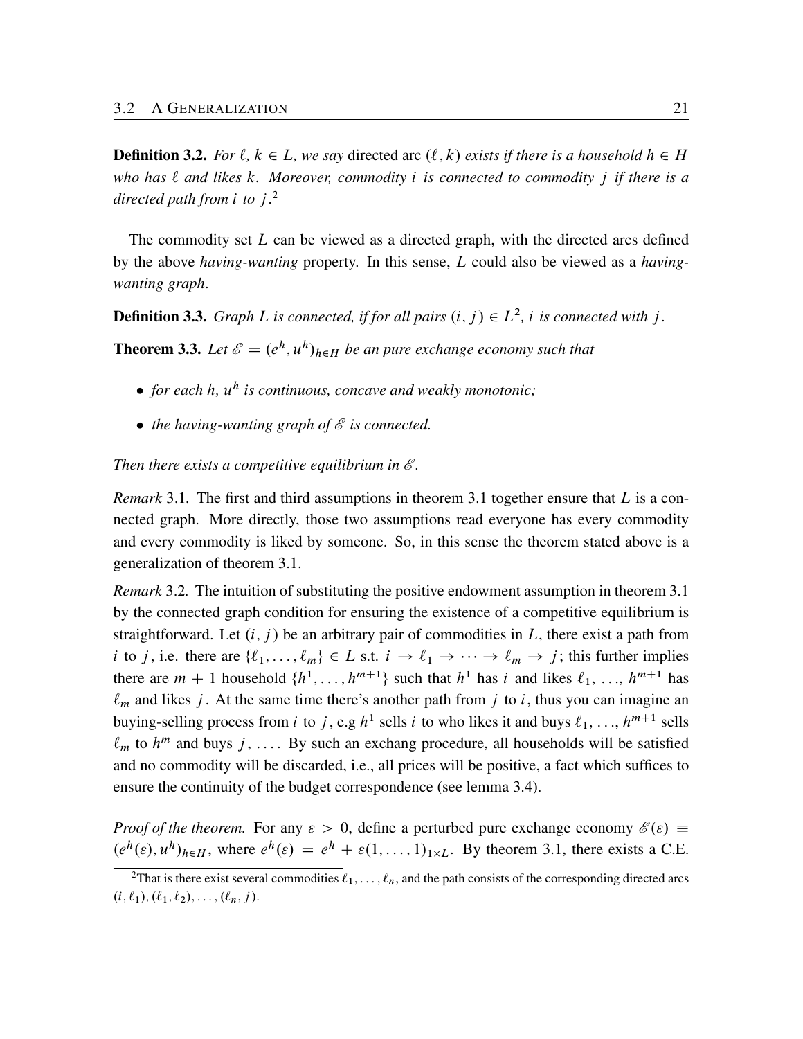**Definition 3.2.** *For $\ell$, $k \in L$, we say* directed arc $(\ell, k)$ *exists if there is a household $h \in H$ who has $\ell$ and likes $k$. Moreover, commodity $i$ is connected to commodity $j$ if there is a directed path from $i$ to $j$.*[2]

The commodity set $L$ can be viewed as a directed graph, with the directed arcs defined by the above *having-wanting* property. In this sense, $L$ could also be viewed as a *having-wanting graph*.

**Definition 3.3.** *Graph $L$ is connected, if for all pairs $(i, j) \in L^2$, $i$ is connected with $j$.*

**Theorem 3.3.** *Let $\mathscr{E} = (e^h, u^h)_{h \in H}$ be an pure exchange economy such that*

- *for each $h$, $u^h$ is continuous, concave and weakly monotonic;*
- *the having-wanting graph of $\mathscr{E}$ is connected.*

*Then there exists a competitive equilibrium in $\mathscr{E}$.*

*Remark* 3.1. The first and third assumptions in theorem 3.1 together ensure that $L$ is a connected graph. More directly, those two assumptions read everyone has every commodity and every commodity is liked by someone. So, in this sense the theorem stated above is a generalization of theorem 3.1.

*Remark* 3.2. The intuition of substituting the positive endowment assumption in theorem 3.1 by the connected graph condition for ensuring the existence of a competitive equilibrium is straightforward. Let $(i, j)$ be an arbitrary pair of commodities in $L$, there exist a path from $i$ to $j$, i.e. there are $\{\ell_1, \dots, \ell_m\} \in L$ s.t. $i \to \ell_1 \to \cdots \to \ell_m \to j$; this further implies there are $m + 1$ household $\{h^1, \dots, h^{m+1}\}$ such that $h^1$ has $i$ and likes $\ell_1$, …, $h^{m+1}$ has $\ell_m$ and likes $j$. At the same time there's another path from $j$ to $i$, thus you can imagine an buying-selling process from $i$ to $j$, e.g $h^1$ sells $i$ to who likes it and buys $\ell_1$, …, $h^{m+1}$ sells $\ell_m$ to $h^m$ and buys $j$, …. By such an exchang procedure, all households will be satisfied and no commodity will be discarded, i.e., all prices will be positive, a fact which suffices to ensure the continuity of the budget correspondence (see lemma 3.4).

*Proof of the theorem.* For any $\varepsilon > 0$, define a perturbed pure exchange economy $\mathscr{E}(\varepsilon) \equiv (e^h(\varepsilon), u^h)_{h \in H}$, where $e^h(\varepsilon) = e^h + \varepsilon(1, \dots, 1)_{1 \times L}$. By theorem 3.1, there exists a C.E.

[2] That is there exist several commodities $\ell_1, \dots, \ell_n$, and the path consists of the corresponding directed arcs $(i, \ell_1), (\ell_1, \ell_2), \dots, (\ell_n, j)$.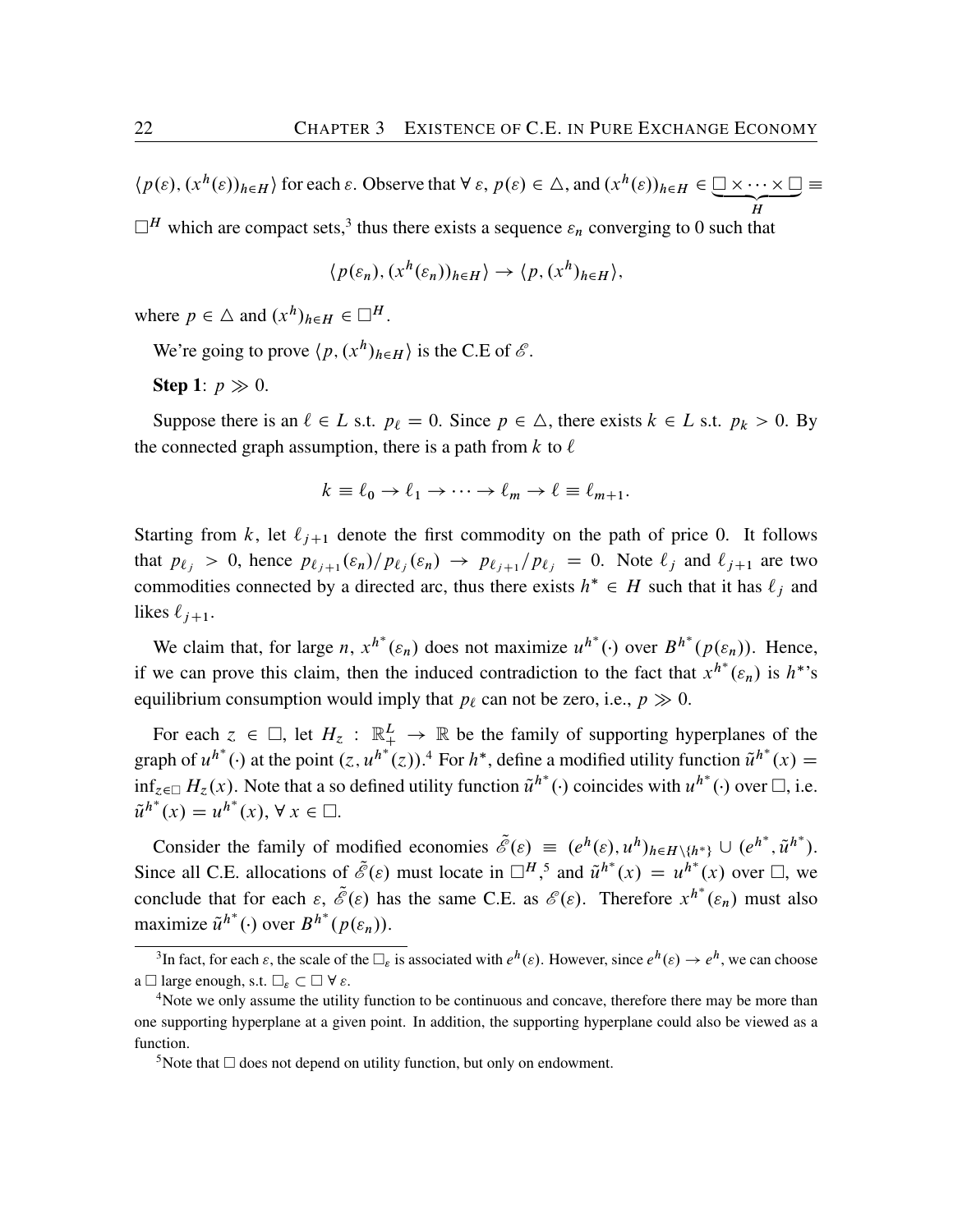$\langle p(\varepsilon), (x^h(\varepsilon))_{h\in H}\rangle$ for each $\varepsilon$. Observe that $\forall\, \varepsilon$, $p(\varepsilon) \in \triangle$, and $(x^h(\varepsilon))_{h\in H} \in \underbrace{\square \times \cdots \times \square}_{H} \equiv \square^H$ which are compact sets,[3] thus there exists a sequence $\varepsilon_n$ converging to 0 such that

$$\langle p(\varepsilon_n), (x^h(\varepsilon_n))_{h\in H}\rangle \to \langle p, (x^h)_{h\in H}\rangle,$$

where $p \in \triangle$ and $(x^h)_{h\in H} \in \square^H$.

We're going to prove $\langle p, (x^h)_{h\in H}\rangle$ is the C.E of $\mathscr{E}$.

**Step 1**: $p \gg 0$.

Suppose there is an $\ell \in L$ s.t. $p_\ell = 0$. Since $p \in \triangle$, there exists $k \in L$ s.t. $p_k > 0$. By the connected graph assumption, there is a path from $k$ to $\ell$

$$k \equiv \ell_0 \to \ell_1 \to \cdots \to \ell_m \to \ell \equiv \ell_{m+1}.$$

Starting from $k$, let $\ell_{j+1}$ denote the first commodity on the path of price 0. It follows that $p_{\ell_j} > 0$, hence $p_{\ell_{j+1}}(\varepsilon_n)/p_{\ell_j}(\varepsilon_n) \to p_{\ell_{j+1}}/p_{\ell_j} = 0$. Note $\ell_j$ and $\ell_{j+1}$ are two commodities connected by a directed arc, thus there exists $h^* \in H$ such that it has $\ell_j$ and likes $\ell_{j+1}$.

We claim that, for large $n$, $x^{h^*}(\varepsilon_n)$ does not maximize $u^{h^*}(\cdot)$ over $B^{h^*}(p(\varepsilon_n))$. Hence, if we can prove this claim, then the induced contradiction to the fact that $x^{h^*}(\varepsilon_n)$ is $h^*$'s equilibrium consumption would imply that $p_\ell$ can not be zero, i.e., $p \gg 0$.

For each $z \in \square$, let $H_z : \mathbb{R}^L_+ \to \mathbb{R}$ be the family of supporting hyperplanes of the graph of $u^{h^*}(\cdot)$ at the point $(z, u^{h^*}(z))$.[4] For $h^*$, define a modified utility function $\tilde{u}^{h^*}(x) = \inf_{z\in\square} H_z(x)$. Note that a so defined utility function $\tilde{u}^{h^*}(\cdot)$ coincides with $u^{h^*}(\cdot)$ over $\square$, i.e. $\tilde{u}^{h^*}(x) = u^{h^*}(x)$, $\forall\, x \in \square$.

Consider the family of modified economies $\tilde{\mathscr{E}}(\varepsilon) \equiv (e^h(\varepsilon), u^h)_{h\in H\setminus\{h^*\}} \cup (e^{h^*}, \tilde{u}^{h^*})$. Since all C.E. allocations of $\tilde{\mathscr{E}}(\varepsilon)$ must locate in $\square^H$,[5] and $\tilde{u}^{h^*}(x) = u^{h^*}(x)$ over $\square$, we conclude that for each $\varepsilon$, $\tilde{\mathscr{E}}(\varepsilon)$ has the same C.E. as $\mathscr{E}(\varepsilon)$. Therefore $x^{h^*}(\varepsilon_n)$ must also maximize $\tilde{u}^{h^*}(\cdot)$ over $B^{h^*}(p(\varepsilon_n))$.

---

[3] In fact, for each $\varepsilon$, the scale of the $\square_\varepsilon$ is associated with $e^h(\varepsilon)$. However, since $e^h(\varepsilon) \to e^h$, we can choose a $\square$ large enough, s.t. $\square_\varepsilon \subset \square\ \forall\, \varepsilon$.

[4] Note we only assume the utility function to be continuous and concave, therefore there may be more than one supporting hyperplane at a given point. In addition, the supporting hyperplane could also be viewed as a function.

[5] Note that $\square$ does not depend on utility function, but only on endowment.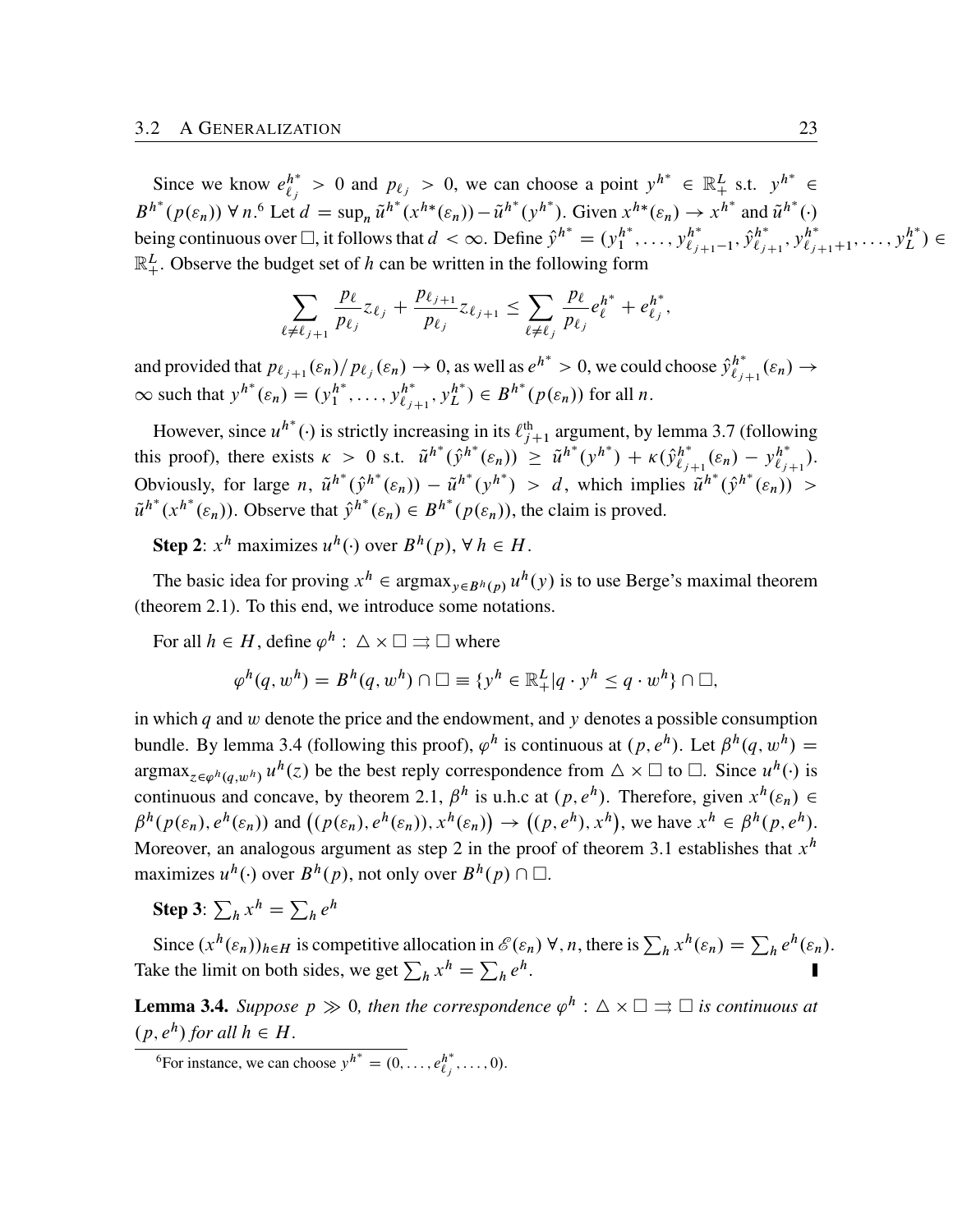Since we know $e^{h^*}_{\ell_j} > 0$ and $p_{\ell_j} > 0$, we can choose a point $y^{h^*} \in \mathbb{R}^L_+$ s.t. $y^{h^*} \in B^{h^*}(p(\varepsilon_n))\ \forall\, n$.[6] Let $d = \sup_n \tilde{u}^{h^*}(x^{h*}(\varepsilon_n)) - \tilde{u}^{h^*}(y^{h^*})$. Given $x^{h*}(\varepsilon_n) \to x^{h^*}$ and $\tilde{u}^{h^*}(\cdot)$ being continuous over $\square$, it follows that $d < \infty$. Define $\hat{y}^{h^*} = (y^{h^*}_1, \dots, y^{h^*}_{\ell_{j+1}-1}, \hat{y}^{h^*}_{\ell_{j+1}}, y^{h^*}_{\ell_{j+1}+1}, \dots, y^{h^*}_L) \in \mathbb{R}^L_+$. Observe the budget set of $h$ can be written in the following form

$$\sum_{\ell \neq \ell_{j+1}} \frac{p_\ell}{p_{\ell_j}} z_{\ell_j} + \frac{p_{\ell_{j+1}}}{p_{\ell_j}} z_{\ell_{j+1}} \le \sum_{\ell \neq \ell_j} \frac{p_\ell}{p_{\ell_j}} e^{h^*}_\ell + e^{h^*}_{\ell_j},$$

and provided that $p_{\ell_{j+1}}(\varepsilon_n)/p_{\ell_j}(\varepsilon_n) \to 0$, as well as $e^{h^*} > 0$, we could choose $\hat{y}^{h^*}_{\ell_{j+1}}(\varepsilon_n) \to \infty$ such that $y^{h^*}(\varepsilon_n) = (y^{h^*}_1, \dots, y^{h^*}_{\ell_{j+1}}, y^{h^*}_L) \in B^{h^*}(p(\varepsilon_n))$ for all $n$.

However, since $u^{h^*}(\cdot)$ is strictly increasing in its $\ell^{\text{th}}_{j+1}$ argument, by lemma 3.7 (following this proof), there exists $\kappa > 0$ s.t. $\tilde{u}^{h^*}(\hat{y}^{h^*}(\varepsilon_n)) \ge \tilde{u}^{h^*}(y^{h^*}) + \kappa(\hat{y}^{h^*}_{\ell_{j+1}}(\varepsilon_n) - y^{h^*}_{\ell_{j+1}})$. Obviously, for large $n$, $\tilde{u}^{h^*}(\hat{y}^{h^*}(\varepsilon_n)) - \tilde{u}^{h^*}(y^{h^*}) > d$, which implies $\tilde{u}^{h^*}(\hat{y}^{h^*}(\varepsilon_n)) > \tilde{u}^{h^*}(x^{h^*}(\varepsilon_n))$. Observe that $\hat{y}^{h^*}(\varepsilon_n) \in B^{h^*}(p(\varepsilon_n))$, the claim is proved.

**Step 2**: $x^h$ maximizes $u^h(\cdot)$ over $B^h(p)$, $\forall\, h \in H$.

The basic idea for proving $x^h \in \operatorname{argmax}_{y \in B^h(p)} u^h(y)$ is to use Berge's maximal theorem (theorem 2.1). To this end, we introduce some notations.

For all $h \in H$, define $\varphi^h : \triangle \times \square \rightrightarrows \square$ where

$$\varphi^h(q, w^h) = B^h(q, w^h) \cap \square \equiv \{y^h \in \mathbb{R}^L_+ | q \cdot y^h \le q \cdot w^h\} \cap \square,$$

in which $q$ and $w$ denote the price and the endowment, and $y$ denotes a possible consumption bundle. By lemma 3.4 (following this proof), $\varphi^h$ is continuous at $(p, e^h)$. Let $\beta^h(q, w^h) = \operatorname{argmax}_{z \in \varphi^h(q, w^h)} u^h(z)$ be the best reply correspondence from $\triangle \times \square$ to $\square$. Since $u^h(\cdot)$ is continuous and concave, by theorem 2.1, $\beta^h$ is u.h.c at $(p, e^h)$. Therefore, given $x^h(\varepsilon_n) \in \beta^h(p(\varepsilon_n), e^h(\varepsilon_n))$ and $\big((p(\varepsilon_n), e^h(\varepsilon_n)), x^h(\varepsilon_n)\big) \to \big((p, e^h), x^h\big)$, we have $x^h \in \beta^h(p, e^h)$. Moreover, an analogous argument as step 2 in the proof of theorem 3.1 establishes that $x^h$ maximizes $u^h(\cdot)$ over $B^h(p)$, not only over $B^h(p) \cap \square$.

**Step 3**: $\sum_h x^h = \sum_h e^h$

Since $(x^h(\varepsilon_n))_{h \in H}$ is competitive allocation in $\mathscr{E}(\varepsilon_n)\ \forall, n$, there is $\sum_h x^h(\varepsilon_n) = \sum_h e^h(\varepsilon_n)$. Take the limit on both sides, we get $\sum_h x^h = \sum_h e^h$. ∎

**Lemma 3.4.** *Suppose $p \gg 0$, then the correspondence $\varphi^h : \triangle \times \square \rightrightarrows \square$ is continuous at $(p, e^h)$ for all $h \in H$.*

[6] For instance, we can choose $y^{h^*} = (0, \dots, e^{h^*}_{\ell_j}, \dots, 0)$.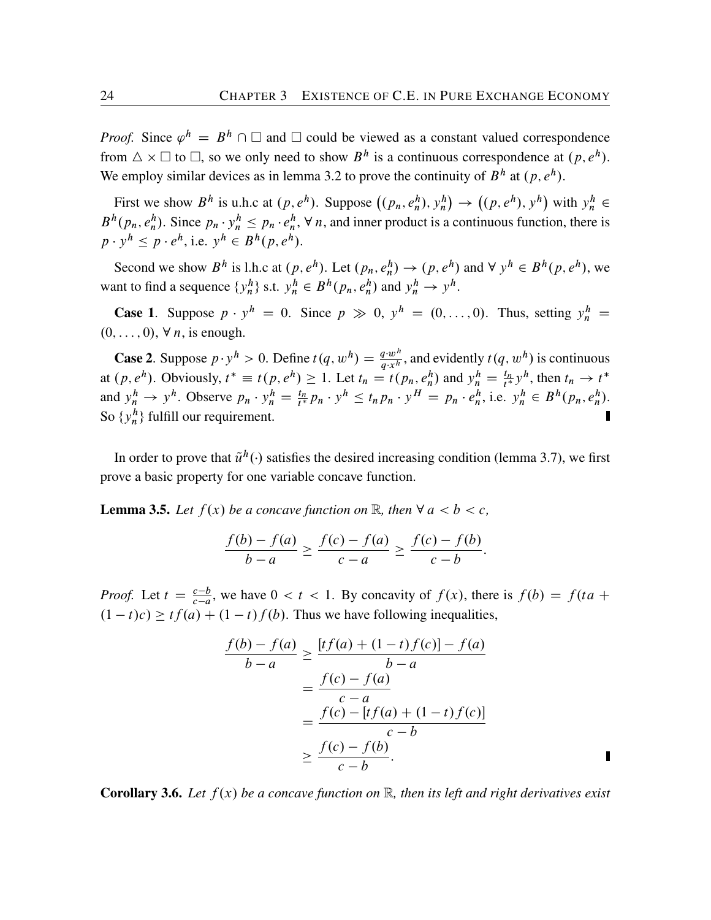*Proof.* Since $\varphi^h = B^h \cap \Box$ and $\Box$ could be viewed as a constant valued correspondence from $\triangle \times \Box$ to $\Box$, so we only need to show $B^h$ is a continuous correspondence at $(p, e^h)$. We employ similar devices as in lemma 3.2 to prove the continuity of $B^h$ at $(p, e^h)$.

First we show $B^h$ is u.h.c at $(p, e^h)$. Suppose $\big((p_n, e_n^h), y_n^h\big) \to \big((p, e^h), y^h\big)$ with $y_n^h \in B^h(p_n, e_n^h)$. Since $p_n \cdot y_n^h \leq p_n \cdot e_n^h$, $\forall\, n$, and inner product is a continuous function, there is $p \cdot y^h \leq p \cdot e^h$, i.e. $y^h \in B^h(p, e^h)$.

Second we show $B^h$ is l.h.c at $(p, e^h)$. Let $(p_n, e_n^h) \to (p, e^h)$ and $\forall\, y^h \in B^h(p, e^h)$, we want to find a sequence $\{y_n^h\}$ s.t. $y_n^h \in B^h(p_n, e_n^h)$ and $y_n^h \to y^h$.

**Case 1**. Suppose $p \cdot y^h = 0$. Since $p \gg 0$, $y^h = (0, \ldots, 0)$. Thus, setting $y_n^h = (0, \ldots, 0)$, $\forall\, n$, is enough.

**Case 2**. Suppose $p \cdot y^h > 0$. Define $t(q, w^h) = \frac{q \cdot w^h}{q \cdot x^h}$, and evidently $t(q, w^h)$ is continuous at $(p, e^h)$. Obviously, $t^* \equiv t(p, e^h) \geq 1$. Let $t_n = t(p_n, e_n^h)$ and $y_n^h = \frac{t_n}{t^*} y^h$, then $t_n \to t^*$ and $y_n^h \to y^h$. Observe $p_n \cdot y_n^h = \frac{t_n}{t^*} p_n \cdot y^h \leq t_n p_n \cdot y^H = p_n \cdot e_n^h$, i.e. $y_n^h \in B^h(p_n, e_n^h)$. So $\{y_n^h\}$ fulfill our requirement. ∎

In order to prove that $\tilde{u}^h(\cdot)$ satisfies the desired increasing condition (lemma 3.7), we first prove a basic property for one variable concave function.

**Lemma 3.5.** *Let $f(x)$ be a concave function on $\mathbb{R}$, then $\forall\, a < b < c$,*

$$\frac{f(b) - f(a)}{b - a} \geq \frac{f(c) - f(a)}{c - a} \geq \frac{f(c) - f(b)}{c - b}.$$

*Proof.* Let $t = \frac{c-b}{c-a}$, we have $0 < t < 1$. By concavity of $f(x)$, there is $f(b) = f(ta + (1-t)c) \geq tf(a) + (1-t)f(b)$. Thus we have following inequalities,

$$\begin{aligned}
\frac{f(b) - f(a)}{b - a} &\geq \frac{[tf(a) + (1-t)f(c)] - f(a)}{b - a} \\
&= \frac{f(c) - f(a)}{c - a} \\
&= \frac{f(c) - [tf(a) + (1-t)f(c)]}{c - b} \\
&\geq \frac{f(c) - f(b)}{c - b}.
\end{aligned}$$

∎

**Corollary 3.6.** *Let $f(x)$ be a concave function on $\mathbb{R}$, then its left and right derivatives exist*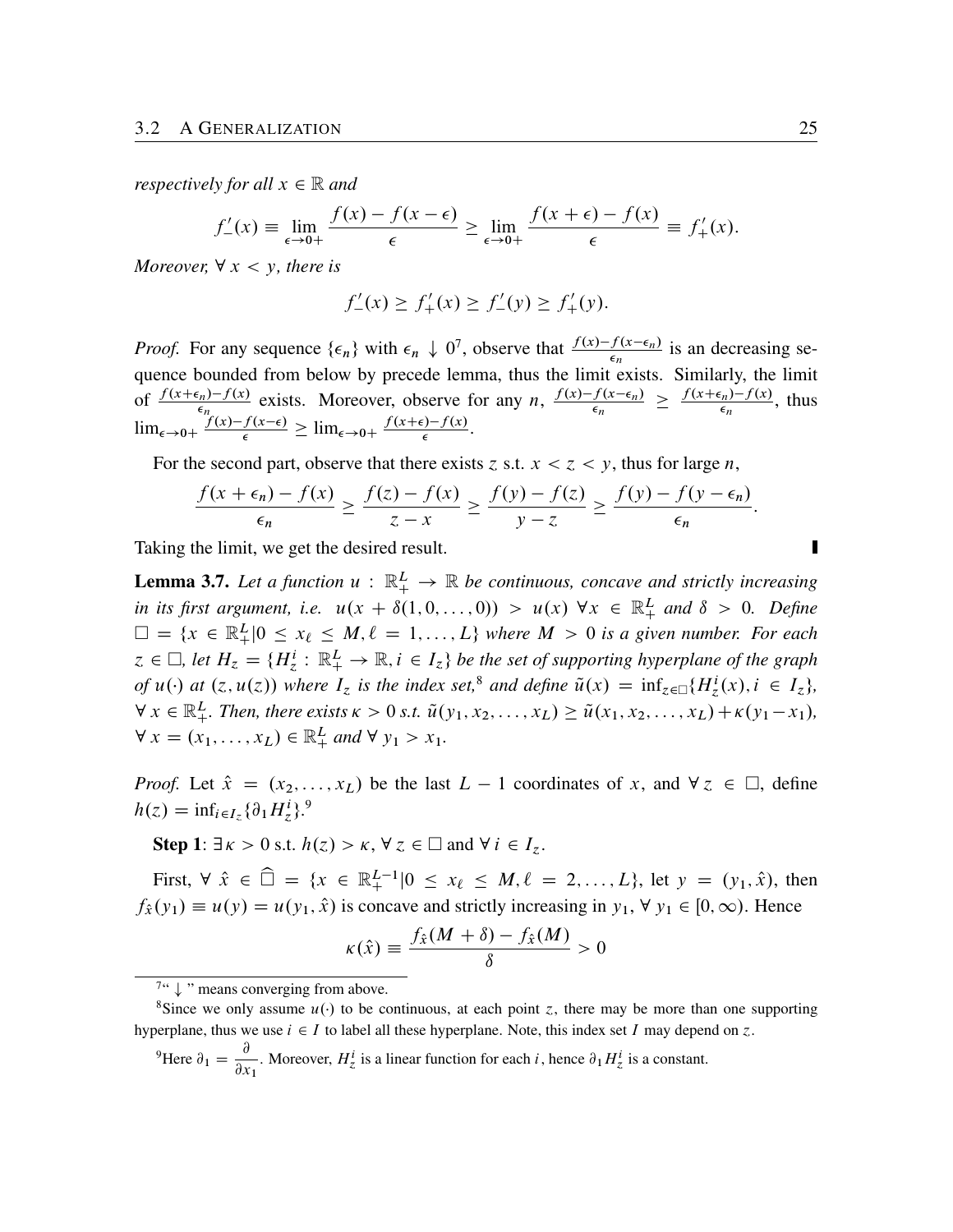*respectively for all $x \in \mathbb{R}$ and*

$$f'_-(x) \equiv \lim_{\epsilon \to 0+} \frac{f(x) - f(x-\epsilon)}{\epsilon} \geq \lim_{\epsilon \to 0+} \frac{f(x+\epsilon) - f(x)}{\epsilon} \equiv f'_+(x).$$

*Moreover, $\forall\, x < y$, there is*

$$f'_-(x) \geq f'_+(x) \geq f'_-(y) \geq f'_+(y).$$

*Proof.* For any sequence $\{\epsilon_n\}$ with $\epsilon_n \downarrow 0$[7], observe that $\frac{f(x)-f(x-\epsilon_n)}{\epsilon_n}$ is an decreasing sequence bounded from below by precede lemma, thus the limit exists. Similarly, the limit of $\frac{f(x+\epsilon_n)-f(x)}{\epsilon_n}$ exists. Moreover, observe for any $n$, $\frac{f(x)-f(x-\epsilon_n)}{\epsilon_n} \geq \frac{f(x+\epsilon_n)-f(x)}{\epsilon_n}$, thus $\lim_{\epsilon\to 0+} \frac{f(x)-f(x-\epsilon)}{\epsilon} \geq \lim_{\epsilon \to 0+} \frac{f(x+\epsilon)-f(x)}{\epsilon}$.

For the second part, observe that there exists $z$ s.t. $x < z < y$, thus for large $n$,

$$\frac{f(x+\epsilon_n) - f(x)}{\epsilon_n} \geq \frac{f(z) - f(x)}{z - x} \geq \frac{f(y) - f(z)}{y - z} \geq \frac{f(y) - f(y - \epsilon_n)}{\epsilon_n}.$$

Taking the limit, we get the desired result. ∎

**Lemma 3.7.** *Let a function $u : \mathbb{R}^L_+ \to \mathbb{R}$ be continuous, concave and strictly increasing in its first argument, i.e. $u(x + \delta(1, 0, \ldots, 0)) > u(x)$ $\forall x \in \mathbb{R}^L_+$ and $\delta > 0$. Define $\Box = \{x \in \mathbb{R}^L_+ | 0 \leq x_\ell \leq M, \ell = 1, \ldots, L\}$ where $M > 0$ is a given number. For each $z \in \Box$, let $H_z = \{H^i_z : \mathbb{R}^L_+ \to \mathbb{R}, i \in I_z\}$ be the set of supporting hyperplane of the graph of $u(\cdot)$ at $(z, u(z))$ where $I_z$ is the index set,*[8] *and define $\tilde{u}(x) = \inf_{z\in\Box}\{H^i_z(x), i \in I_z\}$, $\forall\, x \in \mathbb{R}^L_+$. Then, there exists $\kappa > 0$ s.t. $\tilde{u}(y_1, x_2, \ldots, x_L) \geq \tilde{u}(x_1, x_2, \ldots, x_L) + \kappa(y_1 - x_1)$, $\forall\, x = (x_1, \ldots, x_L) \in \mathbb{R}^L_+$ and $\forall\, y_1 > x_1$.*

*Proof.* Let $\hat{x} = (x_2, \ldots, x_L)$ be the last $L-1$ coordinates of $x$, and $\forall\, z \in \Box$, define $h(z) = \inf_{i\in I_z}\{\partial_1 H^i_z\}$.[9]

**Step 1**: $\exists\, \kappa > 0$ s.t. $h(z) > \kappa$, $\forall\, z \in \Box$ and $\forall\, i \in I_z$.

First, $\forall\, \hat{x} \in \widehat{\Box} = \{x \in \mathbb{R}^{L-1}_+ | 0 \leq x_\ell \leq M, \ell = 2, \ldots, L\}$, let $y = (y_1, \hat{x})$, then $f_{\hat{x}}(y_1) \equiv u(y) = u(y_1, \hat{x})$ is concave and strictly increasing in $y_1$, $\forall\, y_1 \in [0, \infty)$. Hence

$$\kappa(\hat{x}) \equiv \frac{f_{\hat{x}}(M + \delta) - f_{\hat{x}}(M)}{\delta} > 0$$

[7] "$\downarrow$" means converging from above.

[8] Since we only assume $u(\cdot)$ to be continuous, at each point $z$, there may be more than one supporting hyperplane, thus we use $i \in I$ to label all these hyperplane. Note, this index set $I$ may depend on $z$.

[9] Here $\partial_1 = \dfrac{\partial}{\partial x_1}$. Moreover, $H^i_z$ is a linear function for each $i$, hence $\partial_1 H^i_z$ is a constant.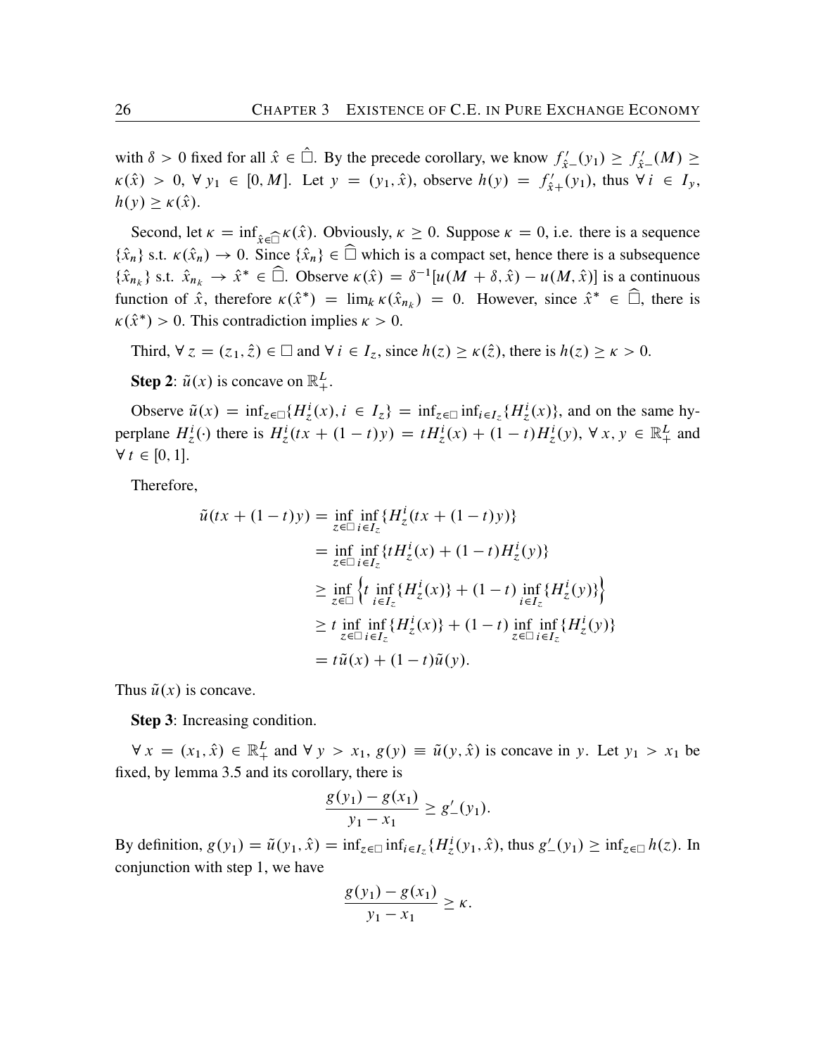with $\delta > 0$ fixed for all $\hat{x} \in \hat{\square}$. By the precede corollary, we know $f'_{\hat{x}-}(y_1) \geq f'_{\hat{x}-}(M) \geq \kappa(\hat{x}) > 0$, $\forall\, y_1 \in [0, M]$. Let $y = (y_1, \hat{x})$, observe $h(y) = f'_{\hat{x}+}(y_1)$, thus $\forall\, i \in I_y$, $h(y) \geq \kappa(\hat{x})$.

Second, let $\kappa = \inf_{\hat{x} \in \widehat{\square}} \kappa(\hat{x})$. Obviously, $\kappa \geq 0$. Suppose $\kappa = 0$, i.e. there is a sequence $\{\hat{x}_n\}$ s.t. $\kappa(\hat{x}_n) \to 0$. Since $\{\hat{x}_n\} \in \widehat{\square}$ which is a compact set, hence there is a subsequence $\{\hat{x}_{n_k}\}$ s.t. $\hat{x}_{n_k} \to \hat{x}^* \in \widehat{\square}$. Observe $\kappa(\hat{x}) = \delta^{-1}[u(M + \delta, \hat{x}) - u(M, \hat{x})]$ is a continuous function of $\hat{x}$, therefore $\kappa(\hat{x}^*) = \lim_k \kappa(\hat{x}_{n_k}) = 0$. However, since $\hat{x}^* \in \widehat{\square}$, there is $\kappa(\hat{x}^*) > 0$. This contradiction implies $\kappa > 0$.

Third, $\forall\, z = (z_1, \hat{z}) \in \square$ and $\forall\, i \in I_z$, since $h(z) \geq \kappa(\hat{z})$, there is $h(z) \geq \kappa > 0$.

**Step 2**: $\tilde{u}(x)$ is concave on $\mathbb{R}^L_+$.

Observe $\tilde{u}(x) = \inf_{z \in \square}\{H^i_z(x), i \in I_z\} = \inf_{z \in \square} \inf_{i \in I_z}\{H^i_z(x)\}$, and on the same hyperplane $H^i_z(\cdot)$ there is $H^i_z(tx + (1-t)y) = tH^i_z(x) + (1-t)H^i_z(y)$, $\forall\, x, y \in \mathbb{R}^L_+$ and $\forall\, t \in [0, 1]$.

Therefore,

$$
\begin{aligned}
\tilde{u}(tx + (1-t)y) &= \inf_{z \in \square} \inf_{i \in I_z}\{H^i_z(tx + (1-t)y)\} \\
&= \inf_{z \in \square} \inf_{i \in I_z}\{tH^i_z(x) + (1-t)H^i_z(y)\} \\
&\geq \inf_{z \in \square}\left\{t \inf_{i \in I_z}\{H^i_z(x)\} + (1-t)\inf_{i \in I_z}\{H^i_z(y)\}\right\} \\
&\geq t \inf_{z \in \square} \inf_{i \in I_z}\{H^i_z(x)\} + (1-t)\inf_{z \in \square} \inf_{i \in I_z}\{H^i_z(y)\} \\
&= t\tilde{u}(x) + (1-t)\tilde{u}(y).
\end{aligned}
$$

Thus $\tilde{u}(x)$ is concave.

**Step 3**: Increasing condition.

$\forall\, x = (x_1, \hat{x}) \in \mathbb{R}^L_+$ and $\forall\, y > x_1$, $g(y) \equiv \tilde{u}(y, \hat{x})$ is concave in $y$. Let $y_1 > x_1$ be fixed, by lemma 3.5 and its corollary, there is

$$
\frac{g(y_1) - g(x_1)}{y_1 - x_1} \geq g'_-(y_1).
$$

By definition, $g(y_1) = \tilde{u}(y_1, \hat{x}) = \inf_{z \in \square} \inf_{i \in I_z}\{H^i_z(y_1, \hat{x})\}$, thus $g'_-(y_1) \geq \inf_{z \in \square} h(z)$. In conjunction with step 1, we have

$$
\frac{g(y_1) - g(x_1)}{y_1 - x_1} \geq \kappa.
$$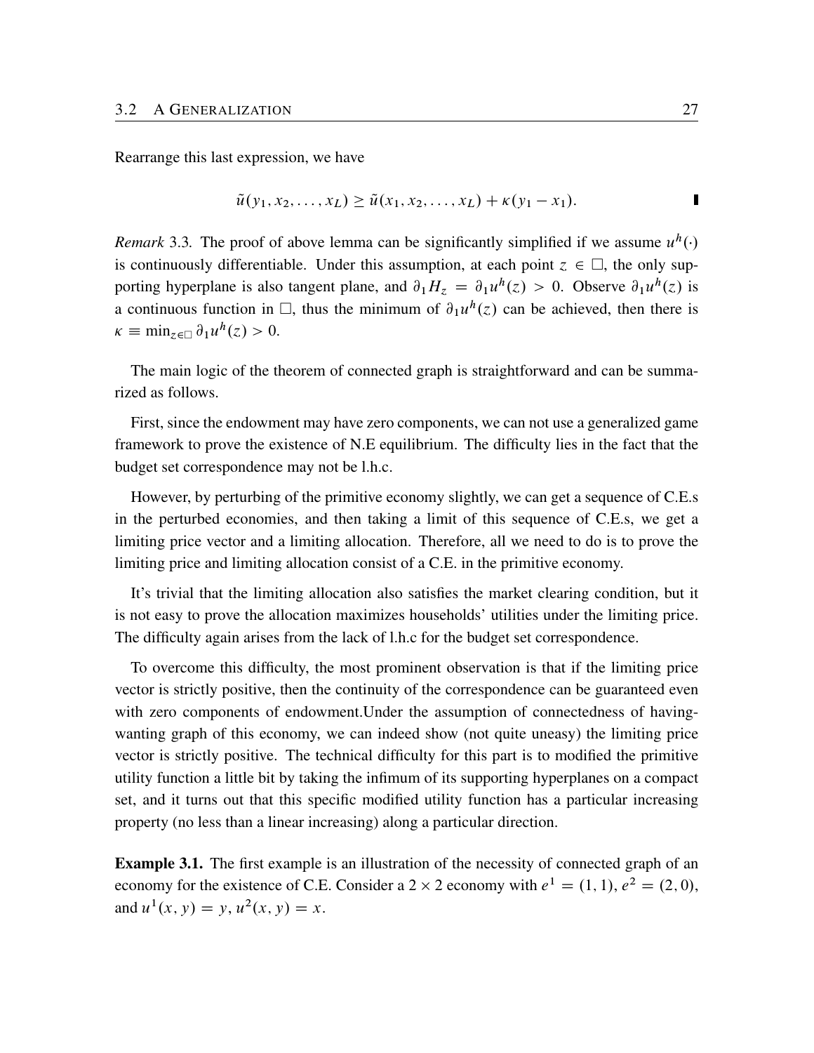Rearrange this last expression, we have

$$\tilde{u}(y_1, x_2, \ldots, x_L) \geq \tilde{u}(x_1, x_2, \ldots, x_L) + \kappa(y_1 - x_1). \qquad \blacksquare$$

*Remark* 3.3. The proof of above lemma can be significantly simplified if we assume $u^h(\cdot)$ is continuously differentiable. Under this assumption, at each point $z \in \square$, the only supporting hyperplane is also tangent plane, and $\partial_1 H_z = \partial_1 u^h(z) > 0$. Observe $\partial_1 u^h(z)$ is a continuous function in $\square$, thus the minimum of $\partial_1 u^h(z)$ can be achieved, then there is $\kappa \equiv \min_{z \in \square} \partial_1 u^h(z) > 0$.

The main logic of the theorem of connected graph is straightforward and can be summarized as follows.

First, since the endowment may have zero components, we can not use a generalized game framework to prove the existence of N.E equilibrium. The difficulty lies in the fact that the budget set correspondence may not be l.h.c.

However, by perturbing of the primitive economy slightly, we can get a sequence of C.E.s in the perturbed economies, and then taking a limit of this sequence of C.E.s, we get a limiting price vector and a limiting allocation. Therefore, all we need to do is to prove the limiting price and limiting allocation consist of a C.E. in the primitive economy.

It's trivial that the limiting allocation also satisfies the market clearing condition, but it is not easy to prove the allocation maximizes households' utilities under the limiting price. The difficulty again arises from the lack of l.h.c for the budget set correspondence.

To overcome this difficulty, the most prominent observation is that if the limiting price vector is strictly positive, then the continuity of the correspondence can be guaranteed even with zero components of endowment.Under the assumption of connectedness of having-wanting graph of this economy, we can indeed show (not quite uneasy) the limiting price vector is strictly positive. The technical difficulty for this part is to modified the primitive utility function a little bit by taking the infimum of its supporting hyperplanes on a compact set, and it turns out that this specific modified utility function has a particular increasing property (no less than a linear increasing) along a particular direction.

**Example 3.1.** The first example is an illustration of the necessity of connected graph of an economy for the existence of C.E. Consider a $2 \times 2$ economy with $e^1 = (1, 1)$, $e^2 = (2, 0)$, and $u^1(x, y) = y$, $u^2(x, y) = x$.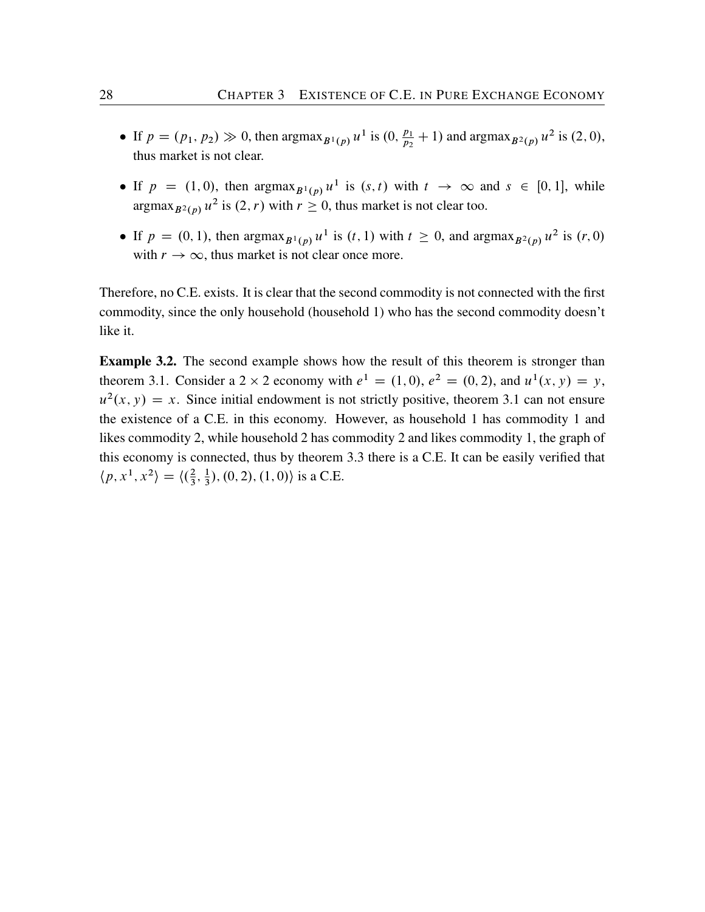- If $p = (p_1, p_2) \gg 0$, then $\text{argmax}_{B^1(p)} u^1$ is $(0, \frac{p_1}{p_2} + 1)$ and $\text{argmax}_{B^2(p)} u^2$ is $(2, 0)$, thus market is not clear.
- If $p = (1, 0)$, then $\text{argmax}_{B^1(p)} u^1$ is $(s, t)$ with $t \to \infty$ and $s \in [0, 1]$, while $\text{argmax}_{B^2(p)} u^2$ is $(2, r)$ with $r \geq 0$, thus market is not clear too.
- If $p = (0, 1)$, then $\text{argmax}_{B^1(p)} u^1$ is $(t, 1)$ with $t \geq 0$, and $\text{argmax}_{B^2(p)} u^2$ is $(r, 0)$ with $r \to \infty$, thus market is not clear once more.

Therefore, no C.E. exists. It is clear that the second commodity is not connected with the first commodity, since the only household (household 1) who has the second commodity doesn't like it.

**Example 3.2.** The second example shows how the result of this theorem is stronger than theorem 3.1. Consider a $2 \times 2$ economy with $e^1 = (1, 0)$, $e^2 = (0, 2)$, and $u^1(x, y) = y$, $u^2(x, y) = x$. Since initial endowment is not strictly positive, theorem 3.1 can not ensure the existence of a C.E. in this economy. However, as household 1 has commodity 1 and likes commodity 2, while household 2 has commodity 2 and likes commodity 1, the graph of this economy is connected, thus by theorem 3.3 there is a C.E. It can be easily verified that $\langle p, x^1, x^2 \rangle = \langle (\frac{2}{3}, \frac{1}{3}), (0, 2), (1, 0) \rangle$ is a C.E.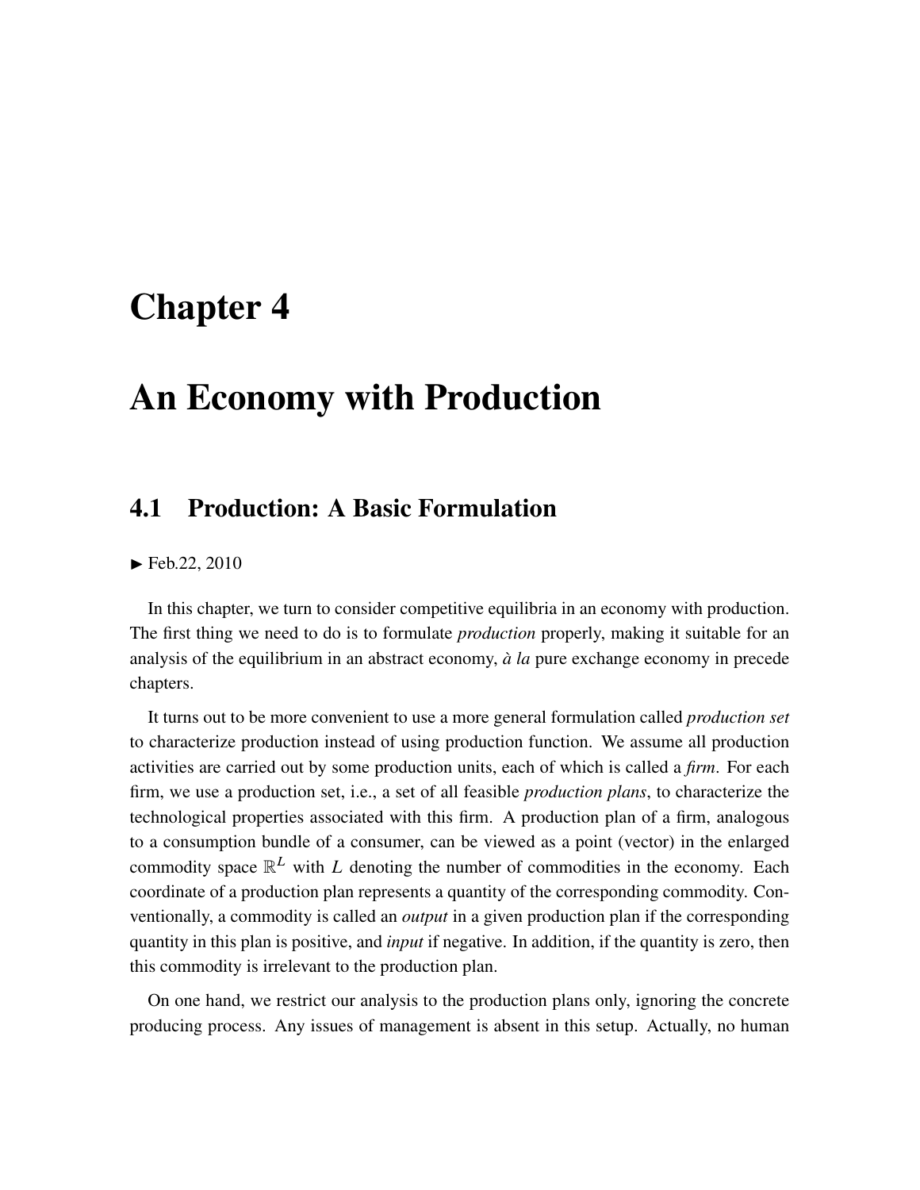# Chapter 4

# An Economy with Production

## 4.1 Production: A Basic Formulation

► Feb.22, 2010

In this chapter, we turn to consider competitive equilibria in an economy with production. The first thing we need to do is to formulate *production* properly, making it suitable for an analysis of the equilibrium in an abstract economy, *à la* pure exchange economy in precede chapters.

It turns out to be more convenient to use a more general formulation called *production set* to characterize production instead of using production function. We assume all production activities are carried out by some production units, each of which is called a *firm*. For each firm, we use a production set, i.e., a set of all feasible *production plans*, to characterize the technological properties associated with this firm. A production plan of a firm, analogous to a consumption bundle of a consumer, can be viewed as a point (vector) in the enlarged commodity space $\mathbb{R}^L$ with $L$ denoting the number of commodities in the economy. Each coordinate of a production plan represents a quantity of the corresponding commodity. Conventionally, a commodity is called an *output* in a given production plan if the corresponding quantity in this plan is positive, and *input* if negative. In addition, if the quantity is zero, then this commodity is irrelevant to the production plan.

On one hand, we restrict our analysis to the production plans only, ignoring the concrete producing process. Any issues of management is absent in this setup. Actually, no human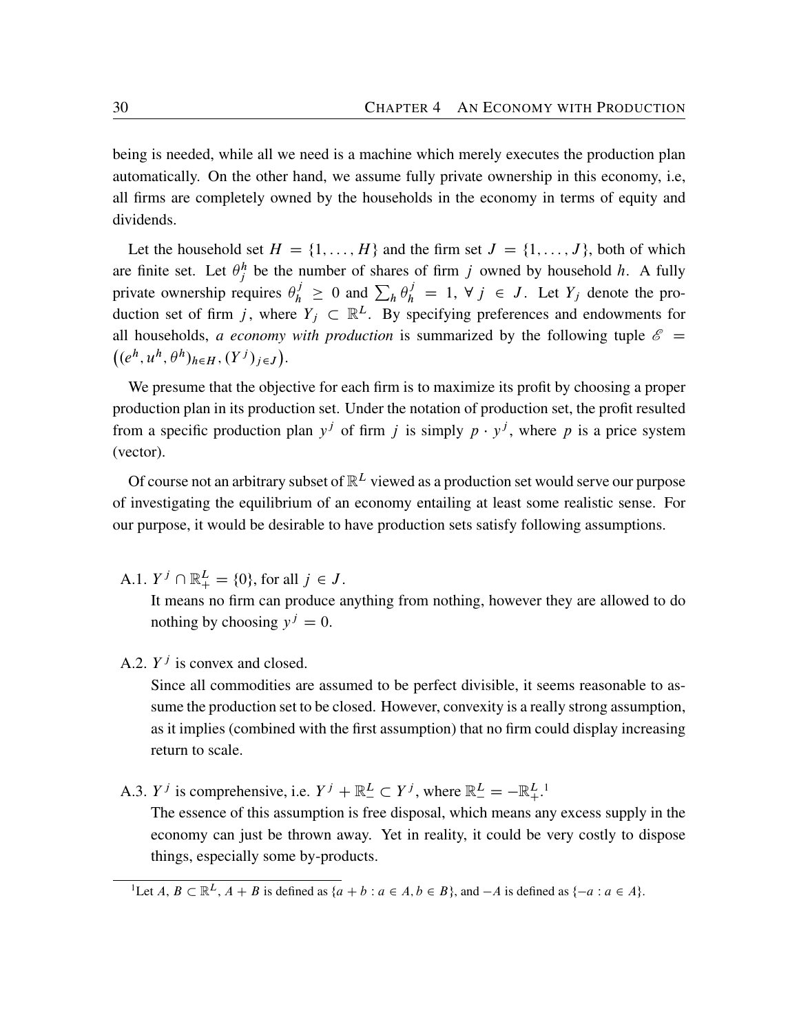being is needed, while all we need is a machine which merely executes the production plan automatically. On the other hand, we assume fully private ownership in this economy, i.e, all firms are completely owned by the households in the economy in terms of equity and dividends.

Let the household set $H = \{1, \ldots, H\}$ and the firm set $J = \{1, \ldots, J\}$, both of which are finite set. Let $\theta_j^h$ be the number of shares of firm $j$ owned by household $h$. A fully private ownership requires $\theta_h^j \geq 0$ and $\sum_h \theta_h^j = 1, \forall j \in J$. Let $Y_j$ denote the production set of firm $j$, where $Y_j \subset \mathbb{R}^L$. By specifying preferences and endowments for all households, *a economy with production* is summarized by the following tuple $\mathscr{E} = \big((e^h, u^h, \theta^h)_{h \in H}, (Y^j)_{j \in J}\big)$.

We presume that the objective for each firm is to maximize its profit by choosing a proper production plan in its production set. Under the notation of production set, the profit resulted from a specific production plan $y^j$ of firm $j$ is simply $p \cdot y^j$, where $p$ is a price system (vector).

Of course not an arbitrary subset of $\mathbb{R}^L$ viewed as a production set would serve our purpose of investigating the equilibrium of an economy entailing at least some realistic sense. For our purpose, it would be desirable to have production sets satisfy following assumptions.

A.1. $Y^j \cap \mathbb{R}_+^L = \{0\}$, for all $j \in J$.
It means no firm can produce anything from nothing, however they are allowed to do nothing by choosing $y^j = 0$.

A.2. $Y^j$ is convex and closed.
Since all commodities are assumed to be perfect divisible, it seems reasonable to assume the production set to be closed. However, convexity is a really strong assumption, as it implies (combined with the first assumption) that no firm could display increasing return to scale.

A.3. $Y^j$ is comprehensive, i.e. $Y^j + \mathbb{R}_-^L \subset Y^j$, where $\mathbb{R}_-^L = -\mathbb{R}_+^L$.[1]
The essence of this assumption is free disposal, which means any excess supply in the economy can just be thrown away. Yet in reality, it could be very costly to dispose things, especially some by-products.

[1]Let $A, B \subset \mathbb{R}^L$, $A + B$ is defined as $\{a + b : a \in A, b \in B\}$, and $-A$ is defined as $\{-a : a \in A\}$.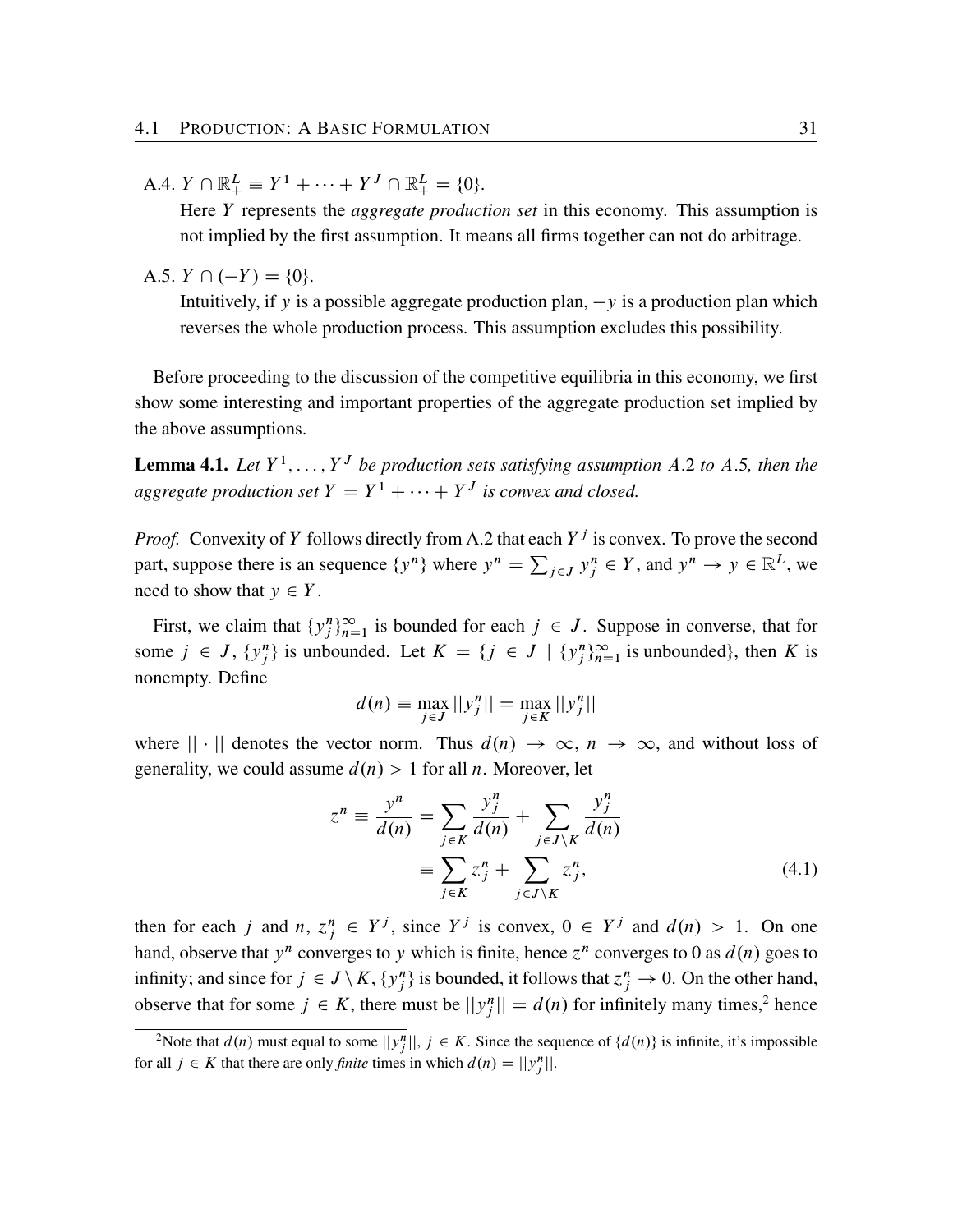A.4. $Y \cap \mathbb{R}^L_+ \equiv Y^1 + \cdots + Y^J \cap \mathbb{R}^L_+ = \{0\}$.

Here $Y$ represents the *aggregate production set* in this economy. This assumption is not implied by the first assumption. It means all firms together can not do arbitrage.

A.5. $Y \cap (-Y) = \{0\}$.

Intuitively, if $y$ is a possible aggregate production plan, $-y$ is a production plan which reverses the whole production process. This assumption excludes this possibility.

Before proceeding to the discussion of the competitive equilibria in this economy, we first show some interesting and important properties of the aggregate production set implied by the above assumptions.

**Lemma 4.1.** *Let $Y^1, \ldots, Y^J$ be production sets satisfying assumption A.2 to A.5, then the aggregate production set $Y = Y^1 + \cdots + Y^J$ is convex and closed.*

*Proof.* Convexity of $Y$ follows directly from A.2 that each $Y^j$ is convex. To prove the second part, suppose there is an sequence $\{y^n\}$ where $y^n = \sum_{j \in J} y^n_j \in Y$, and $y^n \to y \in \mathbb{R}^L$, we need to show that $y \in Y$.

First, we claim that $\{y^n_j\}_{n=1}^{\infty}$ is bounded for each $j \in J$. Suppose in converse, that for some $j \in J$, $\{y^n_j\}$ is unbounded. Let $K = \{j \in J \mid \{y^n_j\}_{n=1}^{\infty}$ is unbounded$\}$, then $K$ is nonempty. Define

$$d(n) \equiv \max_{j \in J} ||y^n_j|| = \max_{j \in K} ||y^n_j||$$

where $|| \cdot ||$ denotes the vector norm. Thus $d(n) \to \infty$, $n \to \infty$, and without loss of generality, we could assume $d(n) > 1$ for all $n$. Moreover, let

$$\begin{aligned} z^n \equiv \frac{y^n}{d(n)} &= \sum_{j \in K} \frac{y^n_j}{d(n)} + \sum_{j \in J \setminus K} \frac{y^n_j}{d(n)} \\ &\equiv \sum_{j \in K} z^n_j + \sum_{j \in J \setminus K} z^n_j, \end{aligned} \tag{4.1}$$

then for each $j$ and $n$, $z^n_j \in Y^j$, since $Y^j$ is convex, $0 \in Y^j$ and $d(n) > 1$. On one hand, observe that $y^n$ converges to $y$ which is finite, hence $z^n$ converges to 0 as $d(n)$ goes to infinity; and since for $j \in J \setminus K$, $\{y^n_j\}$ is bounded, it follows that $z^n_j \to 0$. On the other hand, observe that for some $j \in K$, there must be $||y^n_j|| = d(n)$ for infinitely many times,[2] hence

[2] Note that $d(n)$ must equal to some $||y^n_j||$, $j \in K$. Since the sequence of $\{d(n)\}$ is infinite, it's impossible for all $j \in K$ that there are only *finite* times in which $d(n) = ||y^n_j||$.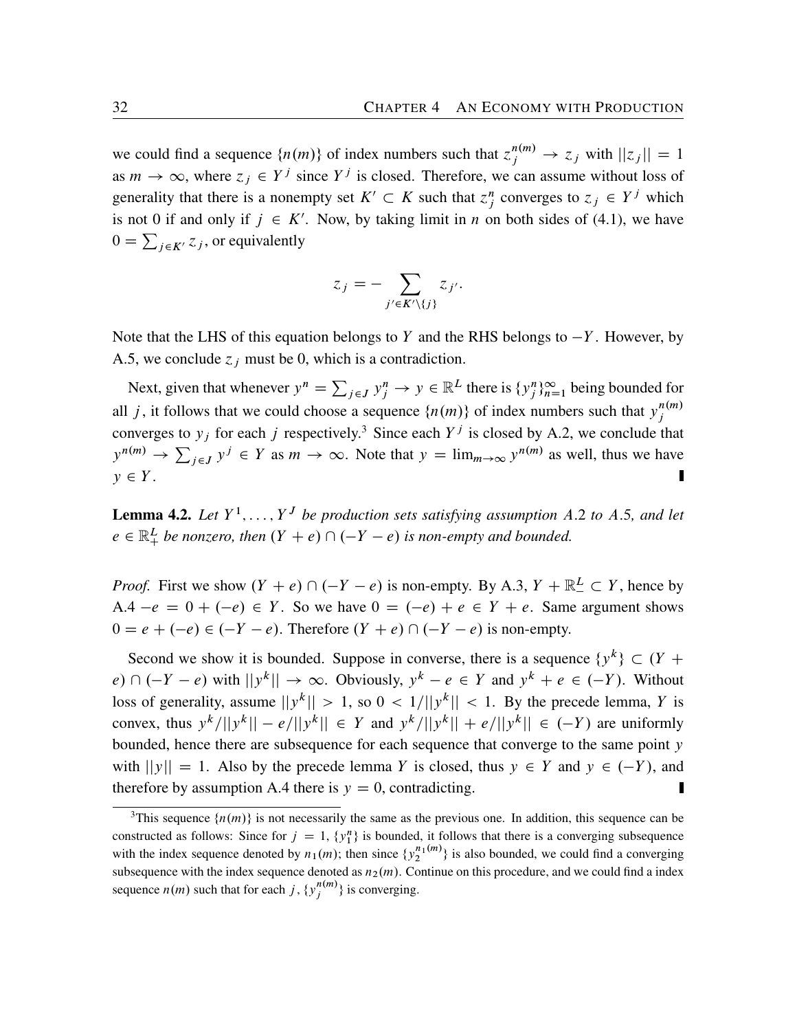we could find a sequence $\{n(m)\}$ of index numbers such that $z_j^{n(m)} \to z_j$ with $||z_j|| = 1$ as $m \to \infty$, where $z_j \in Y^j$ since $Y^j$ is closed. Therefore, we can assume without loss of generality that there is a nonempty set $K' \subset K$ such that $z_j^n$ converges to $z_j \in Y^j$ which is not 0 if and only if $j \in K'$. Now, by taking limit in $n$ on both sides of (4.1), we have $0 = \sum_{j \in K'} z_j$, or equivalently

$$z_j = -\sum_{j' \in K' \setminus \{j\}} z_{j'}.$$

Note that the LHS of this equation belongs to $Y$ and the RHS belongs to $-Y$. However, by A.5, we conclude $z_j$ must be 0, which is a contradiction.

Next, given that whenever $y^n = \sum_{j \in J} y_j^n \to y \in \mathbb{R}^L$ there is $\{y_j^n\}_{n=1}^{\infty}$ being bounded for all $j$, it follows that we could choose a sequence $\{n(m)\}$ of index numbers such that $y_j^{n(m)}$ converges to $y_j$ for each $j$ respectively.[3] Since each $Y^j$ is closed by A.2, we conclude that $y^{n(m)} \to \sum_{j \in J} y^j \in Y$ as $m \to \infty$. Note that $y = \lim_{m \to \infty} y^{n(m)}$ as well, thus we have $y \in Y$. ∎

**Lemma 4.2.** *Let $Y^1, \ldots, Y^J$ be production sets satisfying assumption A.2 to A.5, and let $e \in \mathbb{R}_+^L$ be nonzero, then $(Y + e) \cap (-Y - e)$ is non-empty and bounded.*

*Proof.* First we show $(Y + e) \cap (-Y - e)$ is non-empty. By A.3, $Y + \mathbb{R}_-^L \subset Y$, hence by A.4 $-e = 0 + (-e) \in Y$. So we have $0 = (-e) + e \in Y + e$. Same argument shows $0 = e + (-e) \in (-Y - e)$. Therefore $(Y + e) \cap (-Y - e)$ is non-empty.

Second we show it is bounded. Suppose in converse, there is a sequence $\{y^k\} \subset (Y + e) \cap (-Y - e)$ with $||y^k|| \to \infty$. Obviously, $y^k - e \in Y$ and $y^k + e \in (-Y)$. Without loss of generality, assume $||y^k|| > 1$, so $0 < 1/||y^k|| < 1$. By the precede lemma, $Y$ is convex, thus $y^k/||y^k|| - e/||y^k|| \in Y$ and $y^k/||y^k|| + e/||y^k|| \in (-Y)$ are uniformly bounded, hence there are subsequence for each sequence that converge to the same point $y$ with $||y|| = 1$. Also by the precede lemma $Y$ is closed, thus $y \in Y$ and $y \in (-Y)$, and therefore by assumption A.4 there is $y = 0$, contradicting. ∎

---

[3] This sequence $\{n(m)\}$ is not necessarily the same as the previous one. In addition, this sequence can be constructed as follows: Since for $j = 1$, $\{y_1^n\}$ is bounded, it follows that there is a converging subsequence with the index sequence denoted by $n_1(m)$; then since $\{y_2^{n_1(m)}\}$ is also bounded, we could find a converging subsequence with the index sequence denoted as $n_2(m)$. Continue on this procedure, and we could find a index sequence $n(m)$ such that for each $j$, $\{y_j^{n(m)}\}$ is converging.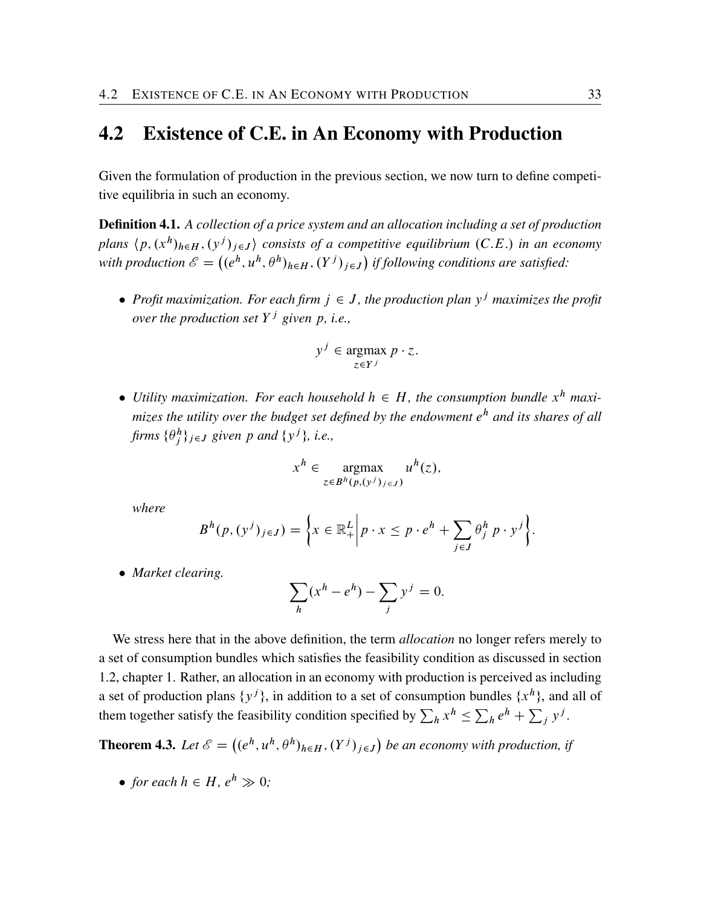## 4.2 Existence of C.E. in An Economy with Production

Given the formulation of production in the previous section, we now turn to define competitive equilibria in such an economy.

**Definition 4.1.** *A collection of a price system and an allocation including a set of production plans $\langle p, (x^h)_{h \in H}, (y^j)_{j \in J} \rangle$ consists of a competitive equilibrium $(C.E.)$ in an economy with production $\mathscr{E} = \big((e^h, u^h, \theta^h)_{h \in H}, (Y^j)_{j \in J}\big)$ if following conditions are satisfied:*

- *Profit maximization. For each firm $j \in J$, the production plan $y^j$ maximizes the profit over the production set $Y^j$ given $p$, i.e.,*

$$y^j \in \operatorname*{argmax}_{z \in Y^j} p \cdot z.$$

- *Utility maximization. For each household $h \in H$, the consumption bundle $x^h$ maximizes the utility over the budget set defined by the endowment $e^h$ and its shares of all firms $\{\theta^h_j\}_{j \in J}$ given $p$ and $\{y^j\}$, i.e.,*

$$x^h \in \operatorname*{argmax}_{z \in B^h(p,(y^j)_{j \in J})} u^h(z),$$

*where*

$$B^h(p, (y^j)_{j \in J}) = \left\{ x \in \mathbb{R}^L_+ \,\middle|\, p \cdot x \leq p \cdot e^h + \sum_{j \in J} \theta^h_j \, p \cdot y^j \right\}.$$

- *Market clearing.*

$$\sum_h (x^h - e^h) - \sum_j y^j = 0.$$

We stress here that in the above definition, the term *allocation* no longer refers merely to a set of consumption bundles which satisfies the feasibility condition as discussed in section 1.2, chapter 1. Rather, an allocation in an economy with production is perceived as including a set of production plans $\{y^j\}$, in addition to a set of consumption bundles $\{x^h\}$, and all of them together satisfy the feasibility condition specified by $\sum_h x^h \leq \sum_h e^h + \sum_j y^j$.

**Theorem 4.3.** *Let $\mathscr{E} = \big((e^h, u^h, \theta^h)_{h \in H}, (Y^j)_{j \in J}\big)$ be an economy with production, if*

- *for each $h \in H$, $e^h \gg 0$;*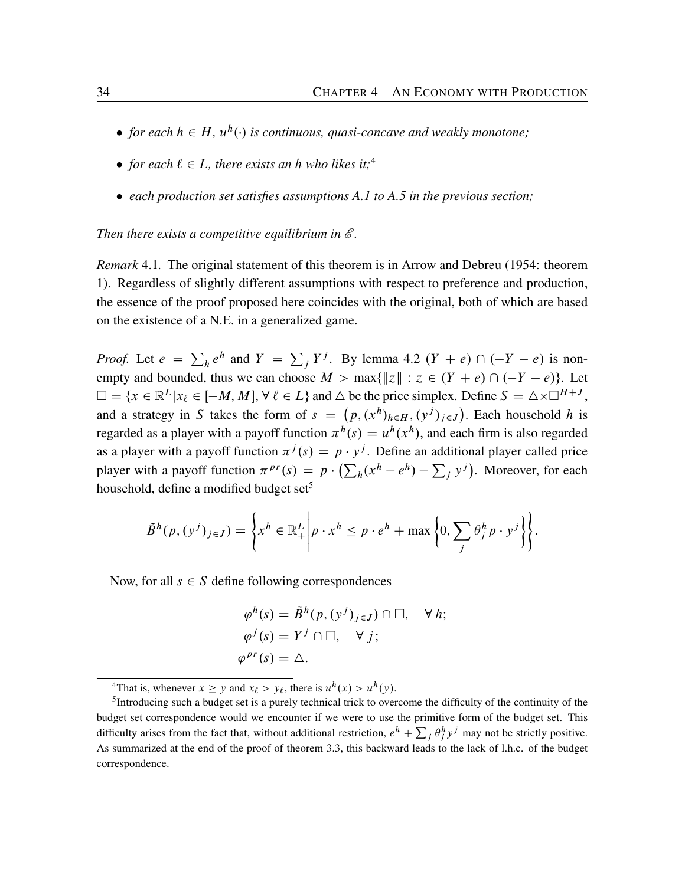- *for each $h \in H$, $u^h(\cdot)$ is continuous, quasi-concave and weakly monotone;*
- *for each $\ell \in L$, there exists an $h$ who likes it;*[4]
- *each production set satisfies assumptions A.1 to A.5 in the previous section;*

*Then there exists a competitive equilibrium in $\mathscr{E}$.*

*Remark* 4.1. The original statement of this theorem is in Arrow and Debreu (1954: theorem 1). Regardless of slightly different assumptions with respect to preference and production, the essence of the proof proposed here coincides with the original, both of which are based on the existence of a N.E. in a generalized game.

*Proof.* Let $e = \sum_h e^h$ and $Y = \sum_j Y^j$. By lemma 4.2 $(Y + e) \cap (-Y - e)$ is non-empty and bounded, thus we can choose $M > \max\{\|z\| : z \in (Y + e) \cap (-Y - e)\}$. Let $\square = \{x \in \mathbb{R}^L | x_\ell \in [-M, M], \forall \ell \in L\}$ and $\triangle$ be the price simplex. Define $S = \triangle \times \square^{H+J}$, and a strategy in $S$ takes the form of $s = \big(p, (x^h)_{h \in H}, (y^j)_{j \in J}\big)$. Each household $h$ is regarded as a player with a payoff function $\pi^h(s) = u^h(x^h)$, and each firm is also regarded as a player with a payoff function $\pi^j(s) = p \cdot y^j$. Define an additional player called price player with a payoff function $\pi^{pr}(s) = p \cdot \big(\sum_h (x^h - e^h) - \sum_j y^j\big)$. Moreover, for each household, define a modified budget set[5]

$$\tilde{B}^h(p, (y^j)_{j \in J}) = \left\{ x^h \in \mathbb{R}^L_+ \middle| p \cdot x^h \leq p \cdot e^h + \max\left\{0, \sum_j \theta^h_j p \cdot y^j\right\}\right\}.$$

Now, for all $s \in S$ define following correspondences

$$\begin{aligned}
\varphi^h(s) &= \tilde{B}^h(p, (y^j)_{j \in J}) \cap \square, \quad \forall\, h; \\
\varphi^j(s) &= Y^j \cap \square, \quad \forall\, j; \\
\varphi^{pr}(s) &= \triangle.
\end{aligned}$$

---

[4] That is, whenever $x \geq y$ and $x_\ell > y_\ell$, there is $u^h(x) > u^h(y)$.

[5] Introducing such a budget set is a purely technical trick to overcome the difficulty of the continuity of the budget set correspondence would we encounter if we were to use the primitive form of the budget set. This difficulty arises from the fact that, without additional restriction, $e^h + \sum_j \theta^h_j y^j$ may not be strictly positive. As summarized at the end of the proof of theorem 3.3, this backward leads to the lack of l.h.c. of the budget correspondence.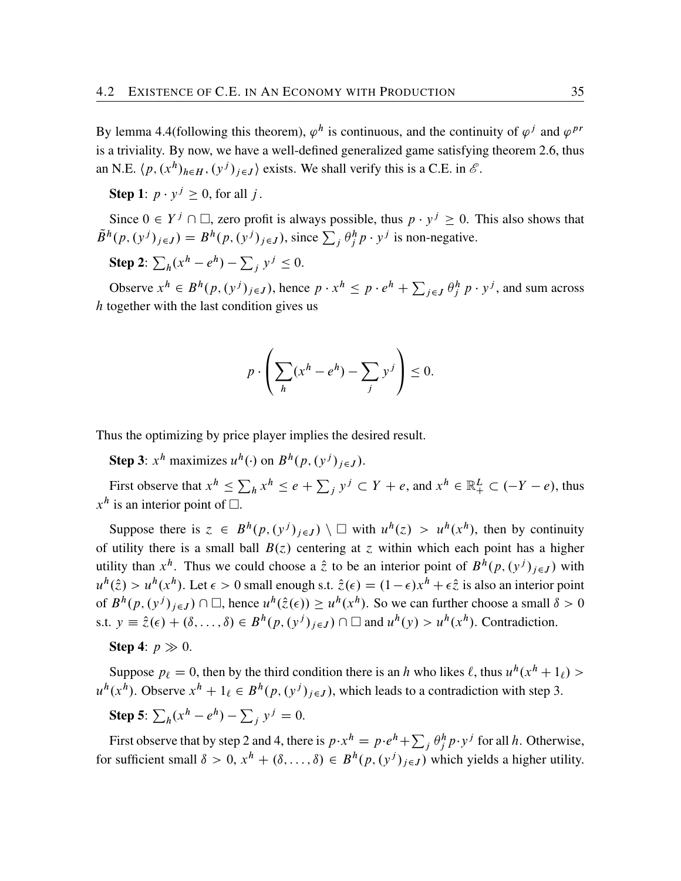By lemma 4.4(following this theorem), $\varphi^h$ is continuous, and the continuity of $\varphi^j$ and $\varphi^{pr}$ is a triviality. By now, we have a well-defined generalized game satisfying theorem 2.6, thus an N.E. $\langle p, (x^h)_{h\in H}, (y^j)_{j\in J}\rangle$ exists. We shall verify this is a C.E. in $\mathscr{E}$.

**Step 1**: $p \cdot y^j \geq 0$, for all $j$.

Since $0 \in Y^j \cap \square$, zero profit is always possible, thus $p \cdot y^j \geq 0$. This also shows that $\tilde{B}^h(p, (y^j)_{j\in J}) = B^h(p, (y^j)_{j\in J})$, since $\sum_j \theta^h_j p \cdot y^j$ is non-negative.

**Step 2**: $\sum_h (x^h - e^h) - \sum_j y^j \leq 0$.

Observe $x^h \in B^h(p, (y^j)_{j\in J})$, hence $p \cdot x^h \leq p \cdot e^h + \sum_{j\in J} \theta^h_j \, p \cdot y^j$, and sum across $h$ together with the last condition gives us

$$p \cdot \left( \sum_h (x^h - e^h) - \sum_j y^j \right) \leq 0.$$

Thus the optimizing by price player implies the desired result.

**Step 3**: $x^h$ maximizes $u^h(\cdot)$ on $B^h(p, (y^j)_{j\in J})$.

First observe that $x^h \leq \sum_h x^h \leq e + \sum_j y^j \subset Y + e$, and $x^h \in \mathbb{R}^L_+ \subset (-Y - e)$, thus $x^h$ is an interior point of $\square$.

Suppose there is $z \in B^h(p, (y^j)_{j\in J}) \setminus \square$ with $u^h(z) > u^h(x^h)$, then by continuity of utility there is a small ball $B(z)$ centering at $z$ within which each point has a higher utility than $x^h$. Thus we could choose a $\hat{z}$ to be an interior point of $B^h(p, (y^j)_{j\in J})$ with $u^h(\hat{z}) > u^h(x^h)$. Let $\epsilon > 0$ small enough s.t. $\hat{z}(\epsilon) = (1-\epsilon)x^h + \epsilon\hat{z}$ is also an interior point of $B^h(p, (y^j)_{j\in J}) \cap \square$, hence $u^h(\hat{z}(\epsilon)) \geq u^h(x^h)$. So we can further choose a small $\delta > 0$ s.t. $y \equiv \hat{z}(\epsilon) + (\delta, \ldots, \delta) \in B^h(p, (y^j)_{j\in J}) \cap \square$ and $u^h(y) > u^h(x^h)$. Contradiction.

**Step 4**: $p \gg 0$.

Suppose $p_\ell = 0$, then by the third condition there is an $h$ who likes $\ell$, thus $u^h(x^h + 1_\ell) > u^h(x^h)$. Observe $x^h + 1_\ell \in B^h(p, (y^j)_{j\in J})$, which leads to a contradiction with step 3.

**Step 5**: $\sum_h (x^h - e^h) - \sum_j y^j = 0$.

First observe that by step 2 and 4, there is $p \cdot x^h = p \cdot e^h + \sum_j \theta^h_j p \cdot y^j$ for all $h$. Otherwise, for sufficient small $\delta > 0$, $x^h + (\delta, \ldots, \delta) \in B^h(p, (y^j)_{j\in J})$ which yields a higher utility.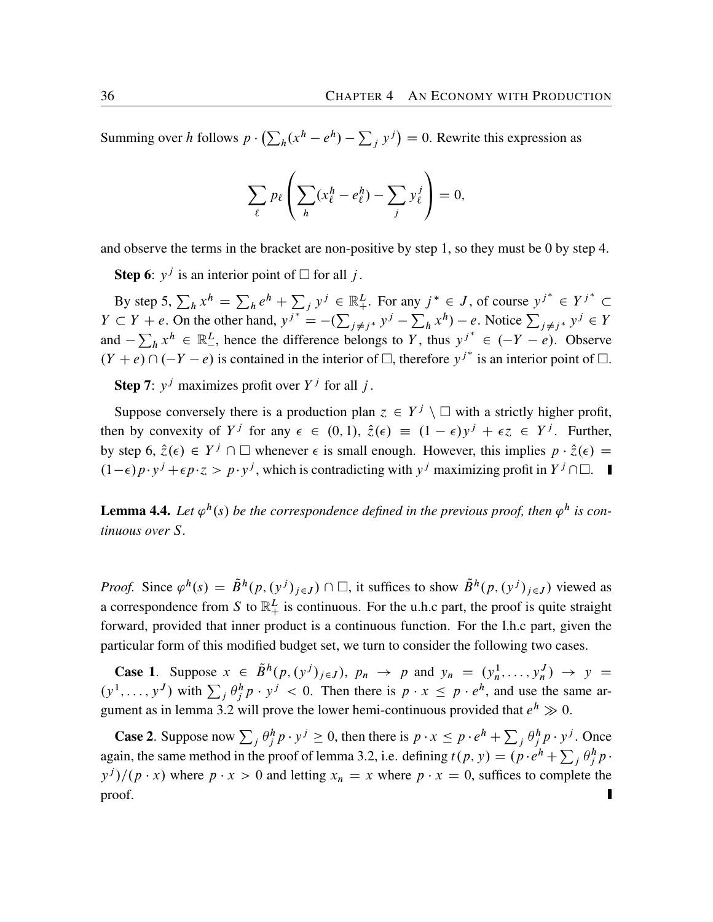Summing over $h$ follows $p \cdot \left(\sum_h (x^h - e^h) - \sum_j y^j\right) = 0$. Rewrite this expression as

$$\sum_\ell p_\ell \left( \sum_h (x^h_\ell - e^h_\ell) - \sum_j y^j_\ell \right) = 0,$$

and observe the terms in the bracket are non-positive by step 1, so they must be 0 by step 4.

**Step 6**: $y^j$ is an interior point of $\square$ for all $j$.

By step 5, $\sum_h x^h = \sum_h e^h + \sum_j y^j \in \mathbb{R}^L_+$. For any $j^* \in J$, of course $y^{j^*} \in Y^{j^*} \subset Y \subset Y + e$. On the other hand, $y^{j^*} = -(\sum_{j \neq j^*} y^j - \sum_h x^h) - e$. Notice $\sum_{j \neq j^*} y^j \in Y$ and $-\sum_h x^h \in \mathbb{R}^L_-$, hence the difference belongs to $Y$, thus $y^{j^*} \in (-Y - e)$. Observe $(Y + e) \cap (-Y - e)$ is contained in the interior of $\square$, therefore $y^{j^*}$ is an interior point of $\square$.

**Step 7**: $y^j$ maximizes profit over $Y^j$ for all $j$.

Suppose conversely there is a production plan $z \in Y^j \setminus \square$ with a strictly higher profit, then by convexity of $Y^j$ for any $\epsilon \in (0, 1)$, $\hat{z}(\epsilon) \equiv (1 - \epsilon) y^j + \epsilon z \in Y^j$. Further, by step 6, $\hat{z}(\epsilon) \in Y^j \cap \square$ whenever $\epsilon$ is small enough. However, this implies $p \cdot \hat{z}(\epsilon) = (1-\epsilon) p \cdot y^j + \epsilon p \cdot z > p \cdot y^j$, which is contradicting with $y^j$ maximizing profit in $Y^j \cap \square$. ∎

**Lemma 4.4.** *Let $\varphi^h(s)$ be the correspondence defined in the previous proof, then $\varphi^h$ is continuous over $S$.*

*Proof.* Since $\varphi^h(s) = \tilde{B}^h(p, (y^j)_{j \in J}) \cap \square$, it suffices to show $\tilde{B}^h(p, (y^j)_{j \in J})$ viewed as a correspondence from $S$ to $\mathbb{R}^L_+$ is continuous. For the u.h.c part, the proof is quite straight forward, provided that inner product is a continuous function. For the l.h.c part, given the particular form of this modified budget set, we turn to consider the following two cases.

**Case 1**. Suppose $x \in \tilde{B}^h(p, (y^j)_{j \in J})$, $p_n \to p$ and $y_n = (y^1_n, \ldots, y^J_n) \to y = (y^1, \ldots, y^J)$ with $\sum_j \theta^h_j p \cdot y^j < 0$. Then there is $p \cdot x \leq p \cdot e^h$, and use the same argument as in lemma 3.2 will prove the lower hemi-continuous provided that $e^h \gg 0$.

**Case 2**. Suppose now $\sum_j \theta^h_j p \cdot y^j \geq 0$, then there is $p \cdot x \leq p \cdot e^h + \sum_j \theta^h_j p \cdot y^j$. Once again, the same method in the proof of lemma 3.2, i.e. defining $t(p, y) = (p \cdot e^h + \sum_j \theta^h_j p \cdot y^j)/(p \cdot x)$ where $p \cdot x > 0$ and letting $x_n = x$ where $p \cdot x = 0$, suffices to complete the proof. ∎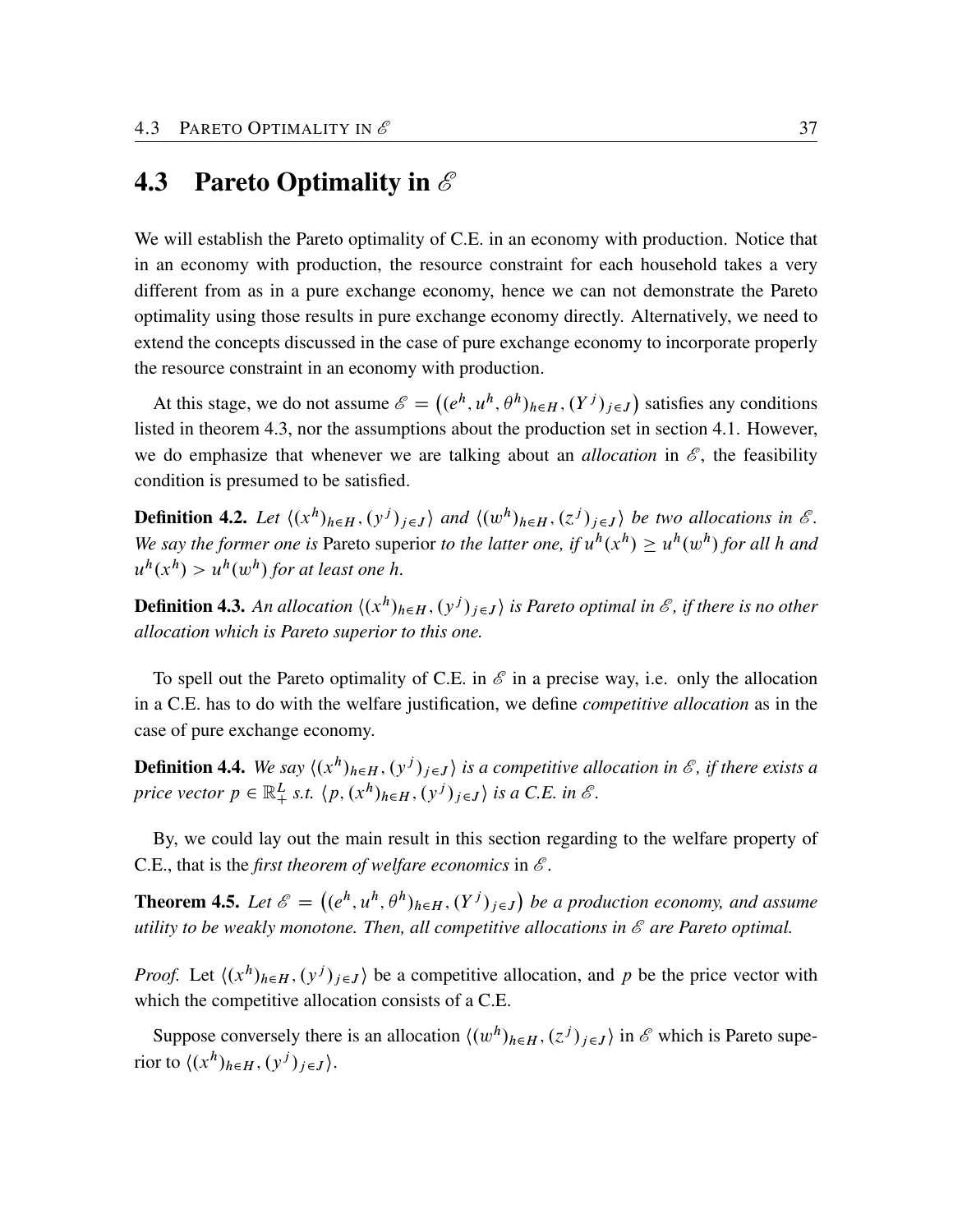## 4.3 Pareto Optimality in $\mathscr{E}$

We will establish the Pareto optimality of C.E. in an economy with production. Notice that in an economy with production, the resource constraint for each household takes a very different from as in a pure exchange economy, hence we can not demonstrate the Pareto optimality using those results in pure exchange economy directly. Alternatively, we need to extend the concepts discussed in the case of pure exchange economy to incorporate properly the resource constraint in an economy with production.

At this stage, we do not assume $\mathscr{E} = \big((e^h, u^h, \theta^h)_{h \in H}, (Y^j)_{j \in J}\big)$ satisfies any conditions listed in theorem 4.3, nor the assumptions about the production set in section 4.1. However, we do emphasize that whenever we are talking about an *allocation* in $\mathscr{E}$, the feasibility condition is presumed to be satisfied.

**Definition 4.2.** *Let $\langle (x^h)_{h \in H}, (y^j)_{j \in J} \rangle$ and $\langle (w^h)_{h \in H}, (z^j)_{j \in J} \rangle$ be two allocations in $\mathscr{E}$. We say the former one is* Pareto superior *to the latter one, if $u^h(x^h) \geq u^h(w^h)$ for all $h$ and $u^h(x^h) > u^h(w^h)$ for at least one $h$.*

**Definition 4.3.** *An allocation $\langle (x^h)_{h \in H}, (y^j)_{j \in J} \rangle$ is Pareto optimal in $\mathscr{E}$, if there is no other allocation which is Pareto superior to this one.*

To spell out the Pareto optimality of C.E. in $\mathscr{E}$ in a precise way, i.e. only the allocation in a C.E. has to do with the welfare justification, we define *competitive allocation* as in the case of pure exchange economy.

**Definition 4.4.** *We say $\langle (x^h)_{h \in H}, (y^j)_{j \in J} \rangle$ is a competitive allocation in $\mathscr{E}$, if there exists a price vector $p \in \mathbb{R}^L_+$ s.t. $\langle p, (x^h)_{h \in H}, (y^j)_{j \in J} \rangle$ is a C.E. in $\mathscr{E}$.*

By, we could lay out the main result in this section regarding to the welfare property of C.E., that is the *first theorem of welfare economics* in $\mathscr{E}$.

**Theorem 4.5.** *Let $\mathscr{E} = \big((e^h, u^h, \theta^h)_{h \in H}, (Y^j)_{j \in J}\big)$ be a production economy, and assume utility to be weakly monotone. Then, all competitive allocations in $\mathscr{E}$ are Pareto optimal.*

*Proof.* Let $\langle (x^h)_{h \in H}, (y^j)_{j \in J} \rangle$ be a competitive allocation, and $p$ be the price vector with which the competitive allocation consists of a C.E.

Suppose conversely there is an allocation $\langle (w^h)_{h \in H}, (z^j)_{j \in J} \rangle$ in $\mathscr{E}$ which is Pareto superior to $\langle (x^h)_{h \in H}, (y^j)_{j \in J} \rangle$.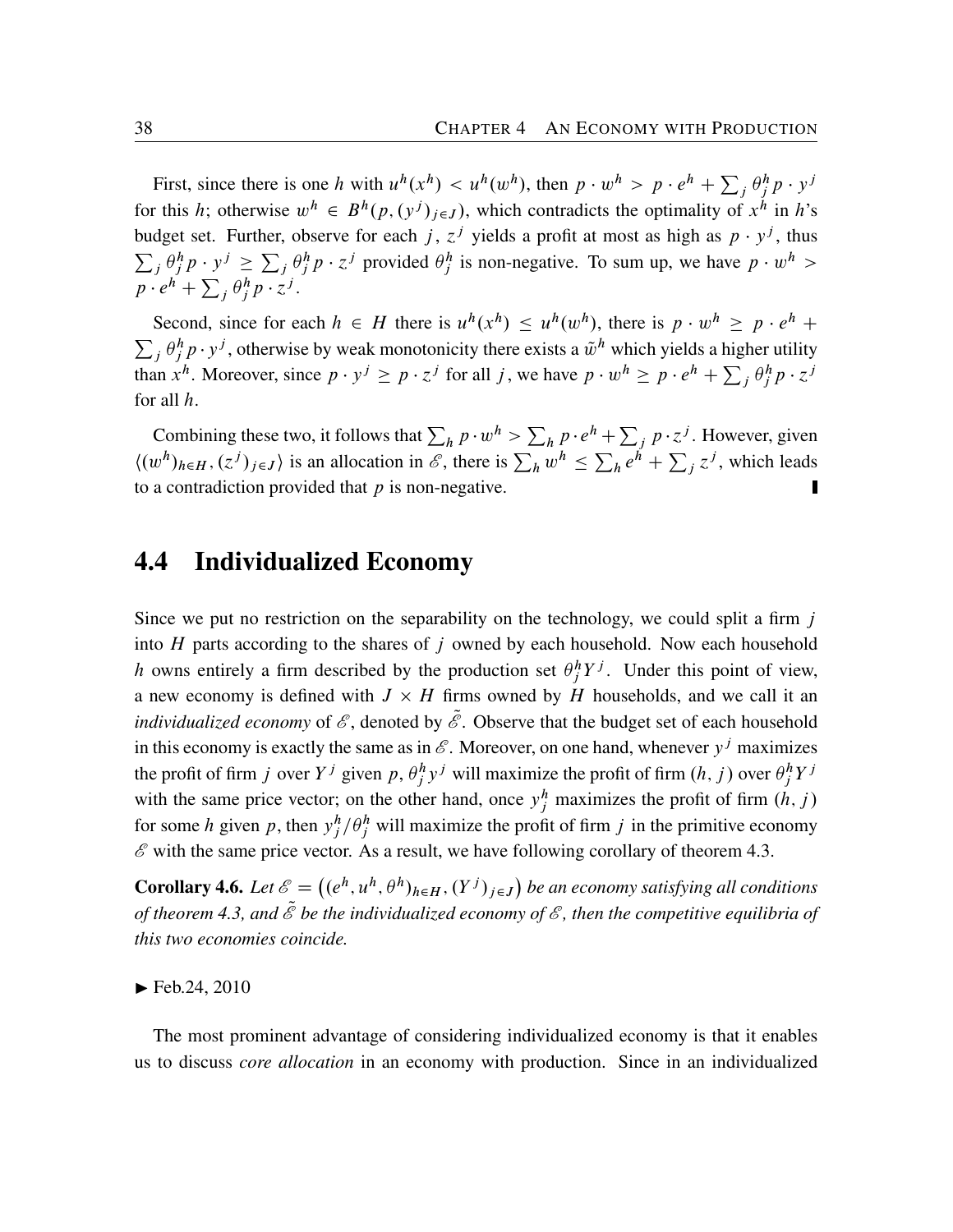First, since there is one $h$ with $u^h(x^h) < u^h(w^h)$, then $p \cdot w^h > p \cdot e^h + \sum_j \theta_j^h p \cdot y^j$ for this $h$; otherwise $w^h \in B^h(p, (y^j)_{j \in J})$, which contradicts the optimality of $x^h$ in $h$'s budget set. Further, observe for each $j$, $z^j$ yields a profit at most as high as $p \cdot y^j$, thus $\sum_j \theta_j^h p \cdot y^j \geq \sum_j \theta_j^h p \cdot z^j$ provided $\theta_j^h$ is non-negative. To sum up, we have $p \cdot w^h > p \cdot e^h + \sum_j \theta_j^h p \cdot z^j$.

Second, since for each $h \in H$ there is $u^h(x^h) \leq u^h(w^h)$, there is $p \cdot w^h \geq p \cdot e^h + \sum_j \theta_j^h p \cdot y^j$, otherwise by weak monotonicity there exists a $\tilde{w}^h$ which yields a higher utility than $x^h$. Moreover, since $p \cdot y^j \geq p \cdot z^j$ for all $j$, we have $p \cdot w^h \geq p \cdot e^h + \sum_j \theta_j^h p \cdot z^j$ for all $h$.

Combining these two, it follows that $\sum_h p \cdot w^h > \sum_h p \cdot e^h + \sum_j p \cdot z^j$. However, given $\langle (w^h)_{h \in H}, (z^j)_{j \in J} \rangle$ is an allocation in $\mathscr{E}$, there is $\sum_h w^h \leq \sum_h e^h + \sum_j z^j$, which leads to a contradiction provided that $p$ is non-negative. ∎

## 4.4 Individualized Economy

Since we put no restriction on the separability on the technology, we could split a firm $j$ into $H$ parts according to the shares of $j$ owned by each household. Now each household $h$ owns entirely a firm described by the production set $\theta_j^h Y^j$. Under this point of view, a new economy is defined with $J \times H$ firms owned by $H$ households, and we call it an *individualized economy* of $\mathscr{E}$, denoted by $\tilde{\mathscr{E}}$. Observe that the budget set of each household in this economy is exactly the same as in $\mathscr{E}$. Moreover, on one hand, whenever $y^j$ maximizes the profit of firm $j$ over $Y^j$ given $p$, $\theta_j^h y^j$ will maximize the profit of firm $(h, j)$ over $\theta_j^h Y^j$ with the same price vector; on the other hand, once $y_j^h$ maximizes the profit of firm $(h, j)$ for some $h$ given $p$, then $y_j^h / \theta_j^h$ will maximize the profit of firm $j$ in the primitive economy $\mathscr{E}$ with the same price vector. As a result, we have following corollary of theorem 4.3.

**Corollary 4.6.** *Let $\mathscr{E} = \left((e^h, u^h, \theta^h)_{h \in H}, (Y^j)_{j \in J}\right)$ be an economy satisfying all conditions of theorem 4.3, and $\tilde{\mathscr{E}}$ be the individualized economy of $\mathscr{E}$, then the competitive equilibria of this two economies coincide.*

► Feb.24, 2010

The most prominent advantage of considering individualized economy is that it enables us to discuss *core allocation* in an economy with production. Since in an individualized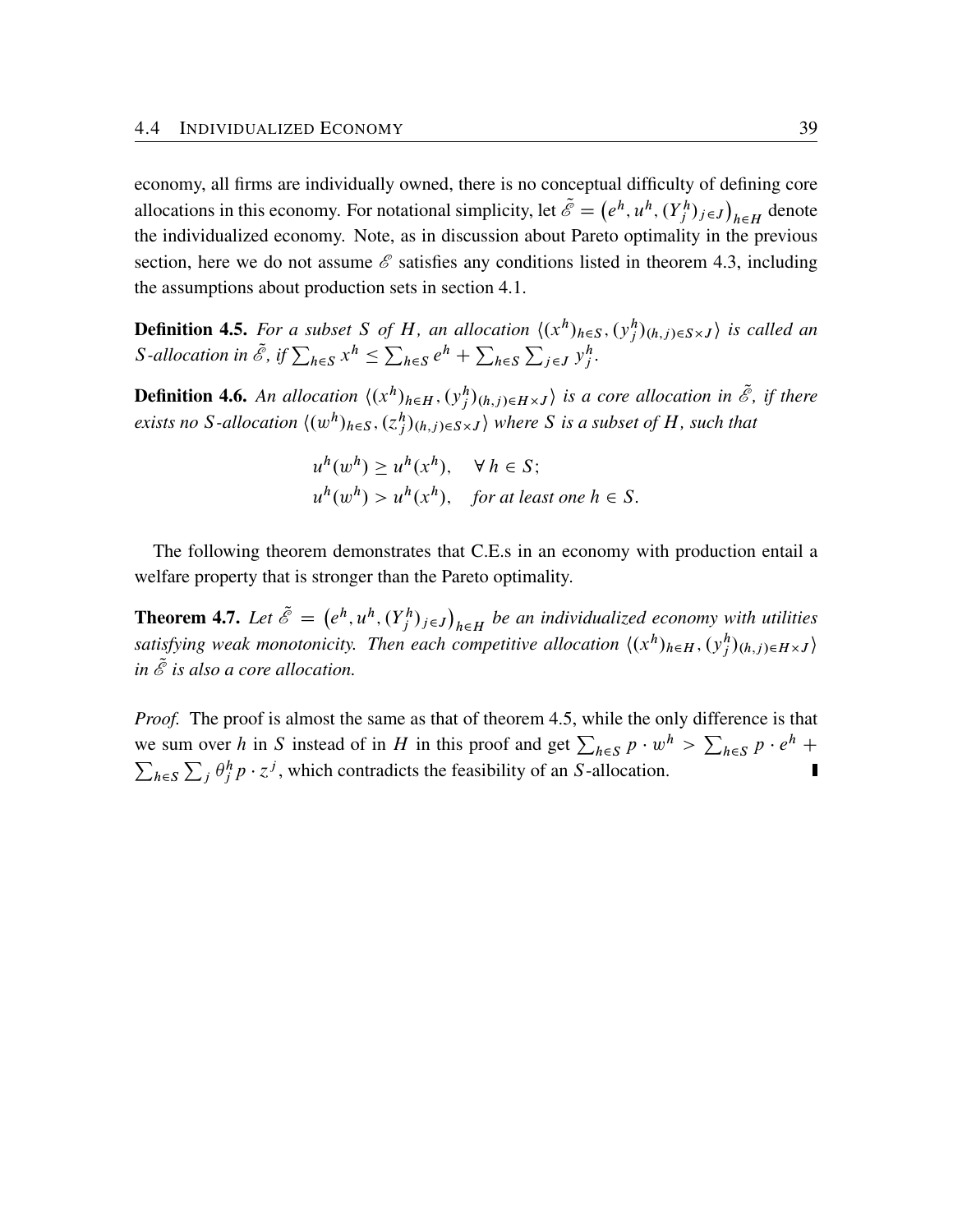economy, all firms are individually owned, there is no conceptual difficulty of defining core allocations in this economy. For notational simplicity, let $\tilde{\mathscr{E}} = \left(e^h, u^h, (Y_j^h)_{j \in J}\right)_{h \in H}$ denote the individualized economy. Note, as in discussion about Pareto optimality in the previous section, here we do not assume $\mathscr{E}$ satisfies any conditions listed in theorem 4.3, including the assumptions about production sets in section 4.1.

**Definition 4.5.** *For a subset $S$ of $H$, an allocation $\langle (x^h)_{h \in S}, (y_j^h)_{(h,j) \in S \times J} \rangle$ is called an $S$-allocation in $\tilde{\mathscr{E}}$, if $\sum_{h \in S} x^h \leq \sum_{h \in S} e^h + \sum_{h \in S} \sum_{j \in J} y_j^h$.*

**Definition 4.6.** *An allocation $\langle (x^h)_{h \in H}, (y_j^h)_{(h,j) \in H \times J} \rangle$ is a core allocation in $\tilde{\mathscr{E}}$, if there exists no $S$-allocation $\langle (w^h)_{h \in S}, (z_j^h)_{(h,j) \in S \times J} \rangle$ where $S$ is a subset of $H$, such that*

$$
\begin{aligned}
u^h(w^h) &\geq u^h(x^h), \quad \forall\, h \in S; \\
u^h(w^h) &> u^h(x^h), \quad \textit{for at least one } h \in S.
\end{aligned}
$$

The following theorem demonstrates that C.E.s in an economy with production entail a welfare property that is stronger than the Pareto optimality.

**Theorem 4.7.** *Let $\tilde{\mathscr{E}} = \left(e^h, u^h, (Y_j^h)_{j \in J}\right)_{h \in H}$ be an individualized economy with utilities satisfying weak monotonicity. Then each competitive allocation $\langle (x^h)_{h \in H}, (y_j^h)_{(h,j) \in H \times J} \rangle$ in $\tilde{\mathscr{E}}$ is also a core allocation.*

*Proof.* The proof is almost the same as that of theorem 4.5, while the only difference is that we sum over $h$ in $S$ instead of in $H$ in this proof and get $\sum_{h \in S} p \cdot w^h > \sum_{h \in S} p \cdot e^h + \sum_{h \in S} \sum_j \theta_j^h p \cdot z^j$, which contradicts the feasibility of an $S$-allocation. ∎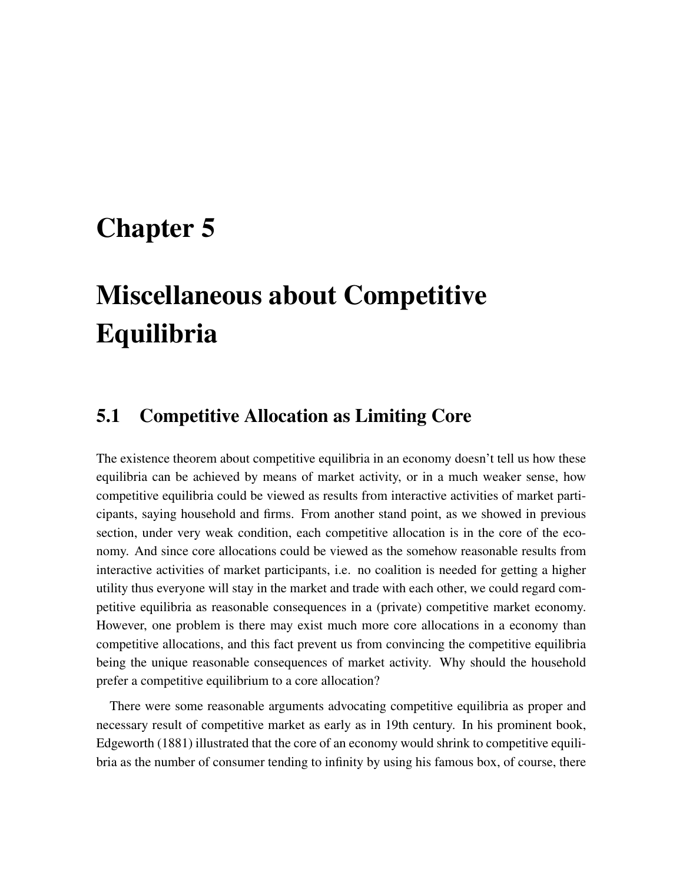# Chapter 5

# Miscellaneous about Competitive Equilibria

## 5.1 Competitive Allocation as Limiting Core

The existence theorem about competitive equilibria in an economy doesn't tell us how these equilibria can be achieved by means of market activity, or in a much weaker sense, how competitive equilibria could be viewed as results from interactive activities of market participants, saying household and firms. From another stand point, as we showed in previous section, under very weak condition, each competitive allocation is in the core of the economy. And since core allocations could be viewed as the somehow reasonable results from interactive activities of market participants, i.e. no coalition is needed for getting a higher utility thus everyone will stay in the market and trade with each other, we could regard competitive equilibria as reasonable consequences in a (private) competitive market economy. However, one problem is there may exist much more core allocations in a economy than competitive allocations, and this fact prevent us from convincing the competitive equilibria being the unique reasonable consequences of market activity. Why should the household prefer a competitive equilibrium to a core allocation?

There were some reasonable arguments advocating competitive equilibria as proper and necessary result of competitive market as early as in 19th century. In his prominent book, Edgeworth (1881) illustrated that the core of an economy would shrink to competitive equilibria as the number of consumer tending to infinity by using his famous box, of course, there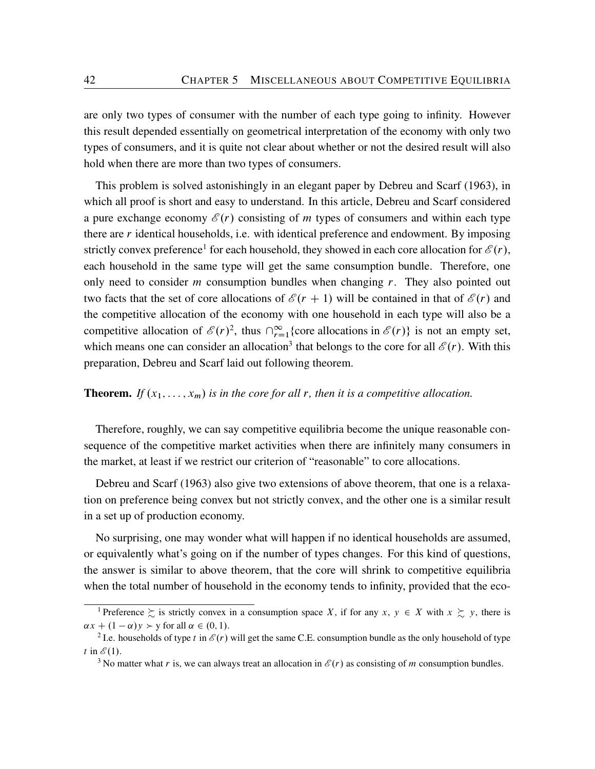are only two types of consumer with the number of each type going to infinity. However this result depended essentially on geometrical interpretation of the economy with only two types of consumers, and it is quite not clear about whether or not the desired result will also hold when there are more than two types of consumers.

This problem is solved astonishingly in an elegant paper by Debreu and Scarf (1963), in which all proof is short and easy to understand. In this article, Debreu and Scarf considered a pure exchange economy $\mathscr{E}(r)$ consisting of $m$ types of consumers and within each type there are $r$ identical households, i.e. with identical preference and endowment. By imposing strictly convex preference[1] for each household, they showed in each core allocation for $\mathscr{E}(r)$, each household in the same type will get the same consumption bundle. Therefore, one only need to consider $m$ consumption bundles when changing $r$. They also pointed out two facts that the set of core allocations of $\mathscr{E}(r+1)$ will be contained in that of $\mathscr{E}(r)$ and the competitive allocation of the economy with one household in each type will also be a competitive allocation of $\mathscr{E}(r)$[2], thus $\cap_{r=1}^{\infty}\{\text{core allocations in } \mathscr{E}(r)\}$ is not an empty set, which means one can consider an allocation[3] that belongs to the core for all $\mathscr{E}(r)$. With this preparation, Debreu and Scarf laid out following theorem.

**Theorem.** *If $(x_1, \ldots, x_m)$ is in the core for all $r$, then it is a competitive allocation.*

Therefore, roughly, we can say competitive equilibria become the unique reasonable consequence of the competitive market activities when there are infinitely many consumers in the market, at least if we restrict our criterion of "reasonable" to core allocations.

Debreu and Scarf (1963) also give two extensions of above theorem, that one is a relaxation on preference being convex but not strictly convex, and the other one is a similar result in a set up of production economy.

No surprising, one may wonder what will happen if no identical households are assumed, or equivalently what's going on if the number of types changes. For this kind of questions, the answer is similar to above theorem, that the core will shrink to competitive equilibria when the total number of household in the economy tends to infinity, provided that the eco-

---

[1] Preference $\succsim$ is strictly convex in a consumption space $X$, if for any $x,\ y \in X$ with $x \succsim y$, there is $\alpha x + (1-\alpha)y \succ y$ for all $\alpha \in (0, 1)$.

[2] I.e. households of type $t$ in $\mathscr{E}(r)$ will get the same C.E. consumption bundle as the only household of type $t$ in $\mathscr{E}(1)$.

[3] No matter what $r$ is, we can always treat an allocation in $\mathscr{E}(r)$ as consisting of $m$ consumption bundles.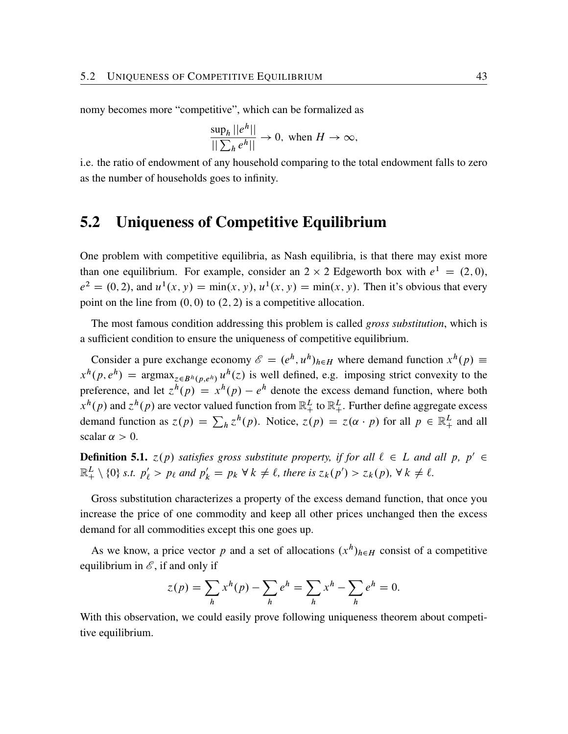nomy becomes more "competitive", which can be formalized as

$$\frac{\sup_h ||e^h||}{||\sum_h e^h||} \to 0, \text{ when } H \to \infty,$$

i.e. the ratio of endowment of any household comparing to the total endowment falls to zero as the number of households goes to infinity.

## 5.2 Uniqueness of Competitive Equilibrium

One problem with competitive equilibria, as Nash equilibria, is that there may exist more than one equilibrium. For example, consider an $2 \times 2$ Edgeworth box with $e^1 = (2, 0)$, $e^2 = (0, 2)$, and $u^1(x, y) = \min(x, y)$, $u^1(x, y) = \min(x, y)$. Then it's obvious that every point on the line from $(0, 0)$ to $(2, 2)$ is a competitive allocation.

The most famous condition addressing this problem is called *gross substitution*, which is a sufficient condition to ensure the uniqueness of competitive equilibrium.

Consider a pure exchange economy $\mathscr{E} = (e^h, u^h)_{h \in H}$ where demand function $x^h(p) \equiv x^h(p, e^h) = \operatorname{argmax}_{z \in B^h(p, e^h)} u^h(z)$ is well defined, e.g. imposing strict convexity to the preference, and let $z^h(p) = x^h(p) - e^h$ denote the excess demand function, where both $x^h(p)$ and $z^h(p)$ are vector valued function from $\mathbb{R}^L_+$ to $\mathbb{R}^L_+$. Further define aggregate excess demand function as $z(p) = \sum_h z^h(p)$. Notice, $z(p) = z(\alpha \cdot p)$ for all $p \in \mathbb{R}^L_+$ and all scalar $\alpha > 0$.

**Definition 5.1.** *$z(p)$ satisfies gross substitute property, if for all $\ell \in L$ and all $p$, $p' \in \mathbb{R}^L_+ \setminus \{0\}$ s.t. $p'_\ell > p_\ell$ and $p'_k = p_k \ \forall \, k \neq \ell$, there is $z_k(p') > z_k(p)$, $\forall \, k \neq \ell$.*

Gross substitution characterizes a property of the excess demand function, that once you increase the price of one commodity and keep all other prices unchanged then the excess demand for all commodities except this one goes up.

As we know, a price vector $p$ and a set of allocations $(x^h)_{h \in H}$ consist of a competitive equilibrium in $\mathscr{E}$, if and only if

$$z(p) = \sum_h x^h(p) - \sum_h e^h = \sum_h x^h - \sum_h e^h = 0.$$

With this observation, we could easily prove following uniqueness theorem about competitive equilibrium.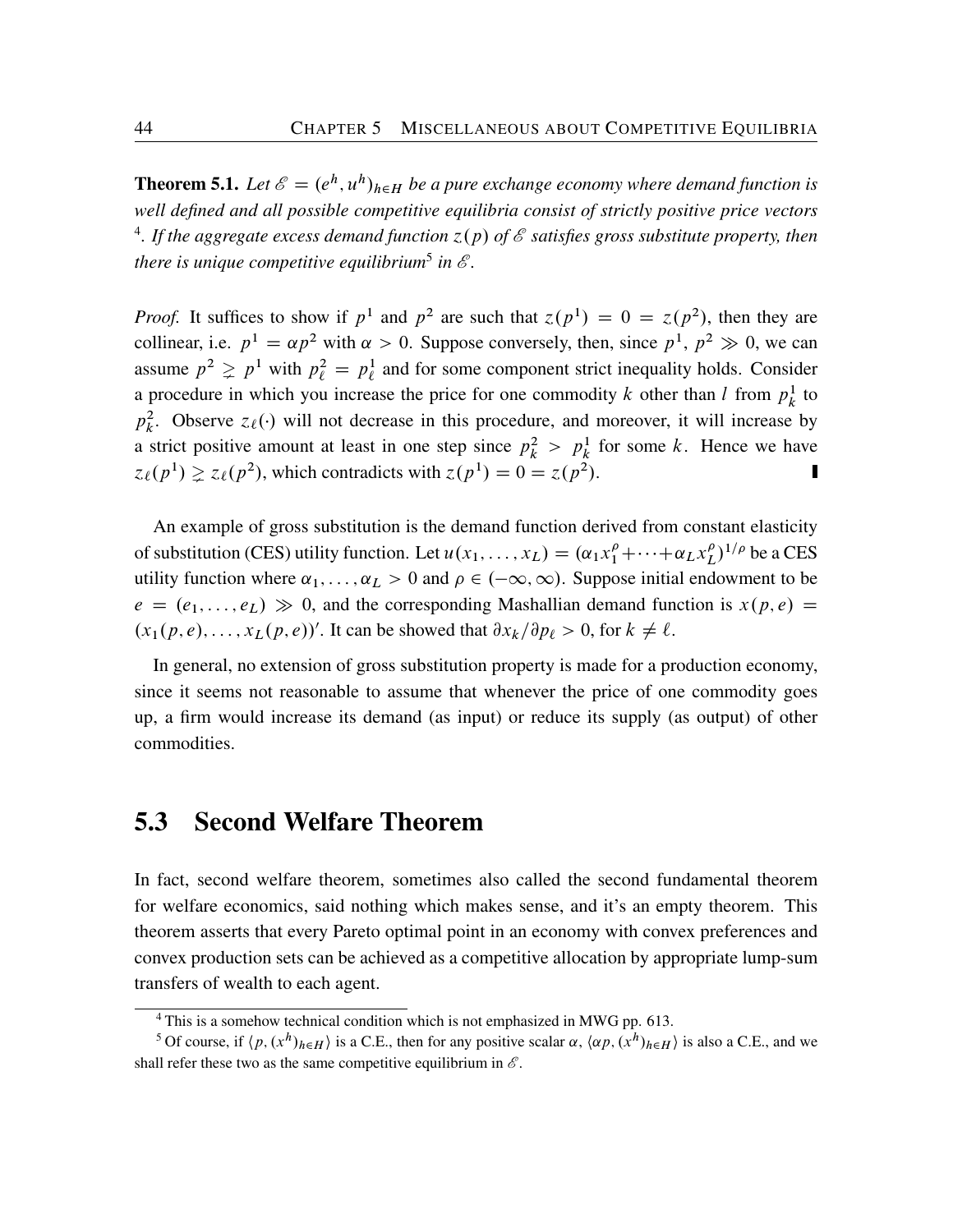**Theorem 5.1.** *Let $\mathscr{E} = (e^h, u^h)_{h \in H}$ be a pure exchange economy where demand function is well defined and all possible competitive equilibria consist of strictly positive price vectors* [4]*. If the aggregate excess demand function $z(p)$ of $\mathscr{E}$ satisfies gross substitute property, then there is unique competitive equilibrium*[5] *in $\mathscr{E}$.*

*Proof.* It suffices to show if $p^1$ and $p^2$ are such that $z(p^1) = 0 = z(p^2)$, then they are collinear, i.e. $p^1 = \alpha p^2$ with $\alpha > 0$. Suppose conversely, then, since $p^1$, $p^2 \gg 0$, we can assume $p^2 \gneq p^1$ with $p^2_\ell = p^1_\ell$ and for some component strict inequality holds. Consider a procedure in which you increase the price for one commodity $k$ other than $l$ from $p^1_k$ to $p^2_k$. Observe $z_\ell(\cdot)$ will not decrease in this procedure, and moreover, it will increase by a strict positive amount at least in one step since $p^2_k > p^1_k$ for some $k$. Hence we have $z_\ell(p^1) \gneq z_\ell(p^2)$, which contradicts with $z(p^1) = 0 = z(p^2)$. ∎

An example of gross substitution is the demand function derived from constant elasticity of substitution (CES) utility function. Let $u(x_1, \ldots, x_L) = (\alpha_1 x_1^\rho + \cdots + \alpha_L x_L^\rho)^{1/\rho}$ be a CES utility function where $\alpha_1, \ldots, \alpha_L > 0$ and $\rho \in (-\infty, \infty)$. Suppose initial endowment to be $e = (e_1, \ldots, e_L) \gg 0$, and the corresponding Mashallian demand function is $x(p, e) = (x_1(p, e), \ldots, x_L(p, e))'$. It can be showed that $\partial x_k / \partial p_\ell > 0$, for $k \neq \ell$.

In general, no extension of gross substitution property is made for a production economy, since it seems not reasonable to assume that whenever the price of one commodity goes up, a firm would increase its demand (as input) or reduce its supply (as output) of other commodities.

## 5.3 Second Welfare Theorem

In fact, second welfare theorem, sometimes also called the second fundamental theorem for welfare economics, said nothing which makes sense, and it's an empty theorem. This theorem asserts that every Pareto optimal point in an economy with convex preferences and convex production sets can be achieved as a competitive allocation by appropriate lump-sum transfers of wealth to each agent.

---

[4] This is a somehow technical condition which is not emphasized in MWG pp. 613.

[5] Of course, if $\langle p, (x^h)_{h \in H} \rangle$ is a C.E., then for any positive scalar $\alpha$, $\langle \alpha p, (x^h)_{h \in H} \rangle$ is also a C.E., and we shall refer these two as the same competitive equilibrium in $\mathscr{E}$.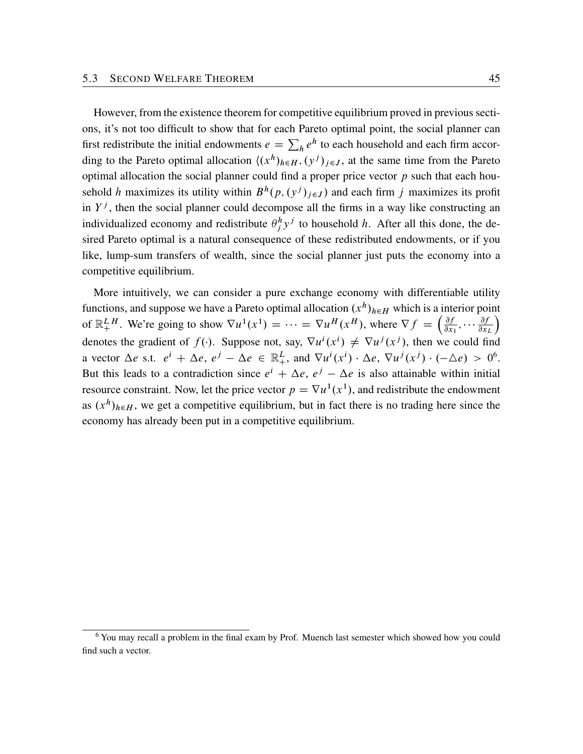However, from the existence theorem for competitive equilibrium proved in previous sections, it's not too difficult to show that for each Pareto optimal point, the social planner can first redistribute the initial endowments $e = \sum_h e^h$ to each household and each firm according to the Pareto optimal allocation $\langle (x^h)_{h \in H}, (y^j)_{j \in J}$, at the same time from the Pareto optimal allocation the social planner could find a proper price vector $p$ such that each household $h$ maximizes its utility within $B^h(p, (y^j)_{j \in J})$ and each firm $j$ maximizes its profit in $Y^j$, then the social planner could decompose all the firms in a way like constructing an individualized economy and redistribute $\theta^h_j y^j$ to household $h$. After all this done, the desired Pareto optimal is a natural consequence of these redistributed endowments, or if you like, lump-sum transfers of wealth, since the social planner just puts the economy into a competitive equilibrium.

More intuitively, we can consider a pure exchange economy with differentiable utility functions, and suppose we have a Pareto optimal allocation $(x^h)_{h \in H}$ which is a interior point of $\mathbb{R}^{LH}_+$. We're going to show $\nabla u^1(x^1) = \cdots = \nabla u^H(x^H)$, where $\nabla f = \left( \frac{\partial f}{\partial x_1}, \cdots \frac{\partial f}{\partial x_L} \right)$ denotes the gradient of $f(\cdot)$. Suppose not, say, $\nabla u^i(x^i) \neq \nabla u^j(x^j)$, then we could find a vector $\Delta e$ s.t. $e^i + \Delta e$, $e^j - \Delta e \in \mathbb{R}^L_+$, and $\nabla u^i(x^i) \cdot \Delta e$, $\nabla u^j(x^j) \cdot (-\triangle e) > 0$[6]. But this leads to a contradiction since $e^i + \Delta e$, $e^j - \Delta e$ is also attainable within initial resource constraint. Now, let the price vector $p = \nabla u^1(x^1)$, and redistribute the endowment as $(x^h)_{h \in H}$, we get a competitive equilibrium, but in fact there is no trading here since the economy has already been put in a competitive equilibrium.

[6] You may recall a problem in the final exam by Prof. Muench last semester which showed how you could find such a vector.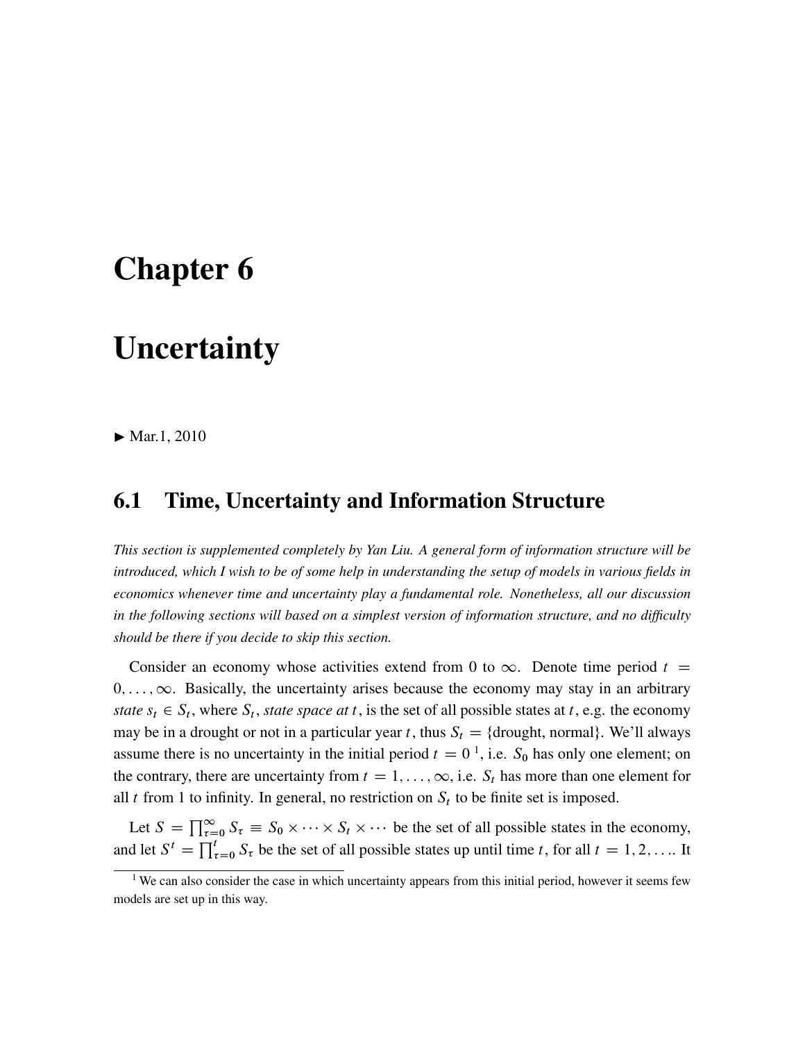# Chapter 6

# Uncertainty

▶ Mar.1, 2010

## 6.1 Time, Uncertainty and Information Structure

*This section is supplemented completely by Yan Liu. A general form of information structure will be introduced, which I wish to be of some help in understanding the setup of models in various fields in economics whenever time and uncertainty play a fundamental role. Nonetheless, all our discussion in the following sections will based on a simplest version of information structure, and no difficulty should be there if you decide to skip this section.*

Consider an economy whose activities extend from 0 to $\infty$. Denote time period $t = 0, \ldots, \infty$. Basically, the uncertainty arises because the economy may stay in an arbitrary *state* $s_t \in S_t$, where $S_t$, *state space at* $t$, is the set of all possible states at $t$, e.g. the economy may be in a drought or not in a particular year $t$, thus $S_t = \{\text{drought, normal}\}$. We'll always assume there is no uncertainty in the initial period $t = 0$ [1], i.e. $S_0$ has only one element; on the contrary, there are uncertainty from $t = 1, \ldots, \infty$, i.e. $S_t$ has more than one element for all $t$ from 1 to infinity. In general, no restriction on $S_t$ to be finite set is imposed.

Let $S = \prod_{\tau=0}^{\infty} S_\tau \equiv S_0 \times \cdots \times S_t \times \cdots$ be the set of all possible states in the economy, and let $S^t = \prod_{\tau=0}^{t} S_\tau$ be the set of all possible states up until time $t$, for all $t = 1, 2, \ldots$. It

[1] We can also consider the case in which uncertainty appears from this initial period, however it seems few models are set up in this way.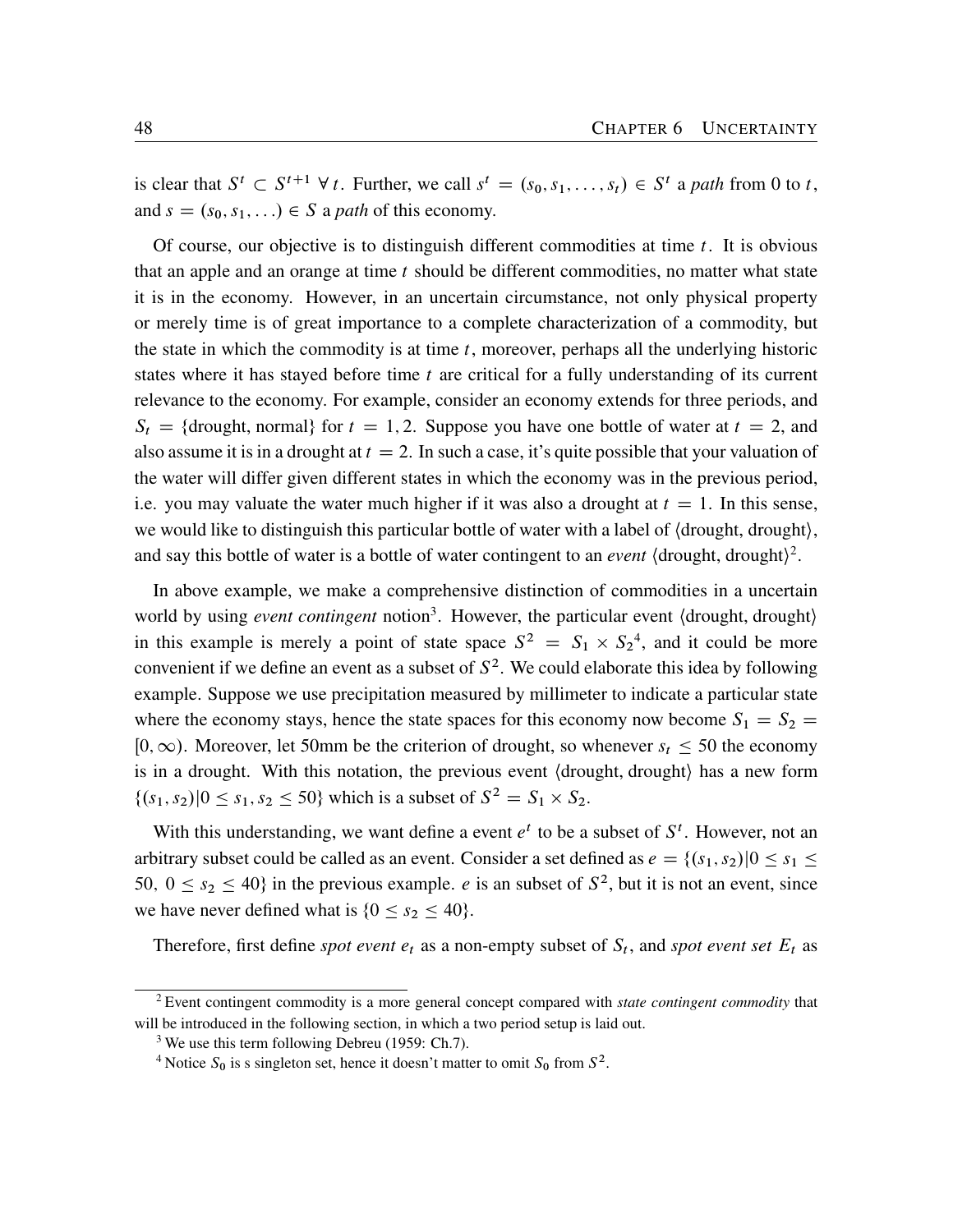is clear that $S^t \subset S^{t+1}\ \forall t$. Further, we call $s^t = (s_0, s_1, \ldots, s_t) \in S^t$ a *path* from 0 to $t$, and $s = (s_0, s_1, \ldots) \in S$ a *path* of this economy.

Of course, our objective is to distinguish different commodities at time $t$. It is obvious that an apple and an orange at time $t$ should be different commodities, no matter what state it is in the economy. However, in an uncertain circumstance, not only physical property or merely time is of great importance to a complete characterization of a commodity, but the state in which the commodity is at time $t$, moreover, perhaps all the underlying historic states where it has stayed before time $t$ are critical for a fully understanding of its current relevance to the economy. For example, consider an economy extends for three periods, and $S_t = \{\text{drought, normal}\}$ for $t = 1, 2$. Suppose you have one bottle of water at $t = 2$, and also assume it is in a drought at $t = 2$. In such a case, it's quite possible that your valuation of the water will differ given different states in which the economy was in the previous period, i.e. you may valuate the water much higher if it was also a drought at $t = 1$. In this sense, we would like to distinguish this particular bottle of water with a label of $\langle\text{drought, drought}\rangle$, and say this bottle of water is a bottle of water contingent to an *event* $\langle\text{drought, drought}\rangle$[2].

In above example, we make a comprehensive distinction of commodities in a uncertain world by using *event contingent* notion[3]. However, the particular event $\langle\text{drought, drought}\rangle$ in this example is merely a point of state space $S^2 = S_1 \times S_2$[4], and it could be more convenient if we define an event as a subset of $S^2$. We could elaborate this idea by following example. Suppose we use precipitation measured by millimeter to indicate a particular state where the economy stays, hence the state spaces for this economy now become $S_1 = S_2 = [0, \infty)$. Moreover, let 50mm be the criterion of drought, so whenever $s_t \leq 50$ the economy is in a drought. With this notation, the previous event $\langle\text{drought, drought}\rangle$ has a new form $\{(s_1, s_2) | 0 \leq s_1, s_2 \leq 50\}$ which is a subset of $S^2 = S_1 \times S_2$.

With this understanding, we want define a event $e^t$ to be a subset of $S^t$. However, not an arbitrary subset could be called as an event. Consider a set defined as $e = \{(s_1, s_2) | 0 \leq s_1 \leq 50,\ 0 \leq s_2 \leq 40\}$ in the previous example. $e$ is an subset of $S^2$, but it is not an event, since we have never defined what is $\{0 \leq s_2 \leq 40\}$.

Therefore, first define *spot event* $e_t$ as a non-empty subset of $S_t$, and *spot event set* $E_t$ as

---

[2] Event contingent commodity is a more general concept compared with *state contingent commodity* that will be introduced in the following section, in which a two period setup is laid out.

[3] We use this term following Debreu (1959: Ch.7).

[4] Notice $S_0$ is s singleton set, hence it doesn't matter to omit $S_0$ from $S^2$.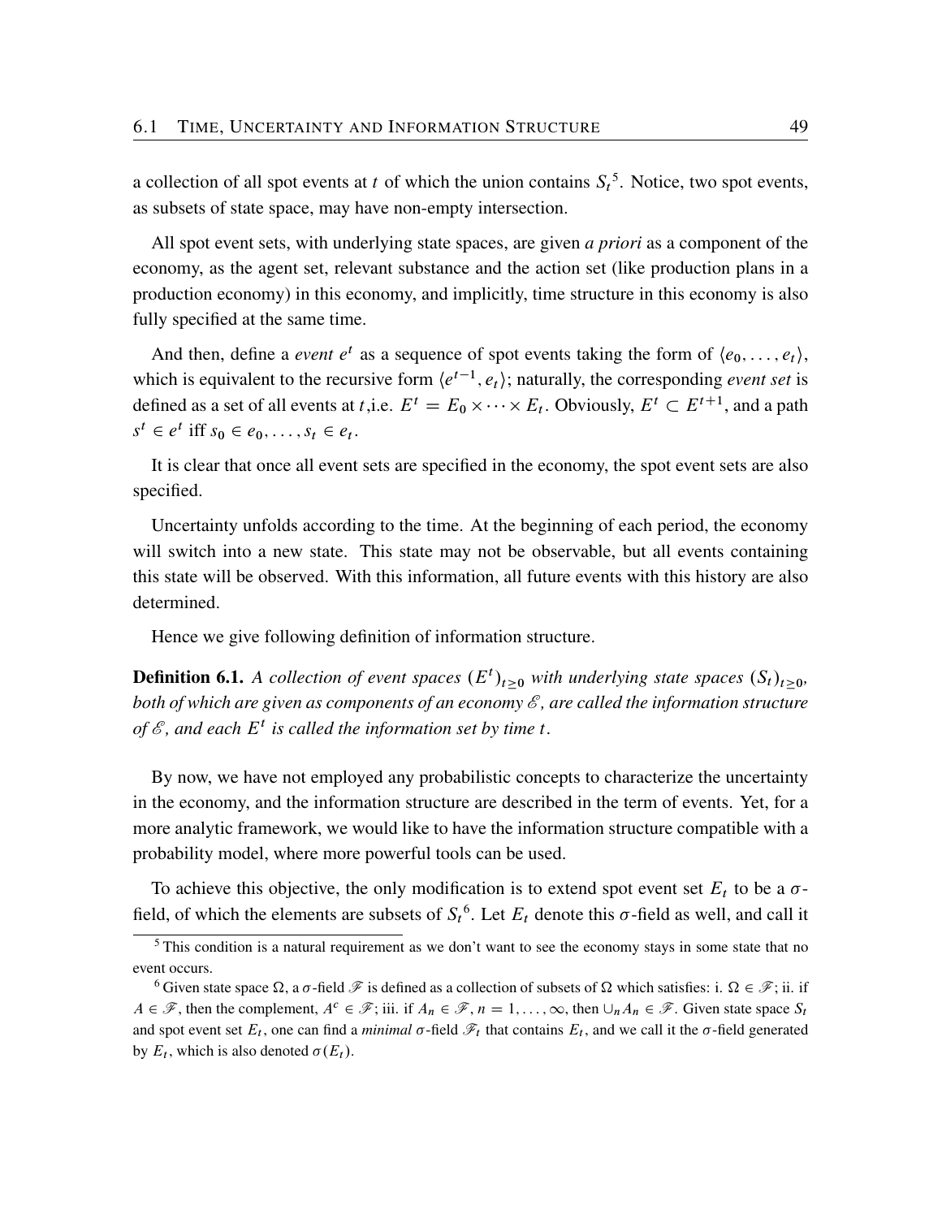a collection of all spot events at $t$ of which the union contains $S_t$[5]. Notice, two spot events, as subsets of state space, may have non-empty intersection.

All spot event sets, with underlying state spaces, are given *a priori* as a component of the economy, as the agent set, relevant substance and the action set (like production plans in a production economy) in this economy, and implicitly, time structure in this economy is also fully specified at the same time.

And then, define a *event* $e^t$ as a sequence of spot events taking the form of $\langle e_0, \ldots, e_t \rangle$, which is equivalent to the recursive form $\langle e^{t-1}, e_t \rangle$; naturally, the corresponding *event set* is defined as a set of all events at $t$,i.e. $E^t = E_0 \times \cdots \times E_t$. Obviously, $E^t \subset E^{t+1}$, and a path $s^t \in e^t$ iff $s_0 \in e_0, \ldots, s_t \in e_t$.

It is clear that once all event sets are specified in the economy, the spot event sets are also specified.

Uncertainty unfolds according to the time. At the beginning of each period, the economy will switch into a new state. This state may not be observable, but all events containing this state will be observed. With this information, all future events with this history are also determined.

Hence we give following definition of information structure.

**Definition 6.1.** *A collection of event spaces $(E^t)_{t \geq 0}$ with underlying state spaces $(S_t)_{t \geq 0}$, both of which are given as components of an economy $\mathscr{E}$, are called the information structure of $\mathscr{E}$, and each $E^t$ is called the information set by time $t$.*

By now, we have not employed any probabilistic concepts to characterize the uncertainty in the economy, and the information structure are described in the term of events. Yet, for a more analytic framework, we would like to have the information structure compatible with a probability model, where more powerful tools can be used.

To achieve this objective, the only modification is to extend spot event set $E_t$ to be a $\sigma$-field, of which the elements are subsets of $S_t$[6]. Let $E_t$ denote this $\sigma$-field as well, and call it

---

[5] This condition is a natural requirement as we don't want to see the economy stays in some state that no event occurs.

[6] Given state space $\Omega$, a $\sigma$-field $\mathscr{F}$ is defined as a collection of subsets of $\Omega$ which satisfies: i. $\Omega \in \mathscr{F}$; ii. if $A \in \mathscr{F}$, then the complement, $A^c \in \mathscr{F}$; iii. if $A_n \in \mathscr{F}$, $n = 1, \ldots, \infty$, then $\cup_n A_n \in \mathscr{F}$. Given state space $S_t$ and spot event set $E_t$, one can find a *minimal* $\sigma$-field $\mathscr{F}_t$ that contains $E_t$, and we call it the $\sigma$-field generated by $E_t$, which is also denoted $\sigma(E_t)$.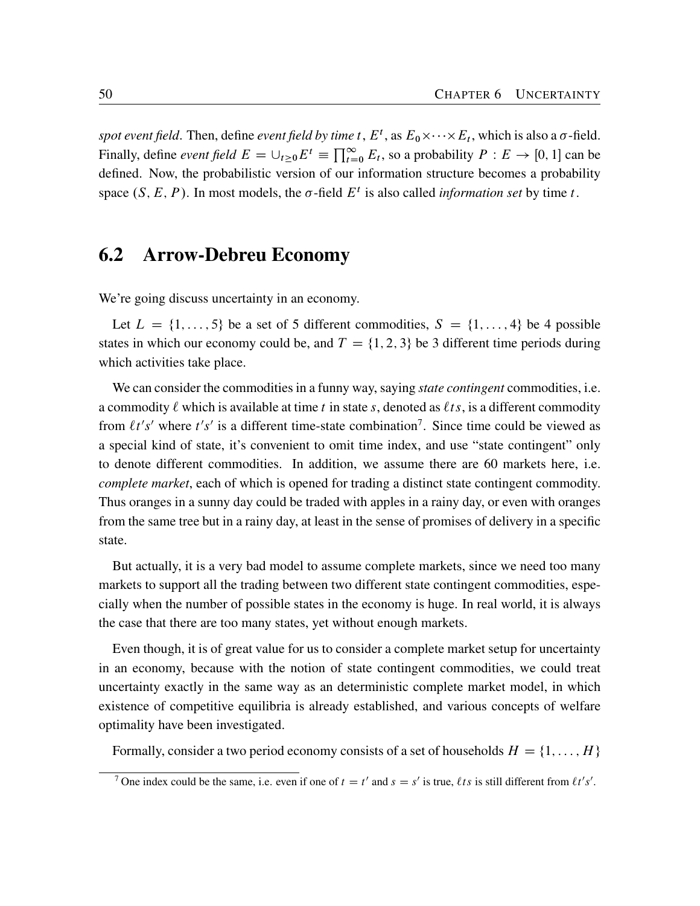*spot event field*. Then, define *event field by time t*, $E^t$, as $E_0 \times \cdots \times E_t$, which is also a $\sigma$-field. Finally, define *event field* $E = \cup_{t \geq 0} E^t \equiv \prod_{t=0}^{\infty} E_t$, so a probability $P : E \to [0, 1]$ can be defined. Now, the probabilistic version of our information structure becomes a probability space $(S, E, P)$. In most models, the $\sigma$-field $E^t$ is also called *information set* by time $t$.

## 6.2 Arrow-Debreu Economy

We're going discuss uncertainty in an economy.

Let $L = \{1, \ldots, 5\}$ be a set of 5 different commodities, $S = \{1, \ldots, 4\}$ be 4 possible states in which our economy could be, and $T = \{1, 2, 3\}$ be 3 different time periods during which activities take place.

We can consider the commodities in a funny way, saying *state contingent* commodities, i.e. a commodity $\ell$ which is available at time $t$ in state $s$, denoted as $\ell ts$, is a different commodity from $\ell t's'$ where $t's'$ is a different time-state combination[7]. Since time could be viewed as a special kind of state, it's convenient to omit time index, and use "state contingent" only to denote different commodities. In addition, we assume there are 60 markets here, i.e. *complete market*, each of which is opened for trading a distinct state contingent commodity. Thus oranges in a sunny day could be traded with apples in a rainy day, or even with oranges from the same tree but in a rainy day, at least in the sense of promises of delivery in a specific state.

But actually, it is a very bad model to assume complete markets, since we need too many markets to support all the trading between two different state contingent commodities, especially when the number of possible states in the economy is huge. In real world, it is always the case that there are too many states, yet without enough markets.

Even though, it is of great value for us to consider a complete market setup for uncertainty in an economy, because with the notion of state contingent commodities, we could treat uncertainty exactly in the same way as an deterministic complete market model, in which existence of competitive equilibria is already established, and various concepts of welfare optimality have been investigated.

Formally, consider a two period economy consists of a set of households $H = \{1, \ldots, H\}$

---

[7] One index could be the same, i.e. even if one of $t = t'$ and $s = s'$ is true, $\ell ts$ is still different from $\ell t's'$.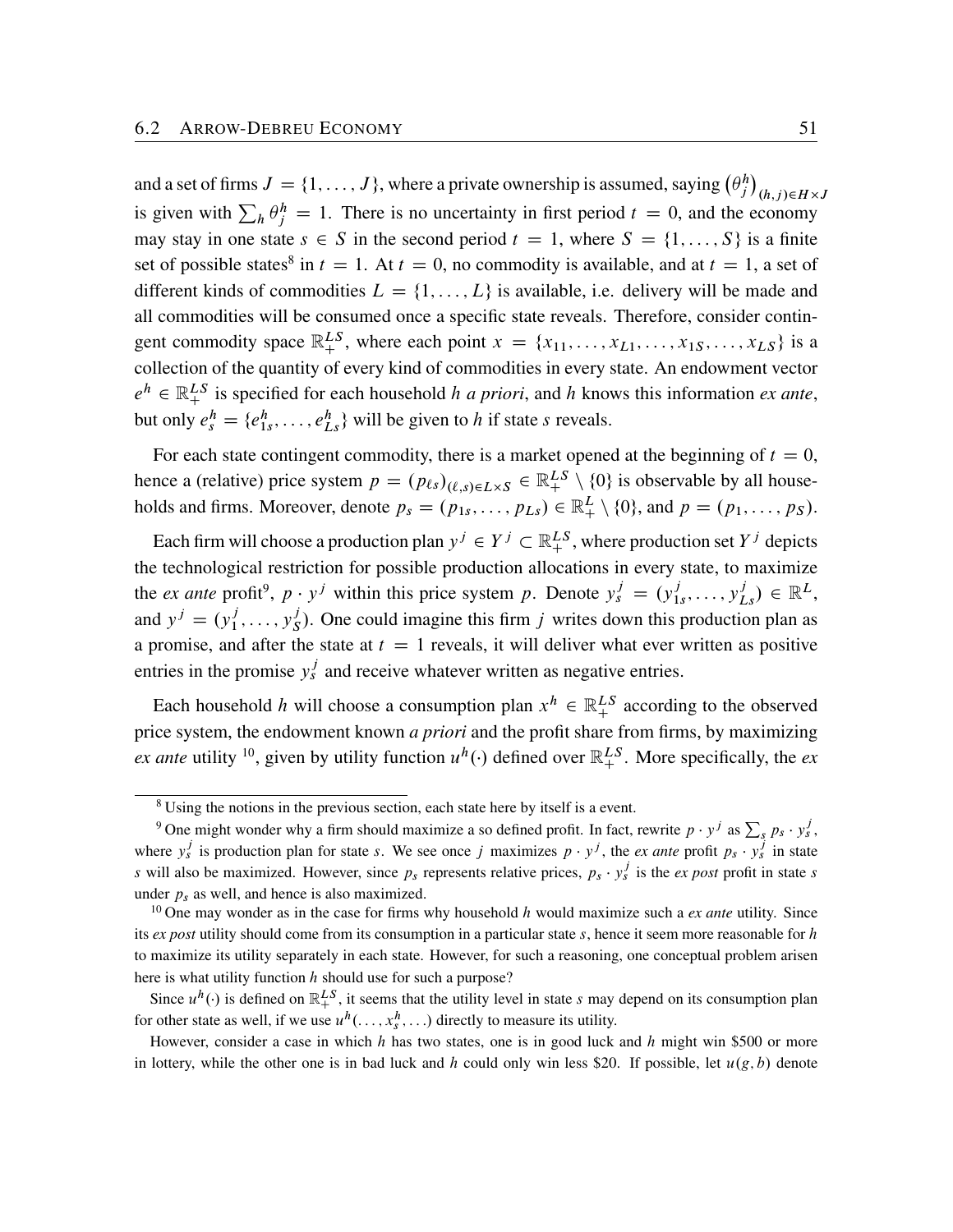and a set of firms $J = \{1, \dots, J\}$, where a private ownership is assumed, saying $\left(\theta_j^h\right)_{(h,j)\in H\times J}$ is given with $\sum_h \theta_j^h = 1$. There is no uncertainty in first period $t = 0$, and the economy may stay in one state $s \in S$ in the second period $t = 1$, where $S = \{1, \dots, S\}$ is a finite set of possible states[8] in $t = 1$. At $t = 0$, no commodity is available, and at $t = 1$, a set of different kinds of commodities $L = \{1, \dots, L\}$ is available, i.e. delivery will be made and all commodities will be consumed once a specific state reveals. Therefore, consider contingent commodity space $\mathbb{R}_+^{LS}$, where each point $x = \{x_{11}, \dots, x_{L1}, \dots, x_{1S}, \dots, x_{LS}\}$ is a collection of the quantity of every kind of commodities in every state. An endowment vector $e^h \in \mathbb{R}_+^{LS}$ is specified for each household $h$ *a priori*, and $h$ knows this information *ex ante*, but only $e_s^h = \{e_{1s}^h, \dots, e_{Ls}^h\}$ will be given to $h$ if state $s$ reveals.

For each state contingent commodity, there is a market opened at the beginning of $t = 0$, hence a (relative) price system $p = (p_{\ell s})_{(\ell,s)\in L\times S} \in \mathbb{R}_+^{LS} \setminus \{0\}$ is observable by all households and firms. Moreover, denote $p_s = (p_{1s}, \dots, p_{Ls}) \in \mathbb{R}_+^L \setminus \{0\}$, and $p = (p_1, \dots, p_S)$.

Each firm will choose a production plan $y^j \in Y^j \subset \mathbb{R}_+^{LS}$, where production set $Y^j$ depicts the technological restriction for possible production allocations in every state, to maximize the *ex ante* profit[9], $p \cdot y^j$ within this price system $p$. Denote $y_s^j = (y_{1s}^j, \dots, y_{Ls}^j) \in \mathbb{R}^L$, and $y^j = (y_1^j, \dots, y_S^j)$. One could imagine this firm $j$ writes down this production plan as a promise, and after the state at $t = 1$ reveals, it will deliver what ever written as positive entries in the promise $y_s^j$ and receive whatever written as negative entries.

Each household $h$ will choose a consumption plan $x^h \in \mathbb{R}_+^{LS}$ according to the observed price system, the endowment known *a priori* and the profit share from firms, by maximizing *ex ante* utility [10], given by utility function $u^h(\cdot)$ defined over $\mathbb{R}_+^{LS}$. More specifically, the *ex*

---

[8] Using the notions in the previous section, each state here by itself is a event.

[9] One might wonder why a firm should maximize a so defined profit. In fact, rewrite $p \cdot y^j$ as $\sum_s p_s \cdot y_s^j$, where $y_s^j$ is production plan for state $s$. We see once $j$ maximizes $p \cdot y^j$, the *ex ante* profit $p_s \cdot y_s^j$ in state $s$ will also be maximized. However, since $p_s$ represents relative prices, $p_s \cdot y_s^j$ is the *ex post* profit in state $s$ under $p_s$ as well, and hence is also maximized.

[10] One may wonder as in the case for firms why household $h$ would maximize such a *ex ante* utility. Since its *ex post* utility should come from its consumption in a particular state $s$, hence it seem more reasonable for $h$ to maximize its utility separately in each state. However, for such a reasoning, one conceptual problem arisen here is what utility function $h$ should use for such a purpose?

Since $u^h(\cdot)$ is defined on $\mathbb{R}_+^{LS}$, it seems that the utility level in state $s$ may depend on its consumption plan for other state as well, if we use $u^h(\dots, x_s^h, \dots)$ directly to measure its utility.

However, consider a case in which $h$ has two states, one is in good luck and $h$ might win \$500 or more in lottery, while the other one is in bad luck and $h$ could only win less \$20. If possible, let $u(g, b)$ denote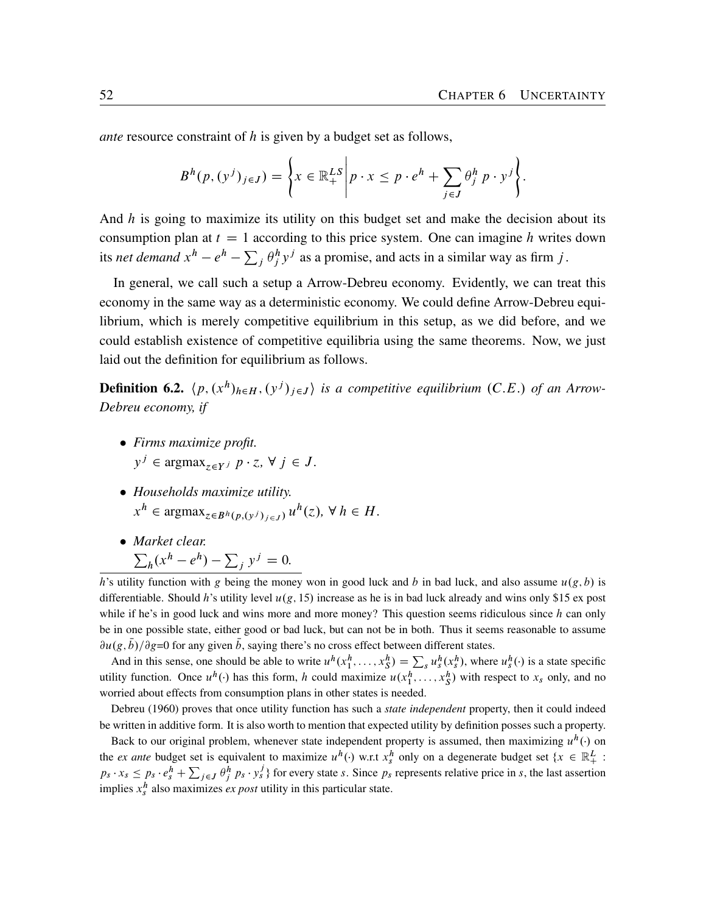*ante* resource constraint of $h$ is given by a budget set as follows,

$$B^h(p,(y^j)_{j\in J}) = \left\{ x \in \mathbb{R}_+^{LS} \,\middle|\, p \cdot x \leq p \cdot e^h + \sum_{j \in J} \theta_j^h \, p \cdot y^j \right\}.$$

And $h$ is going to maximize its utility on this budget set and make the decision about its consumption plan at $t = 1$ according to this price system. One can imagine $h$ writes down its *net demand* $x^h - e^h - \sum_j \theta_j^h y^j$ as a promise, and acts in a similar way as firm $j$.

In general, we call such a setup a Arrow-Debreu economy. Evidently, we can treat this economy in the same way as a deterministic economy. We could define Arrow-Debreu equilibrium, which is merely competitive equilibrium in this setup, as we did before, and we could establish existence of competitive equilibria using the same theorems. Now, we just laid out the definition for equilibrium as follows.

**Definition 6.2.** *$\langle p, (x^h)_{h\in H}, (y^j)_{j\in J}\rangle$ is a competitive equilibrium $(C.E.)$ of an Arrow-Debreu economy, if*

- *Firms maximize profit.*
  $y^j \in \text{argmax}_{z\in Y^j}\ p \cdot z,\ \forall\ j \in J.$
- *Households maximize utility.*
  $x^h \in \text{argmax}_{z\in B^h(p,(y^j)_{j\in J})}\ u^h(z),\ \forall\ h \in H.$
- *Market clear.*
  $\sum_h (x^h - e^h) - \sum_j y^j = 0.$

---

$h$'s utility function with $g$ being the money won in good luck and $b$ in bad luck, and also assume $u(g, b)$ is differentiable. Should $h$'s utility level $u(g, 15)$ increase as he is in bad luck already and wins only \$15 ex post while if he's in good luck and wins more and more money? This question seems ridiculous since $h$ can only be in one possible state, either good or bad luck, but can not be in both. Thus it seems reasonable to assume $\partial u(g, \bar{b})/\partial g$=0 for any given $\bar{b}$, saying there's no cross effect between different states.

And in this sense, one should be able to write $u^h(x_1^h, \ldots, x_S^h) = \sum_s u_s^h(x_s^h)$, where $u_s^h(\cdot)$ is a state specific utility function. Once $u^h(\cdot)$ has this form, $h$ could maximize $u(x_1^h, \ldots, x_S^h)$ with respect to $x_s$ only, and no worried about effects from consumption plans in other states is needed.

Debreu (1960) proves that once utility function has such a *state independent* property, then it could indeed be written in additive form. It is also worth to mention that expected utility by definition posses such a property.

Back to our original problem, whenever state independent property is assumed, then maximizing $u^h(\cdot)$ on the *ex ante* budget set is equivalent to maximize $u^h(\cdot)$ w.r.t $x_s^h$ only on a degenerate budget set $\{x \in \mathbb{R}_+^L : p_s \cdot x_s \leq p_s \cdot e_s^h + \sum_{j\in J} \theta_j^h \, p_s \cdot y_s^j\}$ for every state $s$. Since $p_s$ represents relative price in $s$, the last assertion implies $x_s^h$ also maximizes *ex post* utility in this particular state.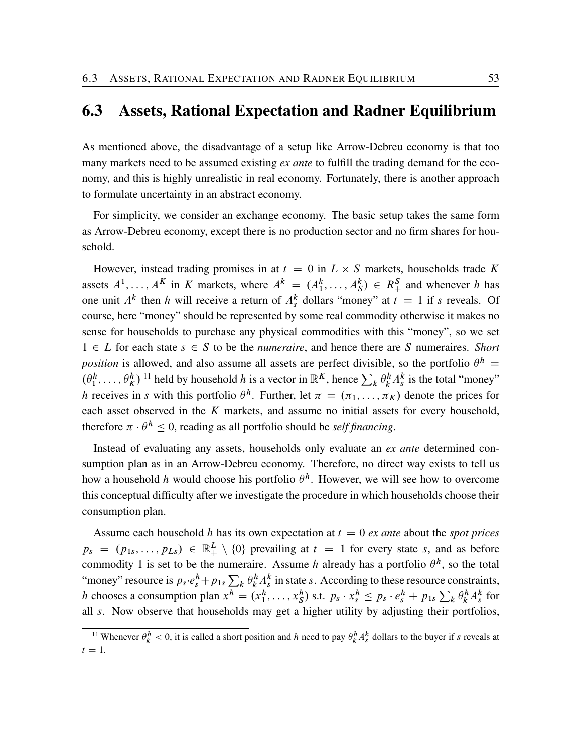## 6.3 Assets, Rational Expectation and Radner Equilibrium

As mentioned above, the disadvantage of a setup like Arrow-Debreu economy is that too many markets need to be assumed existing *ex ante* to fulfill the trading demand for the economy, and this is highly unrealistic in real economy. Fortunately, there is another approach to formulate uncertainty in an abstract economy.

For simplicity, we consider an exchange economy. The basic setup takes the same form as Arrow-Debreu economy, except there is no production sector and no firm shares for household.

However, instead trading promises in at $t = 0$ in $L \times S$ markets, households trade $K$ assets $A^1, \ldots, A^K$ in $K$ markets, where $A^k = (A^k_1, \ldots, A^k_S) \in R^S_+$ and whenever $h$ has one unit $A^k$ then $h$ will receive a return of $A^k_s$ dollars "money" at $t = 1$ if $s$ reveals. Of course, here "money" should be represented by some real commodity otherwise it makes no sense for households to purchase any physical commodities with this "money", so we set $1 \in L$ for each state $s \in S$ to be the *numeraire*, and hence there are $S$ numeraires. *Short position* is allowed, and also assume all assets are perfect divisible, so the portfolio $\theta^h = (\theta^h_1, \ldots, \theta^h_K)$ [11] held by household $h$ is a vector in $\mathbb{R}^K$, hence $\sum_k \theta^h_k A^k_s$ is the total "money" $h$ receives in $s$ with this portfolio $\theta^h$. Further, let $\pi = (\pi_1, \ldots, \pi_K)$ denote the prices for each asset observed in the $K$ markets, and assume no initial assets for every household, therefore $\pi \cdot \theta^h \leq 0$, reading as all portfolio should be *self financing*.

Instead of evaluating any assets, households only evaluate an *ex ante* determined consumption plan as in an Arrow-Debreu economy. Therefore, no direct way exists to tell us how a household $h$ would choose his portfolio $\theta^h$. However, we will see how to overcome this conceptual difficulty after we investigate the procedure in which households choose their consumption plan.

Assume each household $h$ has its own expectation at $t = 0$ *ex ante* about the *spot prices* $p_s = (p_{1s}, \ldots, p_{Ls}) \in \mathbb{R}^L_+ \setminus \{0\}$ prevailing at $t = 1$ for every state $s$, and as before commodity 1 is set to be the numeraire. Assume $h$ already has a portfolio $\theta^h$, so the total "money" resource is $p_s \cdot e^h_s + p_{1s} \sum_k \theta^h_k A^k_s$ in state $s$. According to these resource constraints, $h$ chooses a consumption plan $x^h = (x^h_1, \ldots, x^h_S)$ s.t. $p_s \cdot x^h_s \leq p_s \cdot e^h_s + p_{1s} \sum_k \theta^h_k A^k_s$ for all $s$. Now observe that households may get a higher utility by adjusting their portfolios,

[11] Whenever $\theta^h_k < 0$, it is called a short position and $h$ need to pay $\theta^h_k A^k_s$ dollars to the buyer if $s$ reveals at $t = 1$.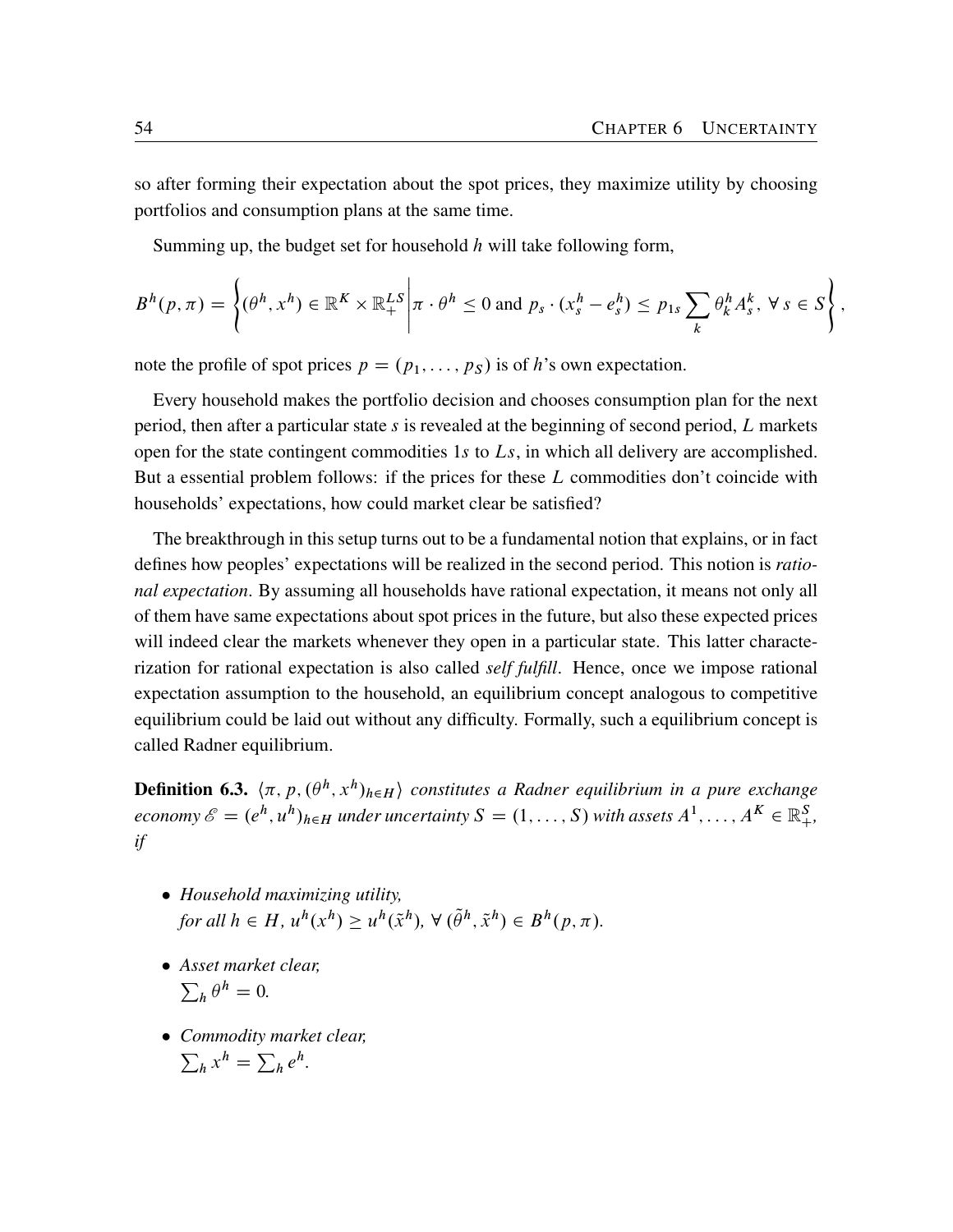so after forming their expectation about the spot prices, they maximize utility by choosing portfolios and consumption plans at the same time.

Summing up, the budget set for household $h$ will take following form,

$$B^h(p, \pi) = \left\{ (\theta^h, x^h) \in \mathbb{R}^K \times \mathbb{R}_+^{LS} \middle| \pi \cdot \theta^h \leq 0 \text{ and } p_s \cdot (x_s^h - e_s^h) \leq p_{1s} \sum_k \theta_k^h A_s^k, \; \forall\, s \in S \right\},$$

note the profile of spot prices $p = (p_1, \ldots, p_S)$ is of $h$'s own expectation.

Every household makes the portfolio decision and chooses consumption plan for the next period, then after a particular state $s$ is revealed at the beginning of second period, $L$ markets open for the state contingent commodities $1s$ to $Ls$, in which all delivery are accomplished. But a essential problem follows: if the prices for these $L$ commodities don't coincide with households' expectations, how could market clear be satisfied?

The breakthrough in this setup turns out to be a fundamental notion that explains, or in fact defines how peoples' expectations will be realized in the second period. This notion is *rational expectation*. By assuming all households have rational expectation, it means not only all of them have same expectations about spot prices in the future, but also these expected prices will indeed clear the markets whenever they open in a particular state. This latter characterization for rational expectation is also called *self fulfill*. Hence, once we impose rational expectation assumption to the household, an equilibrium concept analogous to competitive equilibrium could be laid out without any difficulty. Formally, such a equilibrium concept is called Radner equilibrium.

**Definition 6.3.** *$\langle \pi, p, (\theta^h, x^h)_{h \in H} \rangle$ constitutes a Radner equilibrium in a pure exchange economy $\mathscr{E} = (e^h, u^h)_{h \in H}$ under uncertainty $S = (1, \ldots, S)$ with assets $A^1, \ldots, A^K \in \mathbb{R}_+^S$, if*

- *Household maximizing utility,*
  *for all $h \in H$, $u^h(x^h) \geq u^h(\tilde{x}^h)$, $\forall\, (\tilde{\theta}^h, \tilde{x}^h) \in B^h(p, \pi)$.*
- *Asset market clear,*
  *$\sum_h \theta^h = 0$.*
- *Commodity market clear,*
  *$\sum_h x^h = \sum_h e^h$.*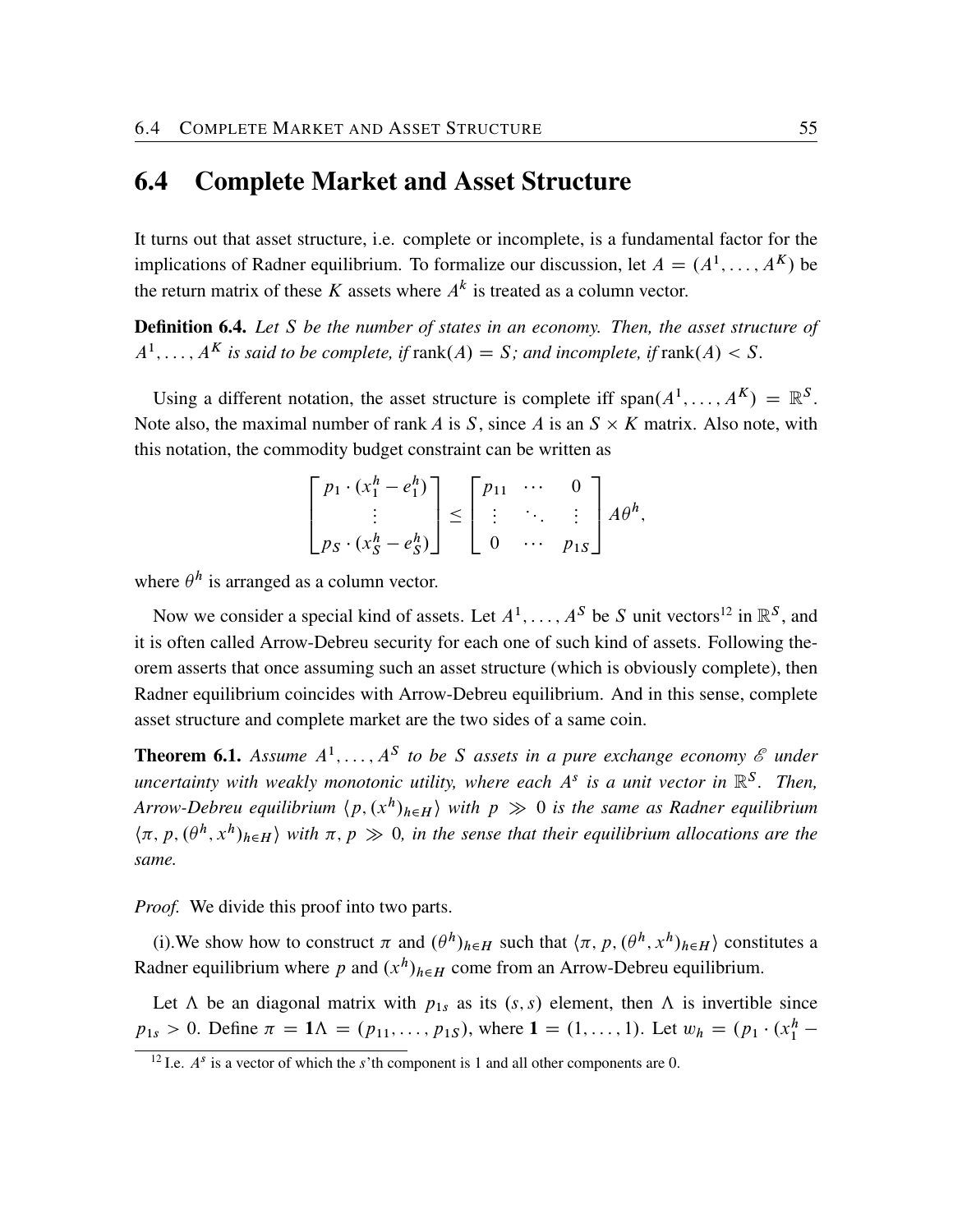## 6.4 Complete Market and Asset Structure

It turns out that asset structure, i.e. complete or incomplete, is a fundamental factor for the implications of Radner equilibrium. To formalize our discussion, let $A = (A^1, \ldots, A^K)$ be the return matrix of these $K$ assets where $A^k$ is treated as a column vector.

**Definition 6.4.** *Let $S$ be the number of states in an economy. Then, the asset structure of $A^1, \ldots, A^K$ is said to be complete, if $\text{rank}(A) = S$; and incomplete, if $\text{rank}(A) < S$.*

Using a different notation, the asset structure is complete iff $\text{span}(A^1, \ldots, A^K) = \mathbb{R}^S$. Note also, the maximal number of rank $A$ is $S$, since $A$ is an $S \times K$ matrix. Also note, with this notation, the commodity budget constraint can be written as

$$\begin{bmatrix} p_1 \cdot (x_1^h - e_1^h) \\ \vdots \\ p_S \cdot (x_S^h - e_S^h) \end{bmatrix} \leq \begin{bmatrix} p_{11} & \cdots & 0 \\ \vdots & \ddots & \vdots \\ 0 & \cdots & p_{1S} \end{bmatrix} A\theta^h,$$

where $\theta^h$ is arranged as a column vector.

Now we consider a special kind of assets. Let $A^1, \ldots, A^S$ be $S$ unit vectors[12] in $\mathbb{R}^S$, and it is often called Arrow-Debreu security for each one of such kind of assets. Following theorem asserts that once assuming such an asset structure (which is obviously complete), then Radner equilibrium coincides with Arrow-Debreu equilibrium. And in this sense, complete asset structure and complete market are the two sides of a same coin.

**Theorem 6.1.** *Assume $A^1, \ldots, A^S$ to be $S$ assets in a pure exchange economy $\mathscr{E}$ under uncertainty with weakly monotonic utility, where each $A^s$ is a unit vector in $\mathbb{R}^S$. Then, Arrow-Debreu equilibrium $\langle p, (x^h)_{h\in H}\rangle$ with $p \gg 0$ is the same as Radner equilibrium $\langle \pi, p, (\theta^h, x^h)_{h\in H}\rangle$ with $\pi, p \gg 0$, in the sense that their equilibrium allocations are the same.*

*Proof.* We divide this proof into two parts.

(i).We show how to construct $\pi$ and $(\theta^h)_{h\in H}$ such that $\langle \pi, p, (\theta^h, x^h)_{h\in H}\rangle$ constitutes a Radner equilibrium where $p$ and $(x^h)_{h\in H}$ come from an Arrow-Debreu equilibrium.

Let $\Lambda$ be an diagonal matrix with $p_{1s}$ as its $(s, s)$ element, then $\Lambda$ is invertible since $p_{1s} > 0$. Define $\pi = \mathbf{1}\Lambda = (p_{11}, \ldots, p_{1S})$, where $\mathbf{1} = (1, \ldots, 1)$. Let $w_h = (p_1 \cdot (x_1^h -$

[12] I.e. $A^s$ is a vector of which the $s$'th component is 1 and all other components are 0.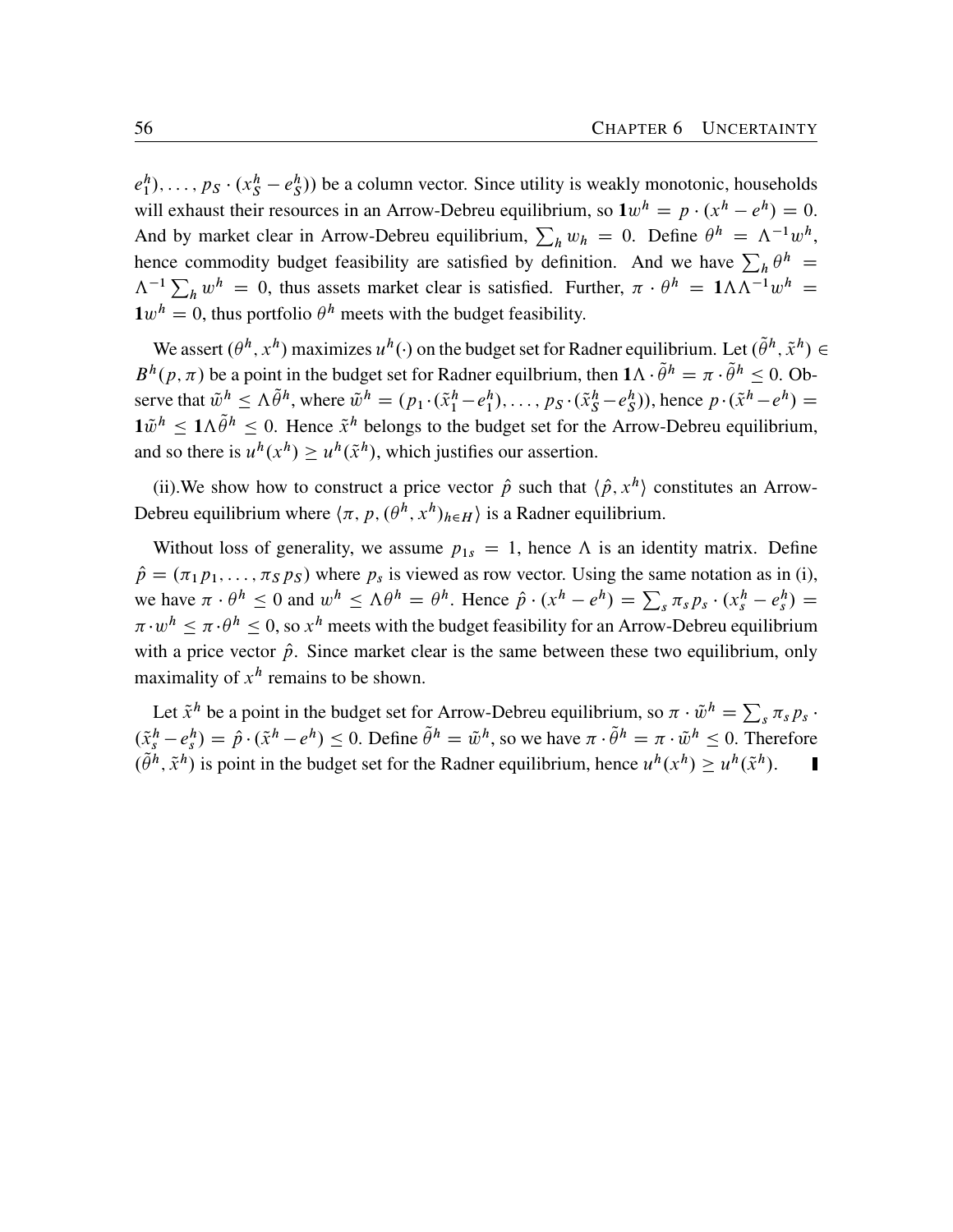$e_1^h), \ldots, p_S \cdot (x_S^h - e_S^h))$ be a column vector. Since utility is weakly monotonic, households will exhaust their resources in an Arrow-Debreu equilibrium, so $\mathbf{1}w^h = p \cdot (x^h - e^h) = 0$. And by market clear in Arrow-Debreu equilibrium, $\sum_h w_h = 0$. Define $\theta^h = \Lambda^{-1} w^h$, hence commodity budget feasibility are satisfied by definition. And we have $\sum_h \theta^h = \Lambda^{-1} \sum_h w^h = 0$, thus assets market clear is satisfied. Further, $\pi \cdot \theta^h = \mathbf{1}\Lambda\Lambda^{-1} w^h = \mathbf{1}w^h = 0$, thus portfolio $\theta^h$ meets with the budget feasibility.

We assert $(\theta^h, x^h)$ maximizes $u^h(\cdot)$ on the budget set for Radner equilibrium. Let $(\tilde{\theta}^h, \tilde{x}^h) \in B^h(p, \pi)$ be a point in the budget set for Radner equilbrium, then $\mathbf{1}\Lambda \cdot \tilde{\theta}^h = \pi \cdot \tilde{\theta}^h \leq 0$. Observe that $\tilde{w}^h \leq \Lambda \tilde{\theta}^h$, where $\tilde{w}^h = (p_1 \cdot (\tilde{x}_1^h - e_1^h), \ldots, p_S \cdot (\tilde{x}_S^h - e_S^h))$, hence $p \cdot (\tilde{x}^h - e^h) = \mathbf{1}\tilde{w}^h \leq \mathbf{1}\Lambda \tilde{\theta}^h \leq 0$. Hence $\tilde{x}^h$ belongs to the budget set for the Arrow-Debreu equilibrium, and so there is $u^h(x^h) \geq u^h(\tilde{x}^h)$, which justifies our assertion.

(ii).We show how to construct a price vector $\hat{p}$ such that $\langle \hat{p}, x^h \rangle$ constitutes an Arrow-Debreu equilibrium where $\langle \pi, p, (\theta^h, x^h)_{h \in H} \rangle$ is a Radner equilibrium.

Without loss of generality, we assume $p_{1s} = 1$, hence $\Lambda$ is an identity matrix. Define $\hat{p} = (\pi_1 p_1, \ldots, \pi_S p_S)$ where $p_s$ is viewed as row vector. Using the same notation as in (i), we have $\pi \cdot \theta^h \leq 0$ and $w^h \leq \Lambda \theta^h = \theta^h$. Hence $\hat{p} \cdot (x^h - e^h) = \sum_s \pi_s p_s \cdot (x_s^h - e_s^h) = \pi \cdot w^h \leq \pi \cdot \theta^h \leq 0$, so $x^h$ meets with the budget feasibility for an Arrow-Debreu equilibrium with a price vector $\hat{p}$. Since market clear is the same between these two equilibrium, only maximality of $x^h$ remains to be shown.

Let $\tilde{x}^h$ be a point in the budget set for Arrow-Debreu equilibrium, so $\pi \cdot \tilde{w}^h = \sum_s \pi_s p_s \cdot (\tilde{x}_s^h - e_s^h) = \hat{p} \cdot (\tilde{x}^h - e^h) \leq 0$. Define $\tilde{\theta}^h = \tilde{w}^h$, so we have $\pi \cdot \tilde{\theta}^h = \pi \cdot \tilde{w}^h \leq 0$. Therefore $(\tilde{\theta}^h, \tilde{x}^h)$ is point in the budget set for the Radner equilibrium, hence $u^h(x^h) \geq u^h(\tilde{x}^h)$. ∎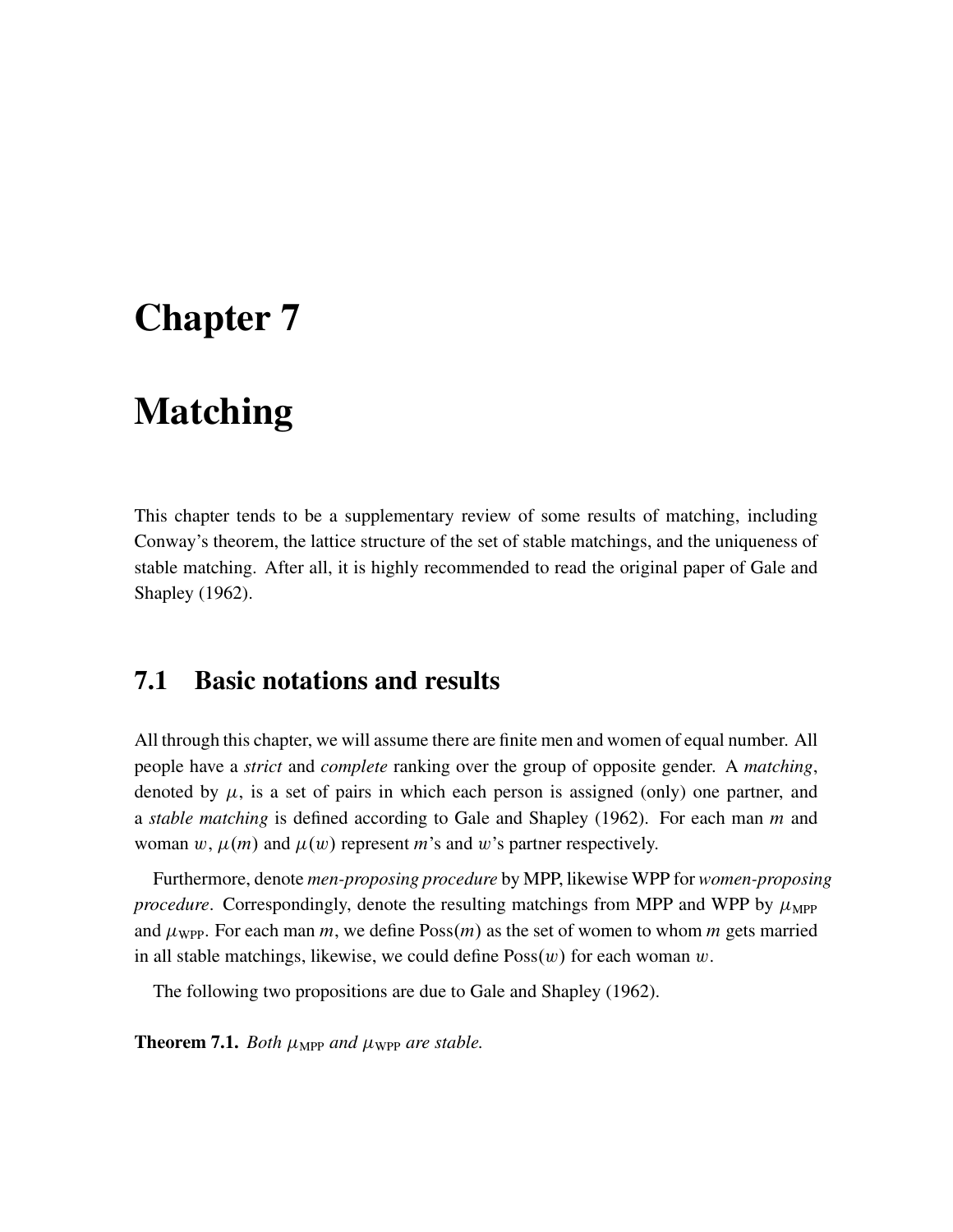# Chapter 7

# Matching

This chapter tends to be a supplementary review of some results of matching, including Conway's theorem, the lattice structure of the set of stable matchings, and the uniqueness of stable matching. After all, it is highly recommended to read the original paper of Gale and Shapley (1962).

## 7.1 Basic notations and results

All through this chapter, we will assume there are finite men and women of equal number. All people have a *strict* and *complete* ranking over the group of opposite gender. A *matching*, denoted by $\mu$, is a set of pairs in which each person is assigned (only) one partner, and a *stable matching* is defined according to Gale and Shapley (1962). For each man $m$ and woman $w$, $\mu(m)$ and $\mu(w)$ represent $m$'s and $w$'s partner respectively.

Furthermore, denote *men-proposing procedure* by MPP, likewise WPP for *women-proposing procedure*. Correspondingly, denote the resulting matchings from MPP and WPP by $\mu_{\text{MPP}}$ and $\mu_{\text{WPP}}$. For each man $m$, we define $\text{Poss}(m)$ as the set of women to whom $m$ gets married in all stable matchings, likewise, we could define $\text{Poss}(w)$ for each woman $w$.

The following two propositions are due to Gale and Shapley (1962).

**Theorem 7.1.** *Both $\mu_{\text{MPP}}$ and $\mu_{\text{WPP}}$ are stable.*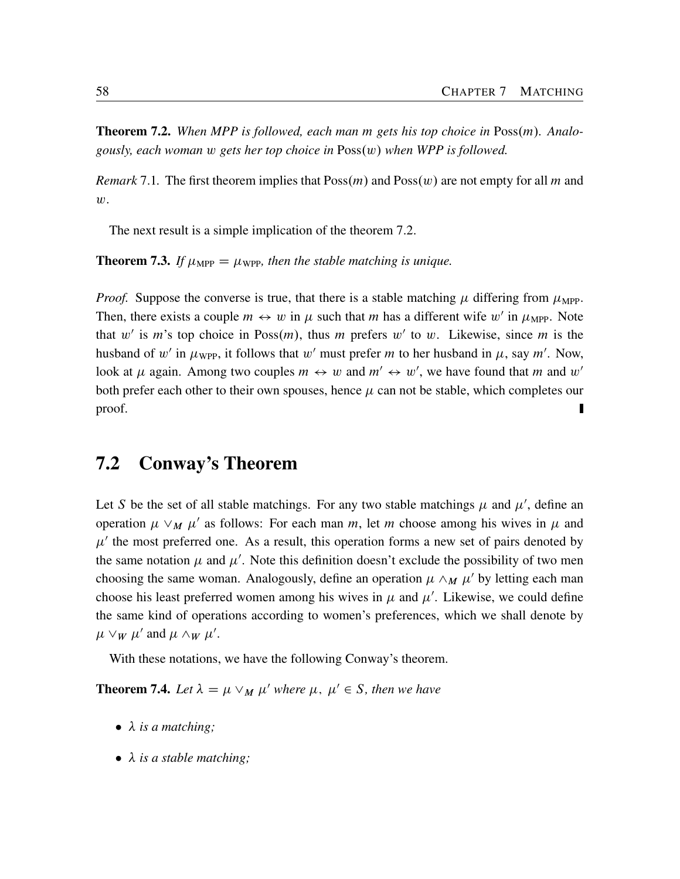**Theorem 7.2.** *When MPP is followed, each man $m$ gets his top choice in* $\text{Poss}(m)$*. Analogously, each woman $w$ gets her top choice in* $\text{Poss}(w)$ *when WPP is followed.*

*Remark* 7.1. The first theorem implies that $\text{Poss}(m)$ and $\text{Poss}(w)$ are not empty for all $m$ and $w$.

The next result is a simple implication of the theorem 7.2.

**Theorem 7.3.** *If $\mu_{\text{MPP}} = \mu_{\text{WPP}}$, then the stable matching is unique.*

*Proof.* Suppose the converse is true, that there is a stable matching $\mu$ differing from $\mu_{\text{MPP}}$. Then, there exists a couple $m \leftrightarrow w$ in $\mu$ such that $m$ has a different wife $w'$ in $\mu_{\text{MPP}}$. Note that $w'$ is $m$'s top choice in $\text{Poss}(m)$, thus $m$ prefers $w'$ to $w$. Likewise, since $m$ is the husband of $w'$ in $\mu_{\text{WPP}}$, it follows that $w'$ must prefer $m$ to her husband in $\mu$, say $m'$. Now, look at $\mu$ again. Among two couples $m \leftrightarrow w$ and $m' \leftrightarrow w'$, we have found that $m$ and $w'$ both prefer each other to their own spouses, hence $\mu$ can not be stable, which completes our proof. ∎

## 7.2 Conway's Theorem

Let $S$ be the set of all stable matchings. For any two stable matchings $\mu$ and $\mu'$, define an operation $\mu \vee_M \mu'$ as follows: For each man $m$, let $m$ choose among his wives in $\mu$ and $\mu'$ the most preferred one. As a result, this operation forms a new set of pairs denoted by the same notation $\mu$ and $\mu'$. Note this definition doesn't exclude the possibility of two men choosing the same woman. Analogously, define an operation $\mu \wedge_M \mu'$ by letting each man choose his least preferred women among his wives in $\mu$ and $\mu'$. Likewise, we could define the same kind of operations according to women's preferences, which we shall denote by $\mu \vee_W \mu'$ and $\mu \wedge_W \mu'$.

With these notations, we have the following Conway's theorem.

**Theorem 7.4.** *Let $\lambda = \mu \vee_M \mu'$ where $\mu,\ \mu' \in S$, then we have*

- *$\lambda$ is a matching;*
- *$\lambda$ is a stable matching;*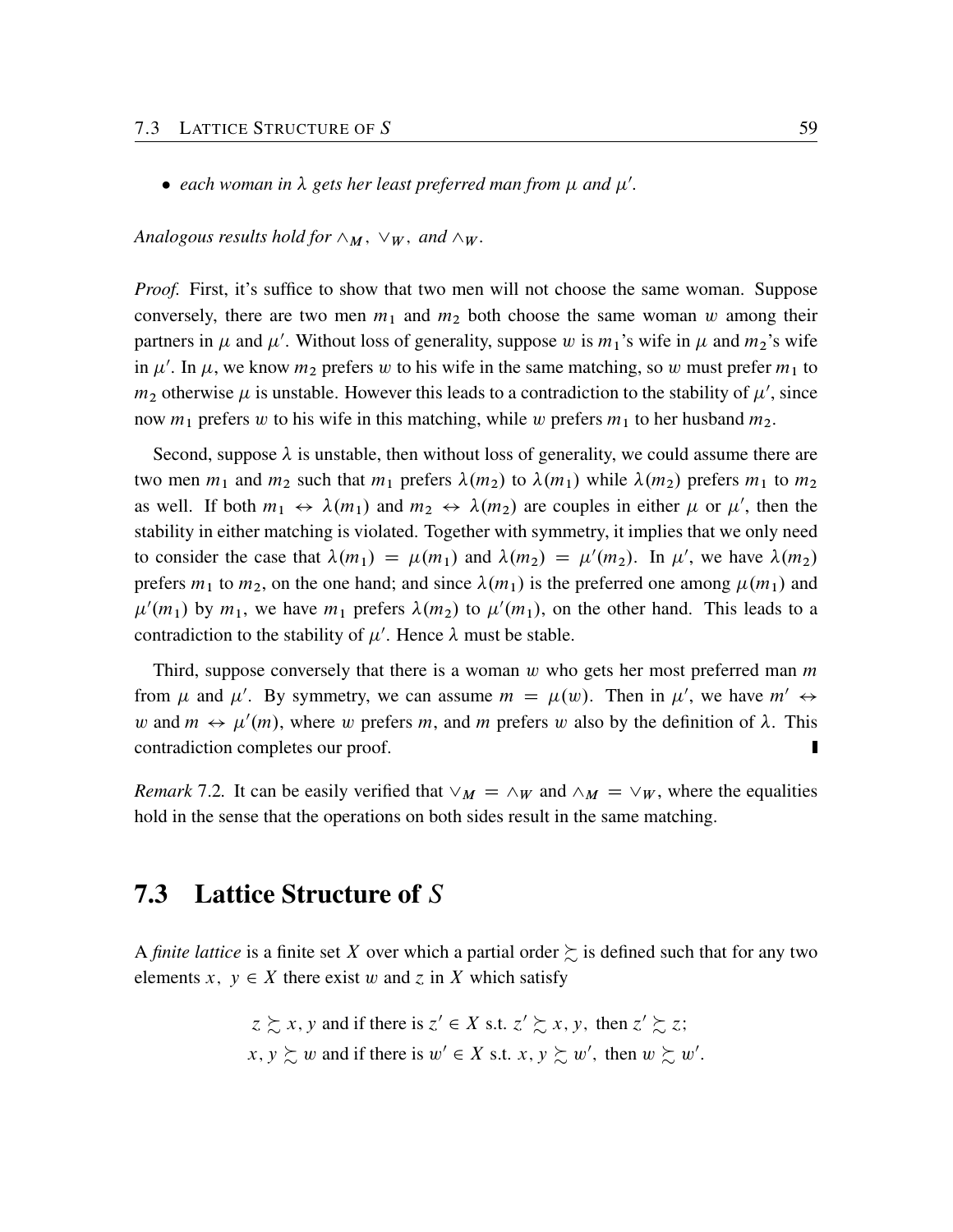- *each woman in $\lambda$ gets her least preferred man from $\mu$ and $\mu'$.*

*Analogous results hold for $\wedge_M$, $\vee_W$, and $\wedge_W$.*

*Proof.* First, it's suffice to show that two men will not choose the same woman. Suppose conversely, there are two men $m_1$ and $m_2$ both choose the same woman $w$ among their partners in $\mu$ and $\mu'$. Without loss of generality, suppose $w$ is $m_1$'s wife in $\mu$ and $m_2$'s wife in $\mu'$. In $\mu$, we know $m_2$ prefers $w$ to his wife in the same matching, so $w$ must prefer $m_1$ to $m_2$ otherwise $\mu$ is unstable. However this leads to a contradiction to the stability of $\mu'$, since now $m_1$ prefers $w$ to his wife in this matching, while $w$ prefers $m_1$ to her husband $m_2$.

Second, suppose $\lambda$ is unstable, then without loss of generality, we could assume there are two men $m_1$ and $m_2$ such that $m_1$ prefers $\lambda(m_2)$ to $\lambda(m_1)$ while $\lambda(m_2)$ prefers $m_1$ to $m_2$ as well. If both $m_1 \leftrightarrow \lambda(m_1)$ and $m_2 \leftrightarrow \lambda(m_2)$ are couples in either $\mu$ or $\mu'$, then the stability in either matching is violated. Together with symmetry, it implies that we only need to consider the case that $\lambda(m_1) = \mu(m_1)$ and $\lambda(m_2) = \mu'(m_2)$. In $\mu'$, we have $\lambda(m_2)$ prefers $m_1$ to $m_2$, on the one hand; and since $\lambda(m_1)$ is the preferred one among $\mu(m_1)$ and $\mu'(m_1)$ by $m_1$, we have $m_1$ prefers $\lambda(m_2)$ to $\mu'(m_1)$, on the other hand. This leads to a contradiction to the stability of $\mu'$. Hence $\lambda$ must be stable.

Third, suppose conversely that there is a woman $w$ who gets her most preferred man $m$ from $\mu$ and $\mu'$. By symmetry, we can assume $m = \mu(w)$. Then in $\mu'$, we have $m' \leftrightarrow w$ and $m \leftrightarrow \mu'(m)$, where $w$ prefers $m$, and $m$ prefers $w$ also by the definition of $\lambda$. This contradiction completes our proof. ∎

*Remark* 7.2. It can be easily verified that $\vee_M = \wedge_W$ and $\wedge_M = \vee_W$, where the equalities hold in the sense that the operations on both sides result in the same matching.

## 7.3 Lattice Structure of $S$

A *finite lattice* is a finite set $X$ over which a partial order $\succsim$ is defined such that for any two elements $x, \ y \in X$ there exist $w$ and $z$ in $X$ which satisfy

$$z \succsim x, y \text{ and if there is } z' \in X \text{ s.t. } z' \succsim x, y, \text{ then } z' \succsim z;$$
$$x, y \succsim w \text{ and if there is } w' \in X \text{ s.t. } x, y \succsim w', \text{ then } w \succsim w'.$$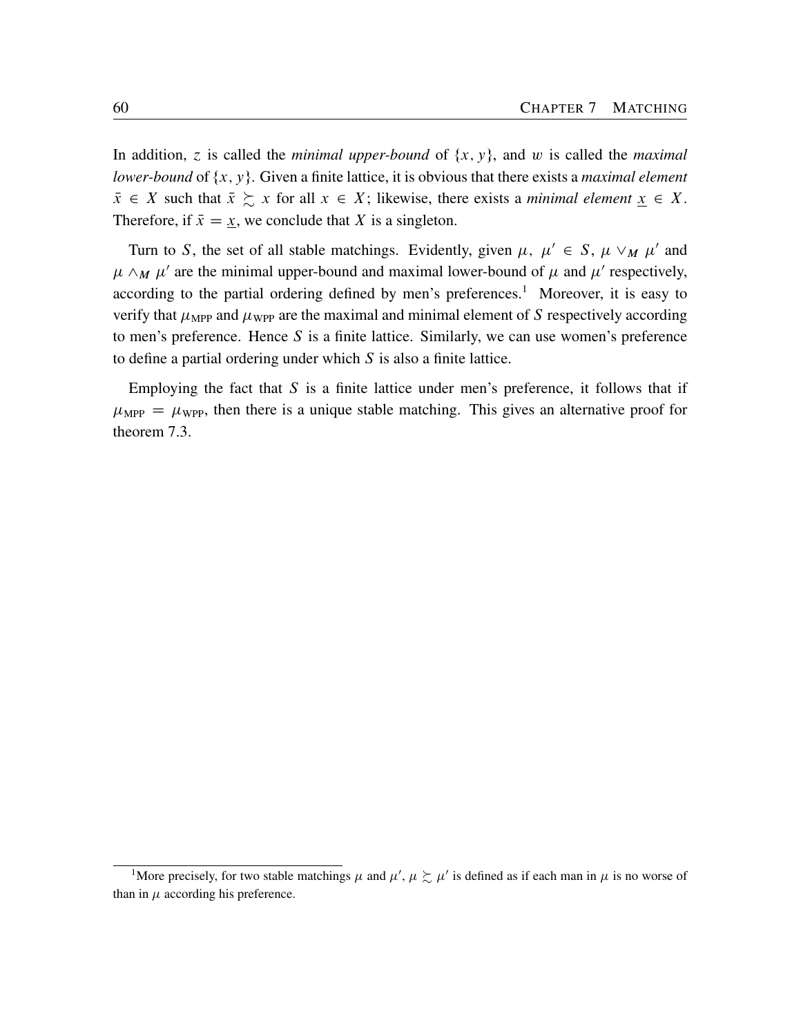In addition, $z$ is called the *minimal upper-bound* of $\{x, y\}$, and $w$ is called the *maximal lower-bound* of $\{x, y\}$. Given a finite lattice, it is obvious that there exists a *maximal element* $\bar{x} \in X$ such that $\bar{x} \succsim x$ for all $x \in X$; likewise, there exists a *minimal element* $\underline{x} \in X$. Therefore, if $\bar{x} = \underline{x}$, we conclude that $X$ is a singleton.

Turn to $S$, the set of all stable matchings. Evidently, given $\mu,\ \mu' \in S$, $\mu \vee_M \mu'$ and $\mu \wedge_M \mu'$ are the minimal upper-bound and maximal lower-bound of $\mu$ and $\mu'$ respectively, according to the partial ordering defined by men's preferences.[1] Moreover, it is easy to verify that $\mu_{\text{MPP}}$ and $\mu_{\text{WPP}}$ are the maximal and minimal element of $S$ respectively according to men's preference. Hence $S$ is a finite lattice. Similarly, we can use women's preference to define a partial ordering under which $S$ is also a finite lattice.

Employing the fact that $S$ is a finite lattice under men's preference, it follows that if $\mu_{\text{MPP}} = \mu_{\text{WPP}}$, then there is a unique stable matching. This gives an alternative proof for theorem 7.3.

[1] More precisely, for two stable matchings $\mu$ and $\mu'$, $\mu \succsim \mu'$ is defined as if each man in $\mu$ is no worse of than in $\mu$ according his preference.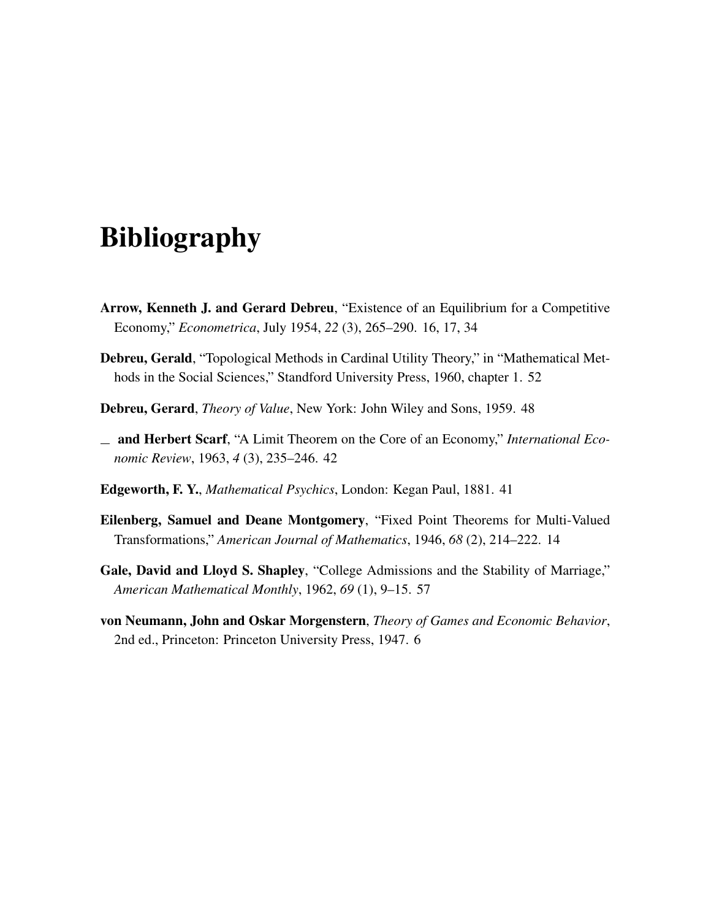# Bibliography

**Arrow, Kenneth J. and Gerard Debreu**, "Existence of an Equilibrium for a Competitive Economy," *Econometrica*, July 1954, *22* (3), 265–290. 16, 17, 34

**Debreu, Gerald**, "Topological Methods in Cardinal Utility Theory," in "Mathematical Methods in the Social Sciences," Standford University Press, 1960, chapter 1. 52

**Debreu, Gerard**, *Theory of Value*, New York: John Wiley and Sons, 1959. 48

_ **and Herbert Scarf**, "A Limit Theorem on the Core of an Economy," *International Economic Review*, 1963, *4* (3), 235–246. 42

**Edgeworth, F. Y.**, *Mathematical Psychics*, London: Kegan Paul, 1881. 41

**Eilenberg, Samuel and Deane Montgomery**, "Fixed Point Theorems for Multi-Valued Transformations," *American Journal of Mathematics*, 1946, *68* (2), 214–222. 14

**Gale, David and Lloyd S. Shapley**, "College Admissions and the Stability of Marriage," *American Mathematical Monthly*, 1962, *69* (1), 9–15. 57

**von Neumann, John and Oskar Morgenstern**, *Theory of Games and Economic Behavior*, 2nd ed., Princeton: Princeton University Press, 1947. 6